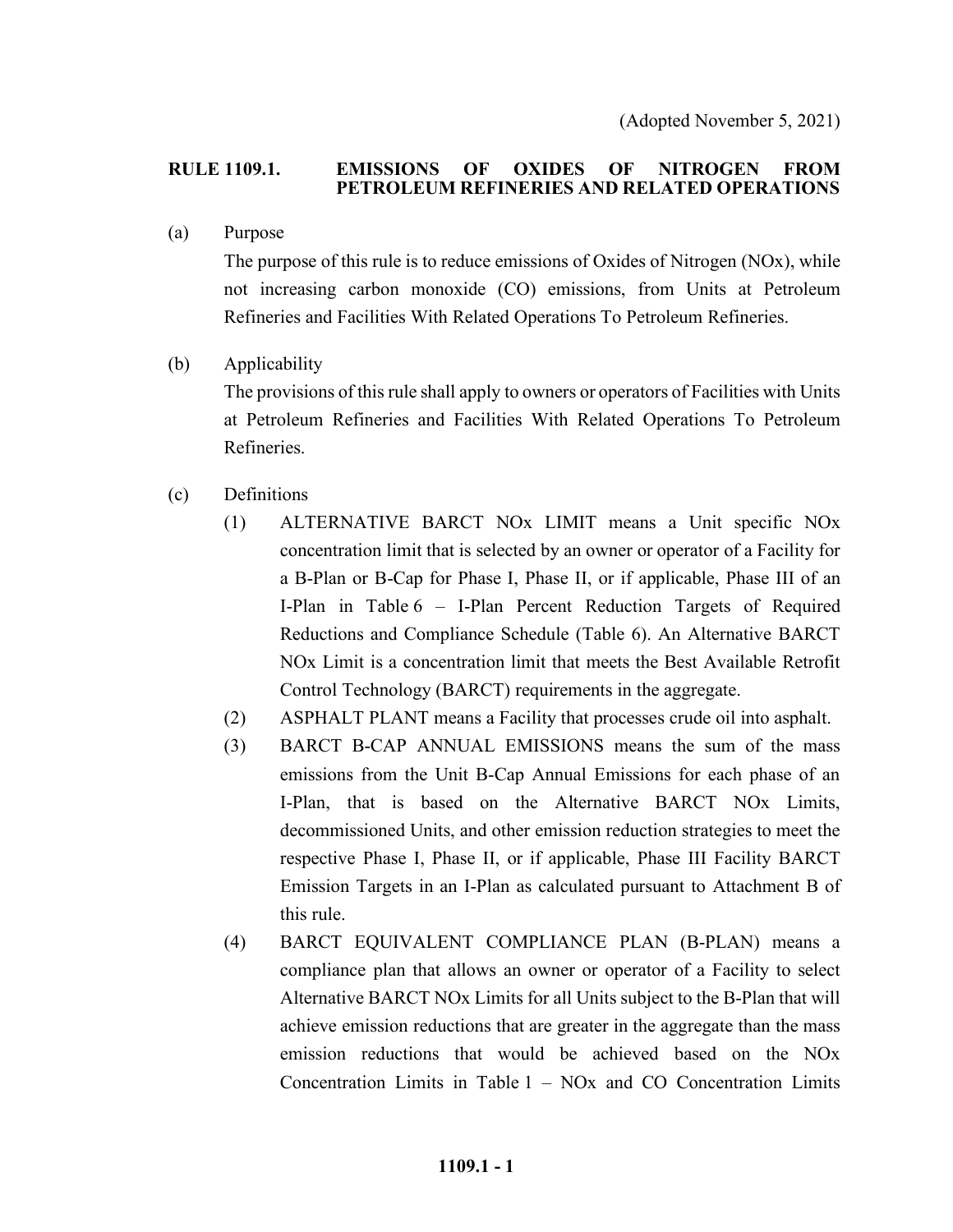(Adopted November 5, 2021)

# RULE 1109.1. EMISSIONS OF OXIDES OF NITROGEN FROM PETROLEUM REFINERIES AND RELATED OPERATIONS

(a) Purpose

The purpose of this rule is to reduce emissions of Oxides of Nitrogen (NOx), while not increasing carbon monoxide (CO) emissions, from Units at Petroleum Refineries and Facilities With Related Operations To Petroleum Refineries.

(b) Applicability

The provisions of this rule shall apply to owners or operators of Facilities with Units at Petroleum Refineries and Facilities With Related Operations To Petroleum Refineries.

(c) Definitions

(1) ALTERNATIVE BARCT NOx LIMIT means a Unit specific NOx concentration limit that is selected by an owner or operator of a Facility for a B-Plan or B-Cap for Phase I, Phase II, or if applicable, Phase III of an I-Plan in Table 6 – I-Plan Percent Reduction Targets of Required Reductions and Compliance Schedule (Table 6). An Alternative BARCT NOx Limit is a concentration limit that meets the Best Available Retrofit Control Technology (BARCT) requirements in the aggregate.

(2) ASPHALT PLANT means a Facility that processes crude oil into asphalt.

(3) BARCT B-CAP ANNUAL EMISSIONS means the sum of the mass emissions from the Unit B-Cap Annual Emissions for each phase of an I-Plan, that is based on the Alternative BARCT NOx Limits, decommissioned Units, and other emission reduction strategies to meet the respective Phase I, Phase II, or if applicable, Phase III Facility BARCT Emission Targets in an I-Plan as calculated pursuant to Attachment B of this rule.

(4) BARCT EQUIVALENT COMPLIANCE PLAN (B-PLAN) means a compliance plan that allows an owner or operator of a Facility to select Alternative BARCT NOx Limits for all Units subject to the B-Plan that will achieve emission reductions that are greater in the aggregate than the mass emission reductions that would be achieved based on the NOx Concentration Limits in Table 1 – NOx and CO Concentration Limits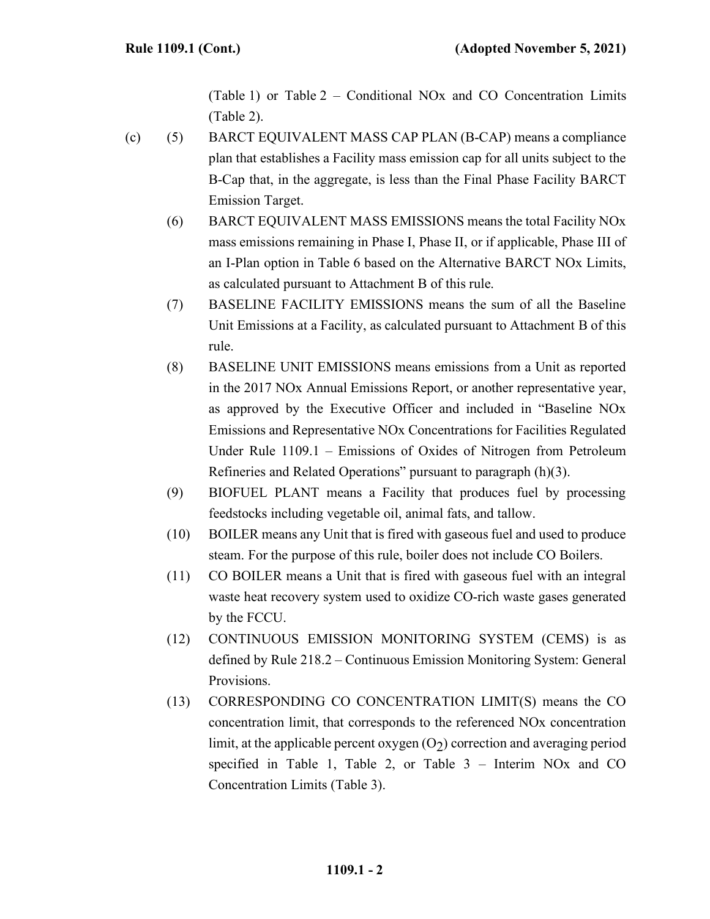(Table 1) or Table 2 – Conditional NOx and CO Concentration Limits (Table 2).

(c) (5) BARCT EQUIVALENT MASS CAP PLAN (B-CAP) means a compliance plan that establishes a Facility mass emission cap for all units subject to the B-Cap that, in the aggregate, is less than the Final Phase Facility BARCT Emission Target.

(6) BARCT EQUIVALENT MASS EMISSIONS means the total Facility NOx mass emissions remaining in Phase I, Phase II, or if applicable, Phase III of an I-Plan option in Table 6 based on the Alternative BARCT NOx Limits, as calculated pursuant to Attachment B of this rule.

(7) BASELINE FACILITY EMISSIONS means the sum of all the Baseline Unit Emissions at a Facility, as calculated pursuant to Attachment B of this rule.

(8) BASELINE UNIT EMISSIONS means emissions from a Unit as reported in the 2017 NOx Annual Emissions Report, or another representative year, as approved by the Executive Officer and included in "Baseline NOx Emissions and Representative NOx Concentrations for Facilities Regulated Under Rule 1109.1 – Emissions of Oxides of Nitrogen from Petroleum Refineries and Related Operations" pursuant to paragraph (h)(3).

(9) BIOFUEL PLANT means a Facility that produces fuel by processing feedstocks including vegetable oil, animal fats, and tallow.

(10) BOILER means any Unit that is fired with gaseous fuel and used to produce steam. For the purpose of this rule, boiler does not include CO Boilers.

(11) CO BOILER means a Unit that is fired with gaseous fuel with an integral waste heat recovery system used to oxidize CO-rich waste gases generated by the FCCU.

(12) CONTINUOUS EMISSION MONITORING SYSTEM (CEMS) is as defined by Rule 218.2 – Continuous Emission Monitoring System: General Provisions.

(13) CORRESPONDING CO CONCENTRATION LIMIT(S) means the CO concentration limit, that corresponds to the referenced NOx concentration limit, at the applicable percent oxygen ($O_2$) correction and averaging period specified in Table 1, Table 2, or Table 3 – Interim NOx and CO Concentration Limits (Table 3).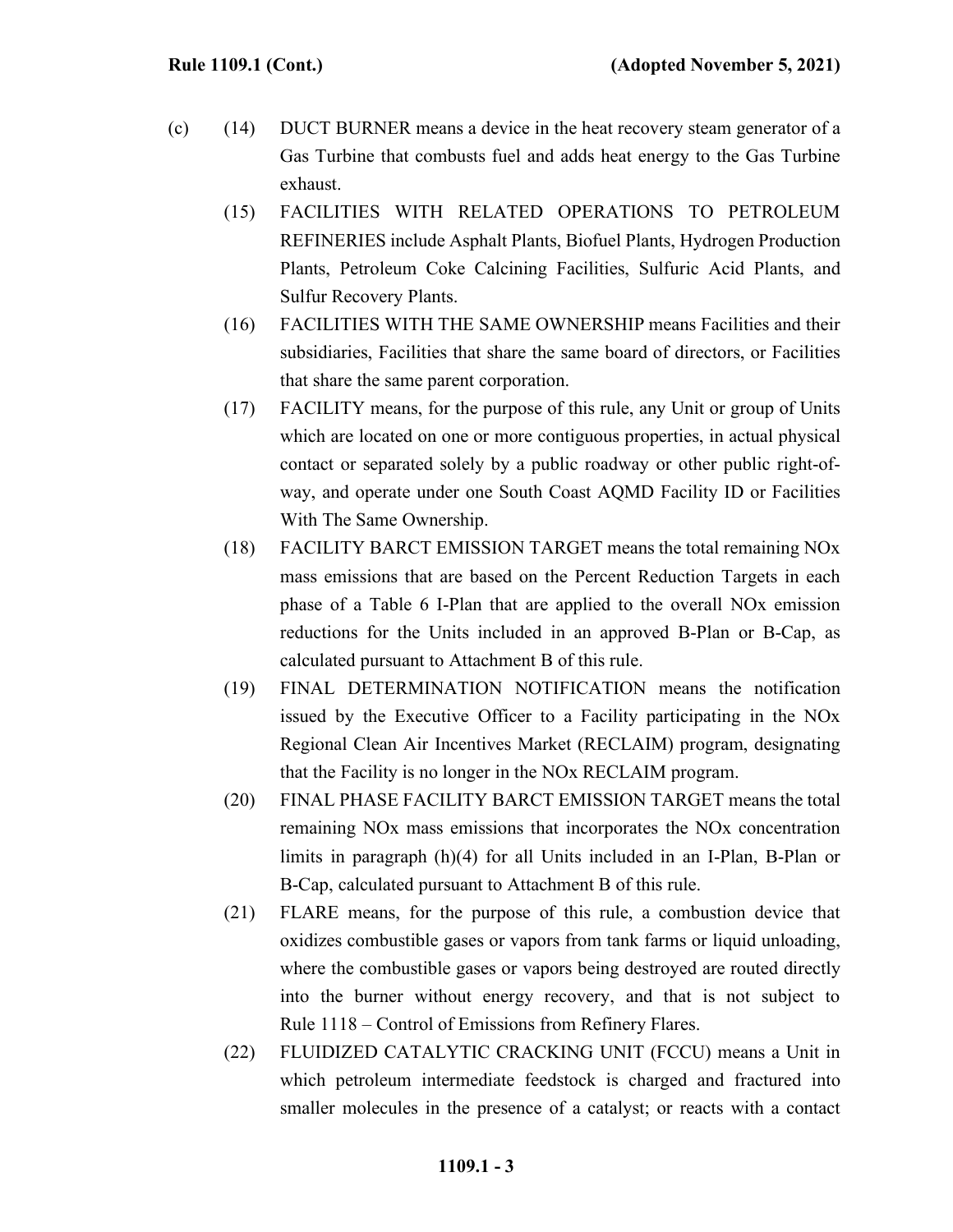(c) (14) DUCT BURNER means a device in the heat recovery steam generator of a Gas Turbine that combusts fuel and adds heat energy to the Gas Turbine exhaust.

(15) FACILITIES WITH RELATED OPERATIONS TO PETROLEUM REFINERIES include Asphalt Plants, Biofuel Plants, Hydrogen Production Plants, Petroleum Coke Calcining Facilities, Sulfuric Acid Plants, and Sulfur Recovery Plants.

(16) FACILITIES WITH THE SAME OWNERSHIP means Facilities and their subsidiaries, Facilities that share the same board of directors, or Facilities that share the same parent corporation.

(17) FACILITY means, for the purpose of this rule, any Unit or group of Units which are located on one or more contiguous properties, in actual physical contact or separated solely by a public roadway or other public right-of-way, and operate under one South Coast AQMD Facility ID or Facilities With The Same Ownership.

(18) FACILITY BARCT EMISSION TARGET means the total remaining NOx mass emissions that are based on the Percent Reduction Targets in each phase of a Table 6 I-Plan that are applied to the overall NOx emission reductions for the Units included in an approved B-Plan or B-Cap, as calculated pursuant to Attachment B of this rule.

(19) FINAL DETERMINATION NOTIFICATION means the notification issued by the Executive Officer to a Facility participating in the NOx Regional Clean Air Incentives Market (RECLAIM) program, designating that the Facility is no longer in the NOx RECLAIM program.

(20) FINAL PHASE FACILITY BARCT EMISSION TARGET means the total remaining NOx mass emissions that incorporates the NOx concentration limits in paragraph (h)(4) for all Units included in an I-Plan, B-Plan or B-Cap, calculated pursuant to Attachment B of this rule.

(21) FLARE means, for the purpose of this rule, a combustion device that oxidizes combustible gases or vapors from tank farms or liquid unloading, where the combustible gases or vapors being destroyed are routed directly into the burner without energy recovery, and that is not subject to Rule 1118 – Control of Emissions from Refinery Flares.

(22) FLUIDIZED CATALYTIC CRACKING UNIT (FCCU) means a Unit in which petroleum intermediate feedstock is charged and fractured into smaller molecules in the presence of a catalyst; or reacts with a contact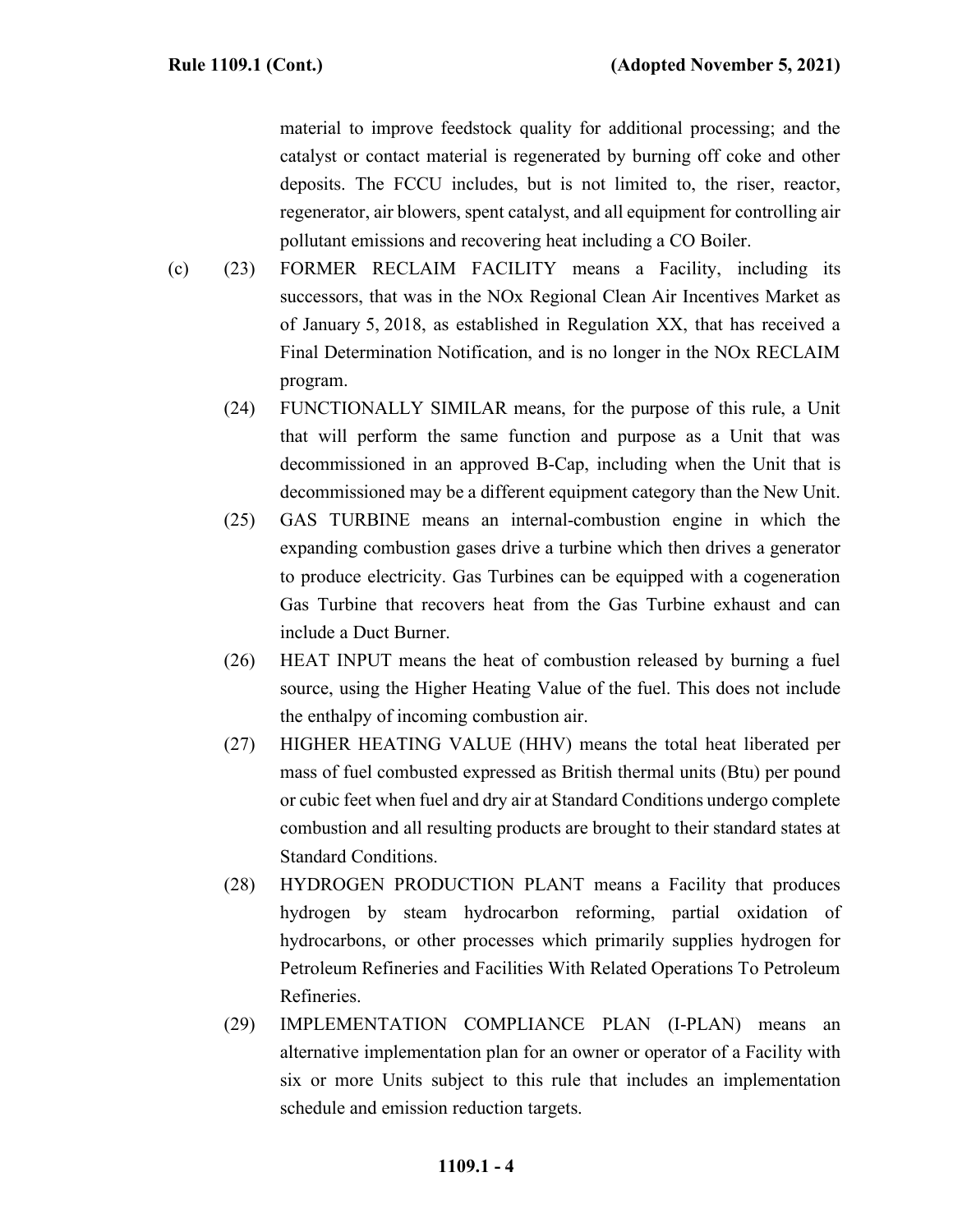material to improve feedstock quality for additional processing; and the catalyst or contact material is regenerated by burning off coke and other deposits. The FCCU includes, but is not limited to, the riser, reactor, regenerator, air blowers, spent catalyst, and all equipment for controlling air pollutant emissions and recovering heat including a CO Boiler.

(c) (23) FORMER RECLAIM FACILITY means a Facility, including its successors, that was in the NOx Regional Clean Air Incentives Market as of January 5, 2018, as established in Regulation XX, that has received a Final Determination Notification, and is no longer in the NOx RECLAIM program.

(24) FUNCTIONALLY SIMILAR means, for the purpose of this rule, a Unit that will perform the same function and purpose as a Unit that was decommissioned in an approved B-Cap, including when the Unit that is decommissioned may be a different equipment category than the New Unit.

(25) GAS TURBINE means an internal-combustion engine in which the expanding combustion gases drive a turbine which then drives a generator to produce electricity. Gas Turbines can be equipped with a cogeneration Gas Turbine that recovers heat from the Gas Turbine exhaust and can include a Duct Burner.

(26) HEAT INPUT means the heat of combustion released by burning a fuel source, using the Higher Heating Value of the fuel. This does not include the enthalpy of incoming combustion air.

(27) HIGHER HEATING VALUE (HHV) means the total heat liberated per mass of fuel combusted expressed as British thermal units (Btu) per pound or cubic feet when fuel and dry air at Standard Conditions undergo complete combustion and all resulting products are brought to their standard states at Standard Conditions.

(28) HYDROGEN PRODUCTION PLANT means a Facility that produces hydrogen by steam hydrocarbon reforming, partial oxidation of hydrocarbons, or other processes which primarily supplies hydrogen for Petroleum Refineries and Facilities With Related Operations To Petroleum Refineries.

(29) IMPLEMENTATION COMPLIANCE PLAN (I-PLAN) means an alternative implementation plan for an owner or operator of a Facility with six or more Units subject to this rule that includes an implementation schedule and emission reduction targets.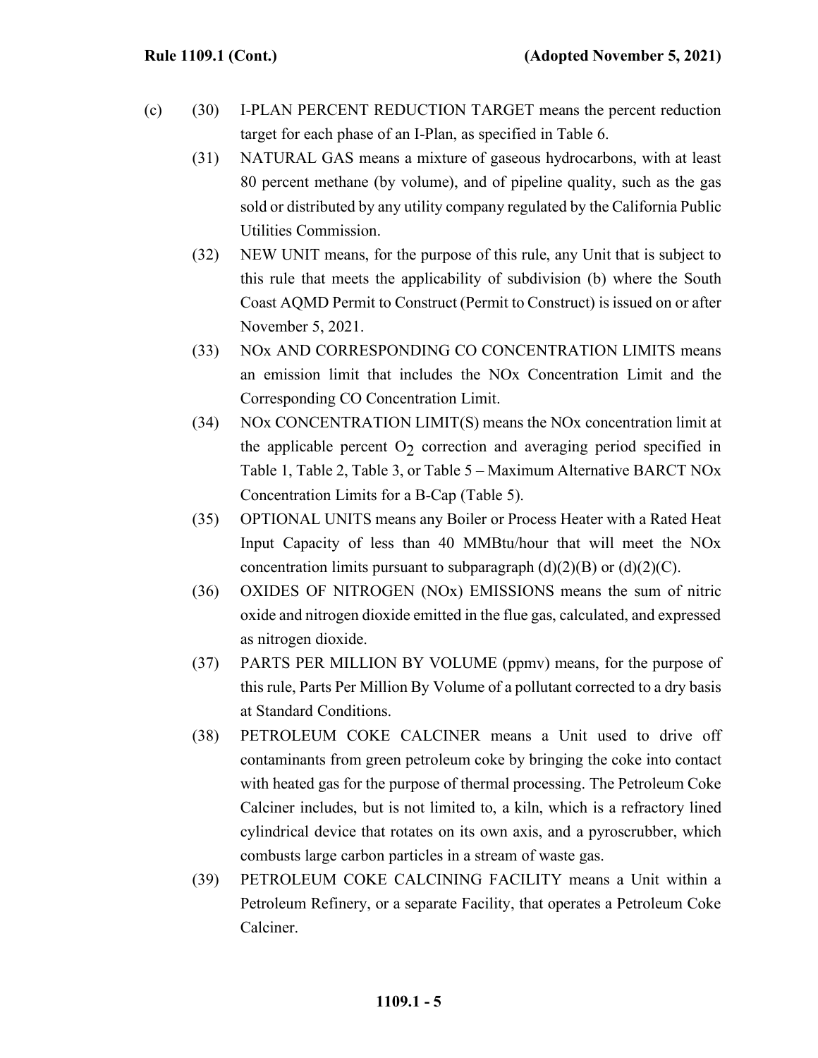(c) (30) I-PLAN PERCENT REDUCTION TARGET means the percent reduction target for each phase of an I-Plan, as specified in Table 6.

(31) NATURAL GAS means a mixture of gaseous hydrocarbons, with at least 80 percent methane (by volume), and of pipeline quality, such as the gas sold or distributed by any utility company regulated by the California Public Utilities Commission.

(32) NEW UNIT means, for the purpose of this rule, any Unit that is subject to this rule that meets the applicability of subdivision (b) where the South Coast AQMD Permit to Construct (Permit to Construct) is issued on or after November 5, 2021.

(33) NOx AND CORRESPONDING CO CONCENTRATION LIMITS means an emission limit that includes the NOx Concentration Limit and the Corresponding CO Concentration Limit.

(34) NOx CONCENTRATION LIMIT(S) means the NOx concentration limit at the applicable percent $O_2$ correction and averaging period specified in Table 1, Table 2, Table 3, or Table 5 – Maximum Alternative BARCT NOx Concentration Limits for a B-Cap (Table 5).

(35) OPTIONAL UNITS means any Boiler or Process Heater with a Rated Heat Input Capacity of less than 40 MMBtu/hour that will meet the NOx concentration limits pursuant to subparagraph (d)(2)(B) or (d)(2)(C).

(36) OXIDES OF NITROGEN (NOx) EMISSIONS means the sum of nitric oxide and nitrogen dioxide emitted in the flue gas, calculated, and expressed as nitrogen dioxide.

(37) PARTS PER MILLION BY VOLUME (ppmv) means, for the purpose of this rule, Parts Per Million By Volume of a pollutant corrected to a dry basis at Standard Conditions.

(38) PETROLEUM COKE CALCINER means a Unit used to drive off contaminants from green petroleum coke by bringing the coke into contact with heated gas for the purpose of thermal processing. The Petroleum Coke Calciner includes, but is not limited to, a kiln, which is a refractory lined cylindrical device that rotates on its own axis, and a pyroscrubber, which combusts large carbon particles in a stream of waste gas.

(39) PETROLEUM COKE CALCINING FACILITY means a Unit within a Petroleum Refinery, or a separate Facility, that operates a Petroleum Coke Calciner.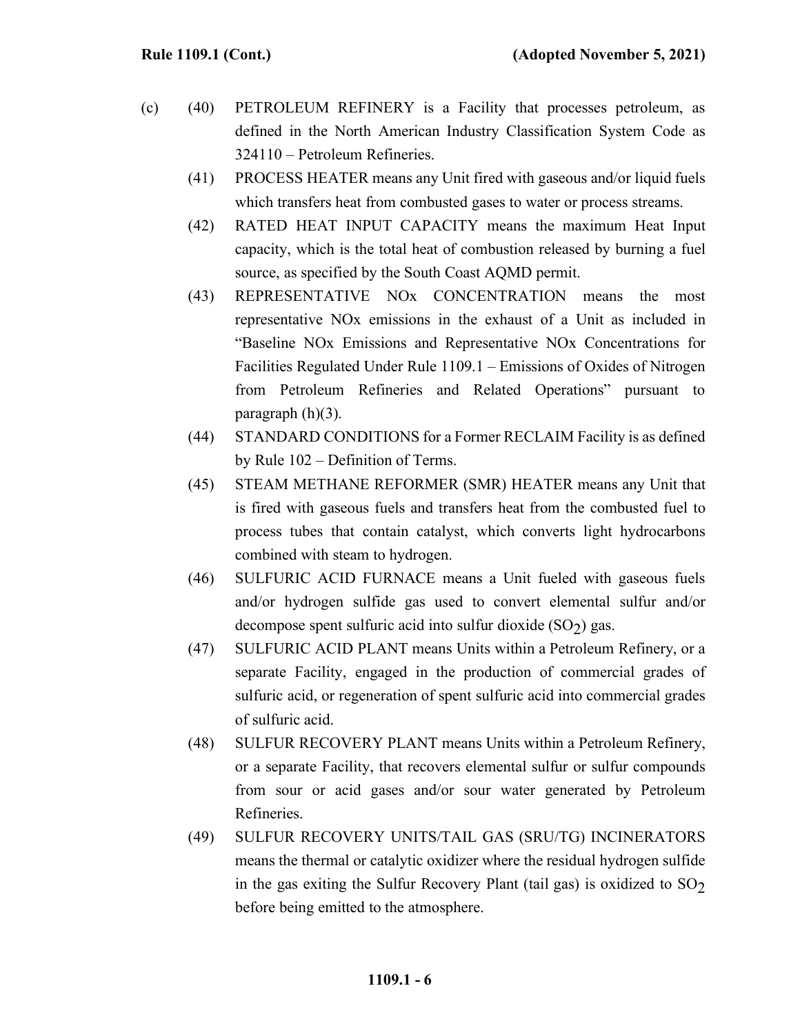(c) (40) PETROLEUM REFINERY is a Facility that processes petroleum, as defined in the North American Industry Classification System Code as 324110 – Petroleum Refineries.

(41) PROCESS HEATER means any Unit fired with gaseous and/or liquid fuels which transfers heat from combusted gases to water or process streams.

(42) RATED HEAT INPUT CAPACITY means the maximum Heat Input capacity, which is the total heat of combustion released by burning a fuel source, as specified by the South Coast AQMD permit.

(43) REPRESENTATIVE NOx CONCENTRATION means the most representative NOx emissions in the exhaust of a Unit as included in "Baseline NOx Emissions and Representative NOx Concentrations for Facilities Regulated Under Rule 1109.1 – Emissions of Oxides of Nitrogen from Petroleum Refineries and Related Operations" pursuant to paragraph (h)(3).

(44) STANDARD CONDITIONS for a Former RECLAIM Facility is as defined by Rule 102 – Definition of Terms.

(45) STEAM METHANE REFORMER (SMR) HEATER means any Unit that is fired with gaseous fuels and transfers heat from the combusted fuel to process tubes that contain catalyst, which converts light hydrocarbons combined with steam to hydrogen.

(46) SULFURIC ACID FURNACE means a Unit fueled with gaseous fuels and/or hydrogen sulfide gas used to convert elemental sulfur and/or decompose spent sulfuric acid into sulfur dioxide ($SO_2$) gas.

(47) SULFURIC ACID PLANT means Units within a Petroleum Refinery, or a separate Facility, engaged in the production of commercial grades of sulfuric acid, or regeneration of spent sulfuric acid into commercial grades of sulfuric acid.

(48) SULFUR RECOVERY PLANT means Units within a Petroleum Refinery, or a separate Facility, that recovers elemental sulfur or sulfur compounds from sour or acid gases and/or sour water generated by Petroleum Refineries.

(49) SULFUR RECOVERY UNITS/TAIL GAS (SRU/TG) INCINERATORS means the thermal or catalytic oxidizer where the residual hydrogen sulfide in the gas exiting the Sulfur Recovery Plant (tail gas) is oxidized to $SO_2$ before being emitted to the atmosphere.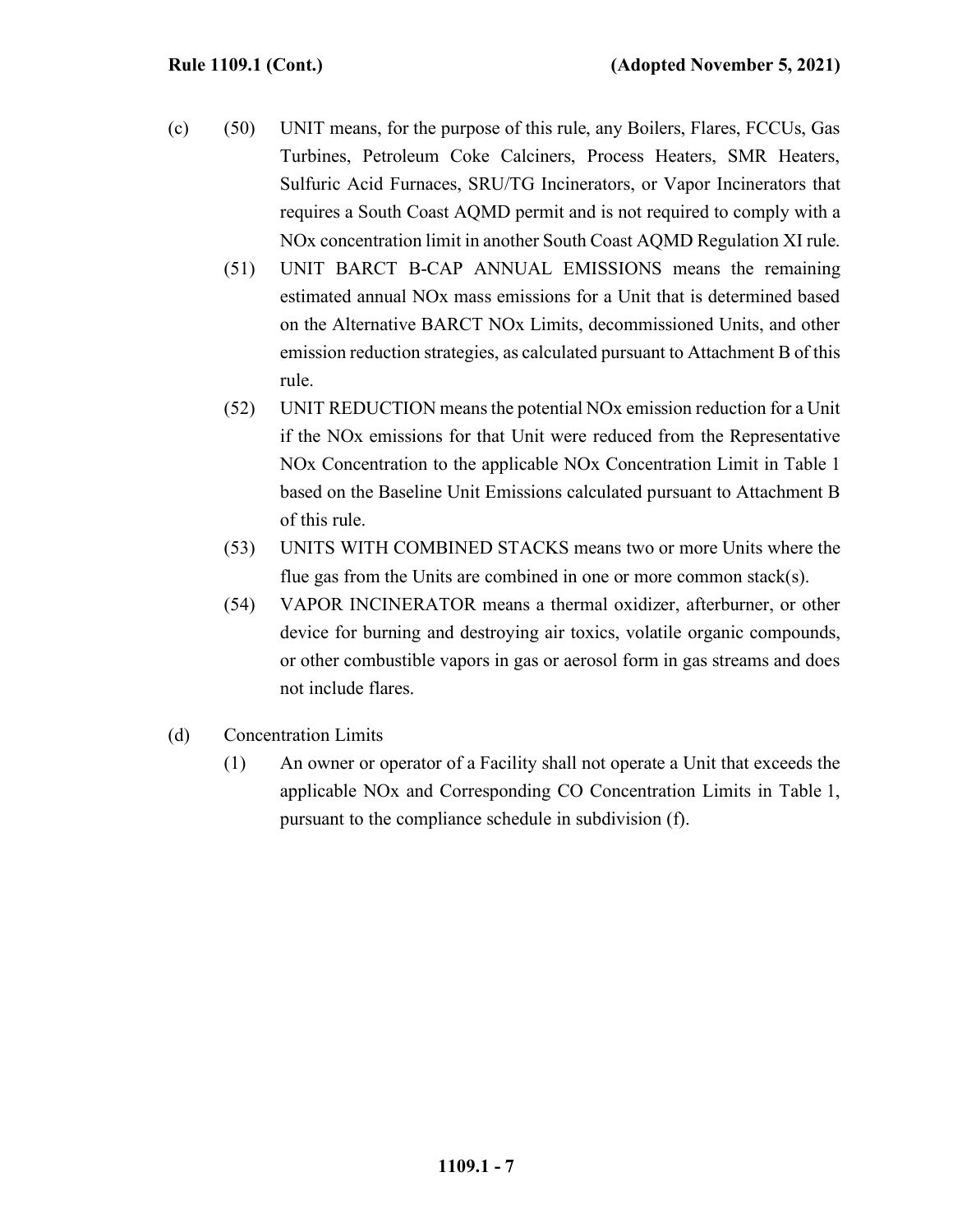(c) (50) UNIT means, for the purpose of this rule, any Boilers, Flares, FCCUs, Gas Turbines, Petroleum Coke Calciners, Process Heaters, SMR Heaters, Sulfuric Acid Furnaces, SRU/TG Incinerators, or Vapor Incinerators that requires a South Coast AQMD permit and is not required to comply with a NOx concentration limit in another South Coast AQMD Regulation XI rule.

(51) UNIT BARCT B-CAP ANNUAL EMISSIONS means the remaining estimated annual NOx mass emissions for a Unit that is determined based on the Alternative BARCT NOx Limits, decommissioned Units, and other emission reduction strategies, as calculated pursuant to Attachment B of this rule.

(52) UNIT REDUCTION means the potential NOx emission reduction for a Unit if the NOx emissions for that Unit were reduced from the Representative NOx Concentration to the applicable NOx Concentration Limit in Table 1 based on the Baseline Unit Emissions calculated pursuant to Attachment B of this rule.

(53) UNITS WITH COMBINED STACKS means two or more Units where the flue gas from the Units are combined in one or more common stack(s).

(54) VAPOR INCINERATOR means a thermal oxidizer, afterburner, or other device for burning and destroying air toxics, volatile organic compounds, or other combustible vapors in gas or aerosol form in gas streams and does not include flares.

(d) Concentration Limits

(1) An owner or operator of a Facility shall not operate a Unit that exceeds the applicable NOx and Corresponding CO Concentration Limits in Table 1, pursuant to the compliance schedule in subdivision (f).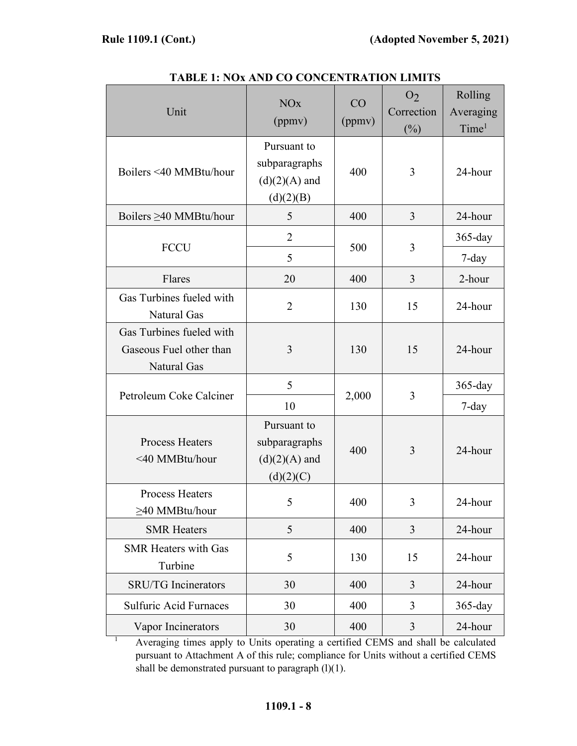**TABLE 1: NOx AND CO CONCENTRATION LIMITS**

| Unit | NOx (ppmv) | CO (ppmv) | $O_2$ Correction (%) | Rolling Averaging Time[1] |
|---|---|---|---|---|
| Boilers <40 MMBtu/hour | Pursuant to subparagraphs (d)(2)(A) and (d)(2)(B) | 400 | 3 | 24-hour |
| Boilers ≥40 MMBtu/hour | 5 | 400 | 3 | 24-hour |
| FCCU | 2 | 500 | 3 | 365-day |
| | 5 | | | 7-day |
| Flares | 20 | 400 | 3 | 2-hour |
| Gas Turbines fueled with Natural Gas | 2 | 130 | 15 | 24-hour |
| Gas Turbines fueled with Gaseous Fuel other than Natural Gas | 3 | 130 | 15 | 24-hour |
| Petroleum Coke Calciner | 5 | 2,000 | 3 | 365-day |
| | 10 | | | 7-day |
| Process Heaters <40 MMBtu/hour | Pursuant to subparagraphs (d)(2)(A) and (d)(2)(C) | 400 | 3 | 24-hour |
| Process Heaters ≥40 MMBtu/hour | 5 | 400 | 3 | 24-hour |
| SMR Heaters | 5 | 400 | 3 | 24-hour |
| SMR Heaters with Gas Turbine | 5 | 130 | 15 | 24-hour |
| SRU/TG Incinerators | 30 | 400 | 3 | 24-hour |
| Sulfuric Acid Furnaces | 30 | 400 | 3 | 365-day |
| Vapor Incinerators | 30 | 400 | 3 | 24-hour |

[1] Averaging times apply to Units operating a certified CEMS and shall be calculated pursuant to Attachment A of this rule; compliance for Units without a certified CEMS shall be demonstrated pursuant to paragraph (l)(1).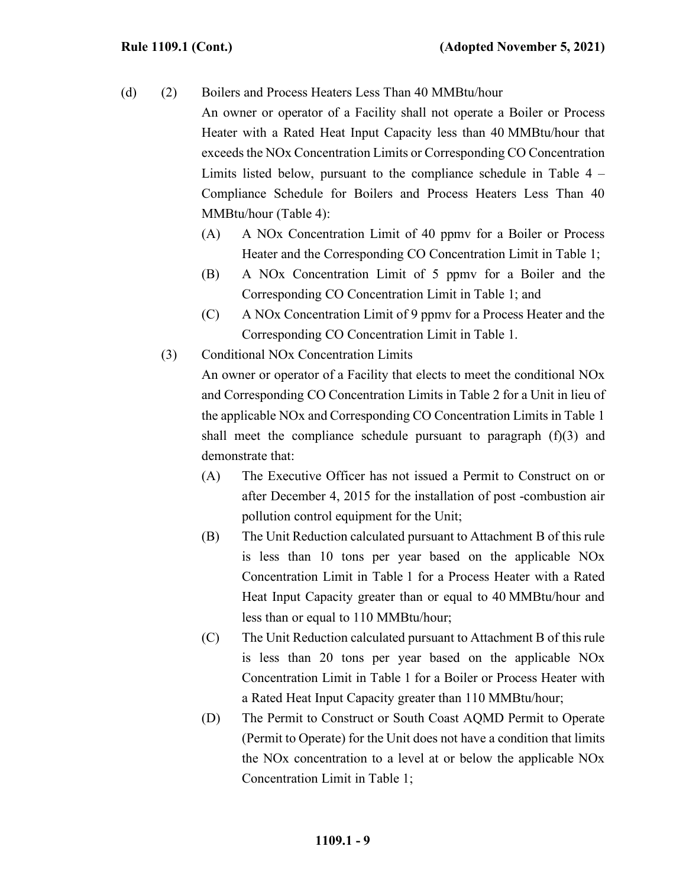(d) (2) Boilers and Process Heaters Less Than 40 MMBtu/hour

An owner or operator of a Facility shall not operate a Boiler or Process Heater with a Rated Heat Input Capacity less than 40 MMBtu/hour that exceeds the NOx Concentration Limits or Corresponding CO Concentration Limits listed below, pursuant to the compliance schedule in Table 4 – Compliance Schedule for Boilers and Process Heaters Less Than 40 MMBtu/hour (Table 4):

(A) A NOx Concentration Limit of 40 ppmv for a Boiler or Process Heater and the Corresponding CO Concentration Limit in Table 1;

(B) A NOx Concentration Limit of 5 ppmv for a Boiler and the Corresponding CO Concentration Limit in Table 1; and

(C) A NOx Concentration Limit of 9 ppmv for a Process Heater and the Corresponding CO Concentration Limit in Table 1.

(3) Conditional NOx Concentration Limits

An owner or operator of a Facility that elects to meet the conditional NOx and Corresponding CO Concentration Limits in Table 2 for a Unit in lieu of the applicable NOx and Corresponding CO Concentration Limits in Table 1 shall meet the compliance schedule pursuant to paragraph (f)(3) and demonstrate that:

(A) The Executive Officer has not issued a Permit to Construct on or after December 4, 2015 for the installation of post -combustion air pollution control equipment for the Unit;

(B) The Unit Reduction calculated pursuant to Attachment B of this rule is less than 10 tons per year based on the applicable NOx Concentration Limit in Table 1 for a Process Heater with a Rated Heat Input Capacity greater than or equal to 40 MMBtu/hour and less than or equal to 110 MMBtu/hour;

(C) The Unit Reduction calculated pursuant to Attachment B of this rule is less than 20 tons per year based on the applicable NOx Concentration Limit in Table 1 for a Boiler or Process Heater with a Rated Heat Input Capacity greater than 110 MMBtu/hour;

(D) The Permit to Construct or South Coast AQMD Permit to Operate (Permit to Operate) for the Unit does not have a condition that limits the NOx concentration to a level at or below the applicable NOx Concentration Limit in Table 1;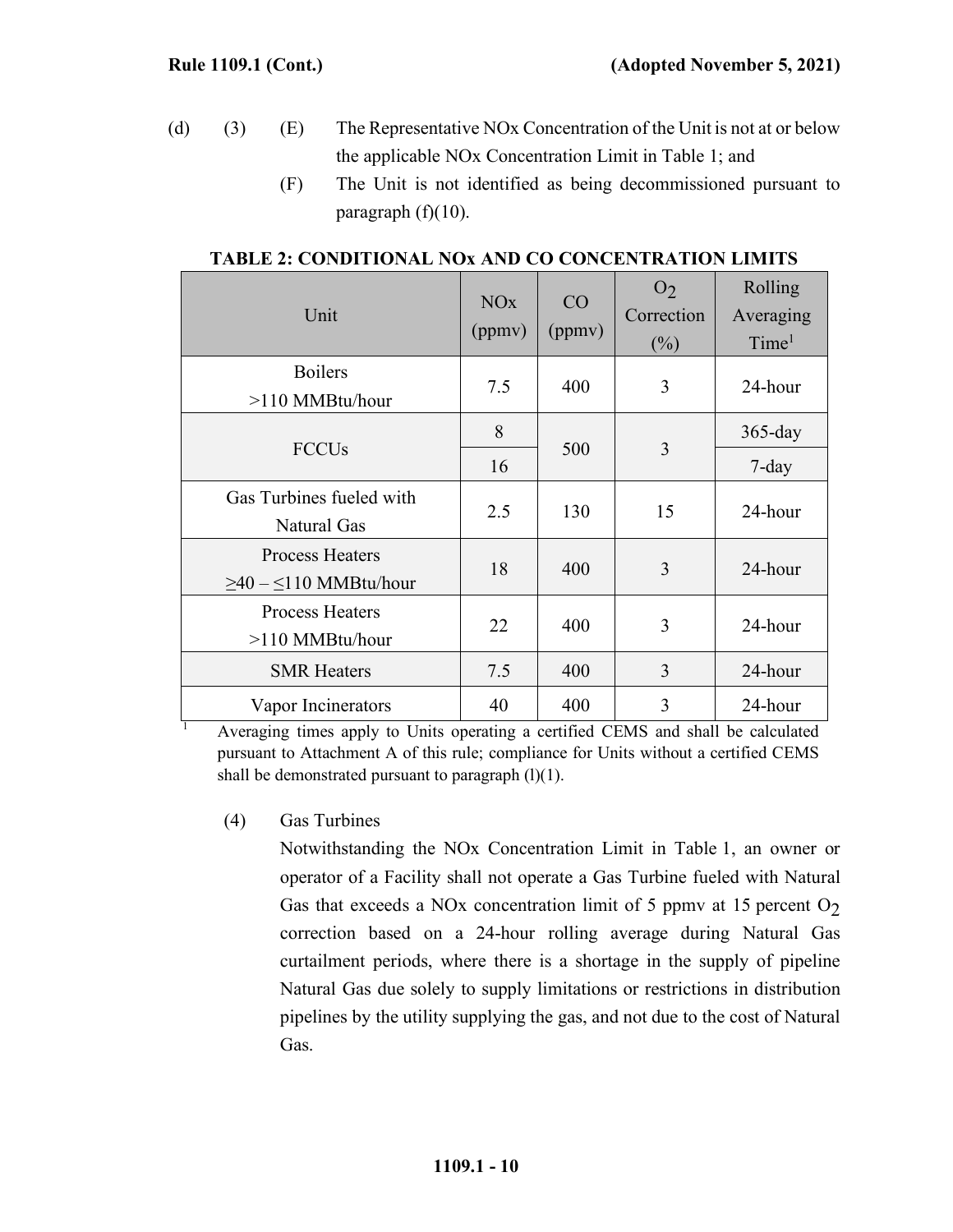(d) (3) (E) The Representative NOx Concentration of the Unit is not at or below the applicable NOx Concentration Limit in Table 1; and

(F) The Unit is not identified as being decommissioned pursuant to paragraph (f)(10).

**TABLE 2: CONDITIONAL NOx AND CO CONCENTRATION LIMITS**

| Unit | NOx (ppmv) | CO (ppmv) | $O_2$ Correction (%) | Rolling Averaging Time[1] |
|---|---|---|---|---|
| Boilers >110 MMBtu/hour | 7.5 | 400 | 3 | 24-hour |
| FCCUs | 8 | 500 | 3 | 365-day |
| | 16 | | | 7-day |
| Gas Turbines fueled with Natural Gas | 2.5 | 130 | 15 | 24-hour |
| Process Heaters ≥40 – ≤110 MMBtu/hour | 18 | 400 | 3 | 24-hour |
| Process Heaters >110 MMBtu/hour | 22 | 400 | 3 | 24-hour |
| SMR Heaters | 7.5 | 400 | 3 | 24-hour |
| Vapor Incinerators | 40 | 400 | 3 | 24-hour |

[1] Averaging times apply to Units operating a certified CEMS and shall be calculated pursuant to Attachment A of this rule; compliance for Units without a certified CEMS shall be demonstrated pursuant to paragraph (l)(1).

(4) Gas Turbines

Notwithstanding the NOx Concentration Limit in Table 1, an owner or operator of a Facility shall not operate a Gas Turbine fueled with Natural Gas that exceeds a NOx concentration limit of 5 ppmv at 15 percent $O_2$ correction based on a 24-hour rolling average during Natural Gas curtailment periods, where there is a shortage in the supply of pipeline Natural Gas due solely to supply limitations or restrictions in distribution pipelines by the utility supplying the gas, and not due to the cost of Natural Gas.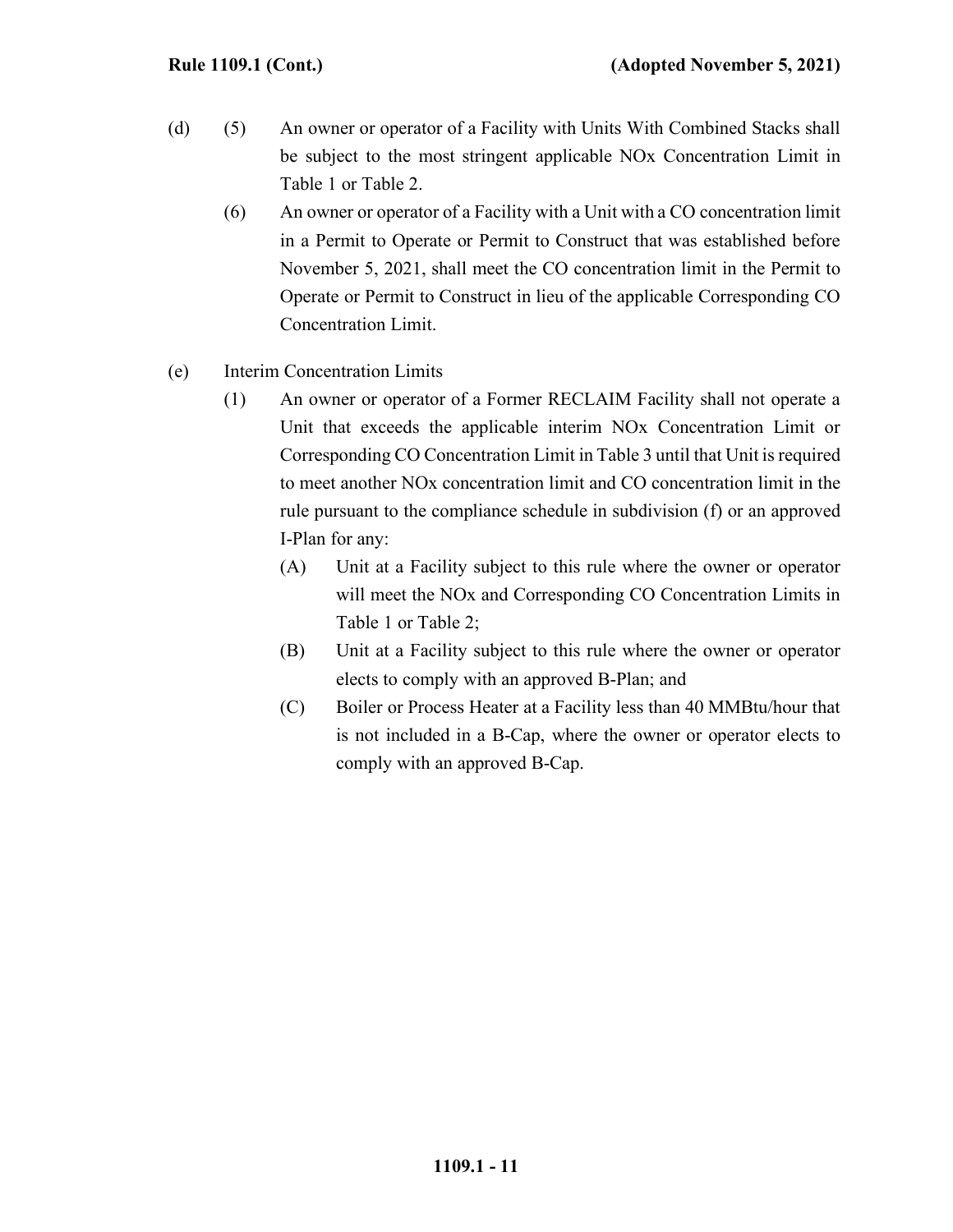(d) (5) An owner or operator of a Facility with Units With Combined Stacks shall be subject to the most stringent applicable NOx Concentration Limit in Table 1 or Table 2.

(6) An owner or operator of a Facility with a Unit with a CO concentration limit in a Permit to Operate or Permit to Construct that was established before November 5, 2021, shall meet the CO concentration limit in the Permit to Operate or Permit to Construct in lieu of the applicable Corresponding CO Concentration Limit.

(e) Interim Concentration Limits

(1) An owner or operator of a Former RECLAIM Facility shall not operate a Unit that exceeds the applicable interim NOx Concentration Limit or Corresponding CO Concentration Limit in Table 3 until that Unit is required to meet another NOx concentration limit and CO concentration limit in the rule pursuant to the compliance schedule in subdivision (f) or an approved I-Plan for any:

(A) Unit at a Facility subject to this rule where the owner or operator will meet the NOx and Corresponding CO Concentration Limits in Table 1 or Table 2;

(B) Unit at a Facility subject to this rule where the owner or operator elects to comply with an approved B-Plan; and

(C) Boiler or Process Heater at a Facility less than 40 MMBtu/hour that is not included in a B-Cap, where the owner or operator elects to comply with an approved B-Cap.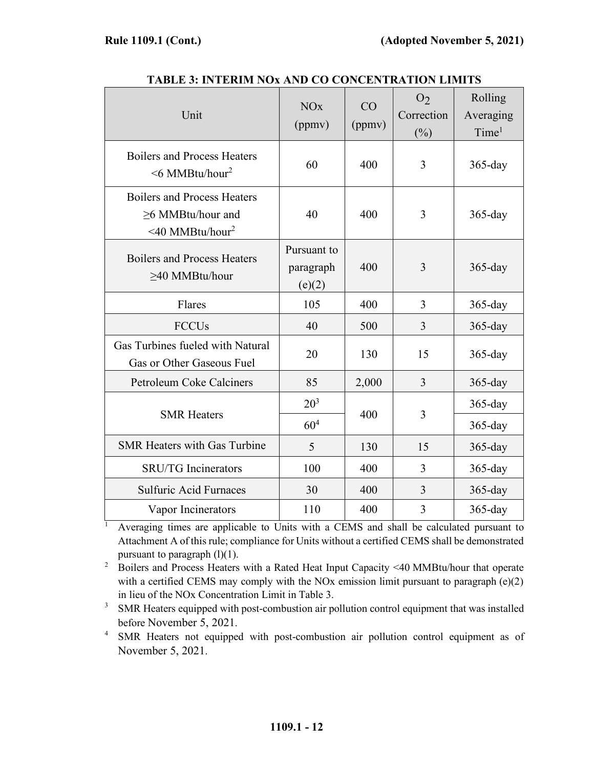**TABLE 3: INTERIM NOx AND CO CONCENTRATION LIMITS**

| Unit | NOx (ppmv) | CO (ppmv) | $O_2$ Correction (%) | Rolling Averaging Time[1] |
|---|---|---|---|---|
| Boilers and Process Heaters <6 MMBtu/hour[2] | 60 | 400 | 3 | 365-day |
| Boilers and Process Heaters ≥6 MMBtu/hour and <40 MMBtu/hour[2] | 40 | 400 | 3 | 365-day |
| Boilers and Process Heaters ≥40 MMBtu/hour | Pursuant to paragraph (e)(2) | 400 | 3 | 365-day |
| Flares | 105 | 400 | 3 | 365-day |
| FCCUs | 40 | 500 | 3 | 365-day |
| Gas Turbines fueled with Natural Gas or Other Gaseous Fuel | 20 | 130 | 15 | 365-day |
| Petroleum Coke Calciners | 85 | 2,000 | 3 | 365-day |
| SMR Heaters | 20[3] | 400 | 3 | 365-day |
| | 60[4] | | | 365-day |
| SMR Heaters with Gas Turbine | 5 | 130 | 15 | 365-day |
| SRU/TG Incinerators | 100 | 400 | 3 | 365-day |
| Sulfuric Acid Furnaces | 30 | 400 | 3 | 365-day |
| Vapor Incinerators | 110 | 400 | 3 | 365-day |

[1] Averaging times are applicable to Units with a CEMS and shall be calculated pursuant to Attachment A of this rule; compliance for Units without a certified CEMS shall be demonstrated pursuant to paragraph (l)(1).

[2] Boilers and Process Heaters with a Rated Heat Input Capacity <40 MMBtu/hour that operate with a certified CEMS may comply with the NOx emission limit pursuant to paragraph (e)(2) in lieu of the NOx Concentration Limit in Table 3.

[3] SMR Heaters equipped with post-combustion air pollution control equipment that was installed before November 5, 2021.

[4] SMR Heaters not equipped with post-combustion air pollution control equipment as of November 5, 2021.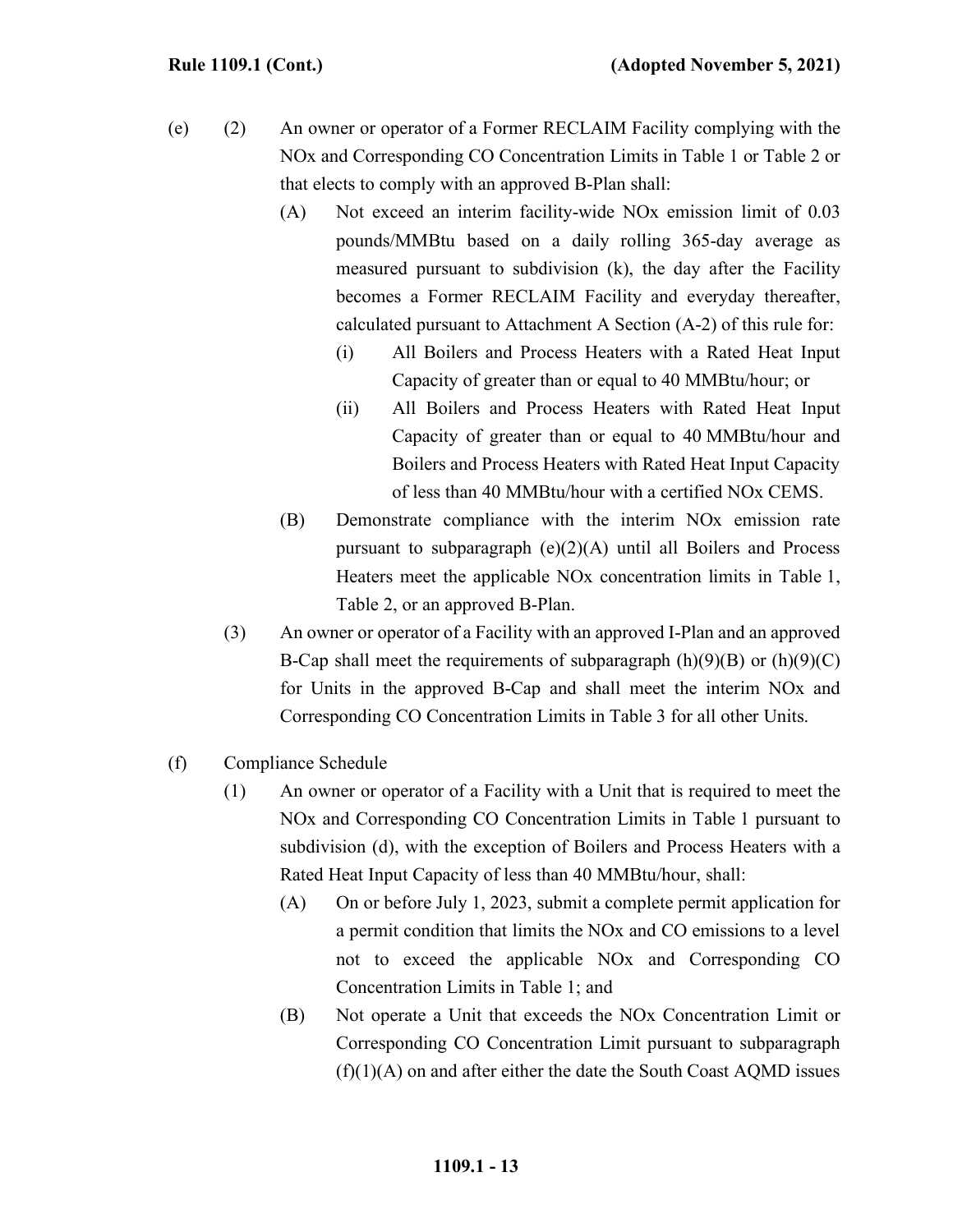(e) (2) An owner or operator of a Former RECLAIM Facility complying with the NOx and Corresponding CO Concentration Limits in Table 1 or Table 2 or that elects to comply with an approved B-Plan shall:

(A) Not exceed an interim facility-wide NOx emission limit of 0.03 pounds/MMBtu based on a daily rolling 365-day average as measured pursuant to subdivision (k), the day after the Facility becomes a Former RECLAIM Facility and everyday thereafter, calculated pursuant to Attachment A Section (A-2) of this rule for:

(i) All Boilers and Process Heaters with a Rated Heat Input Capacity of greater than or equal to 40 MMBtu/hour; or

(ii) All Boilers and Process Heaters with Rated Heat Input Capacity of greater than or equal to 40 MMBtu/hour and Boilers and Process Heaters with Rated Heat Input Capacity of less than 40 MMBtu/hour with a certified NOx CEMS.

(B) Demonstrate compliance with the interim NOx emission rate pursuant to subparagraph (e)(2)(A) until all Boilers and Process Heaters meet the applicable NOx concentration limits in Table 1, Table 2, or an approved B-Plan.

(3) An owner or operator of a Facility with an approved I-Plan and an approved B-Cap shall meet the requirements of subparagraph (h)(9)(B) or (h)(9)(C) for Units in the approved B-Cap and shall meet the interim NOx and Corresponding CO Concentration Limits in Table 3 for all other Units.

(f) Compliance Schedule

(1) An owner or operator of a Facility with a Unit that is required to meet the NOx and Corresponding CO Concentration Limits in Table 1 pursuant to subdivision (d), with the exception of Boilers and Process Heaters with a Rated Heat Input Capacity of less than 40 MMBtu/hour, shall:

(A) On or before July 1, 2023, submit a complete permit application for a permit condition that limits the NOx and CO emissions to a level not to exceed the applicable NOx and Corresponding CO Concentration Limits in Table 1; and

(B) Not operate a Unit that exceeds the NOx Concentration Limit or Corresponding CO Concentration Limit pursuant to subparagraph (f)(1)(A) on and after either the date the South Coast AQMD issues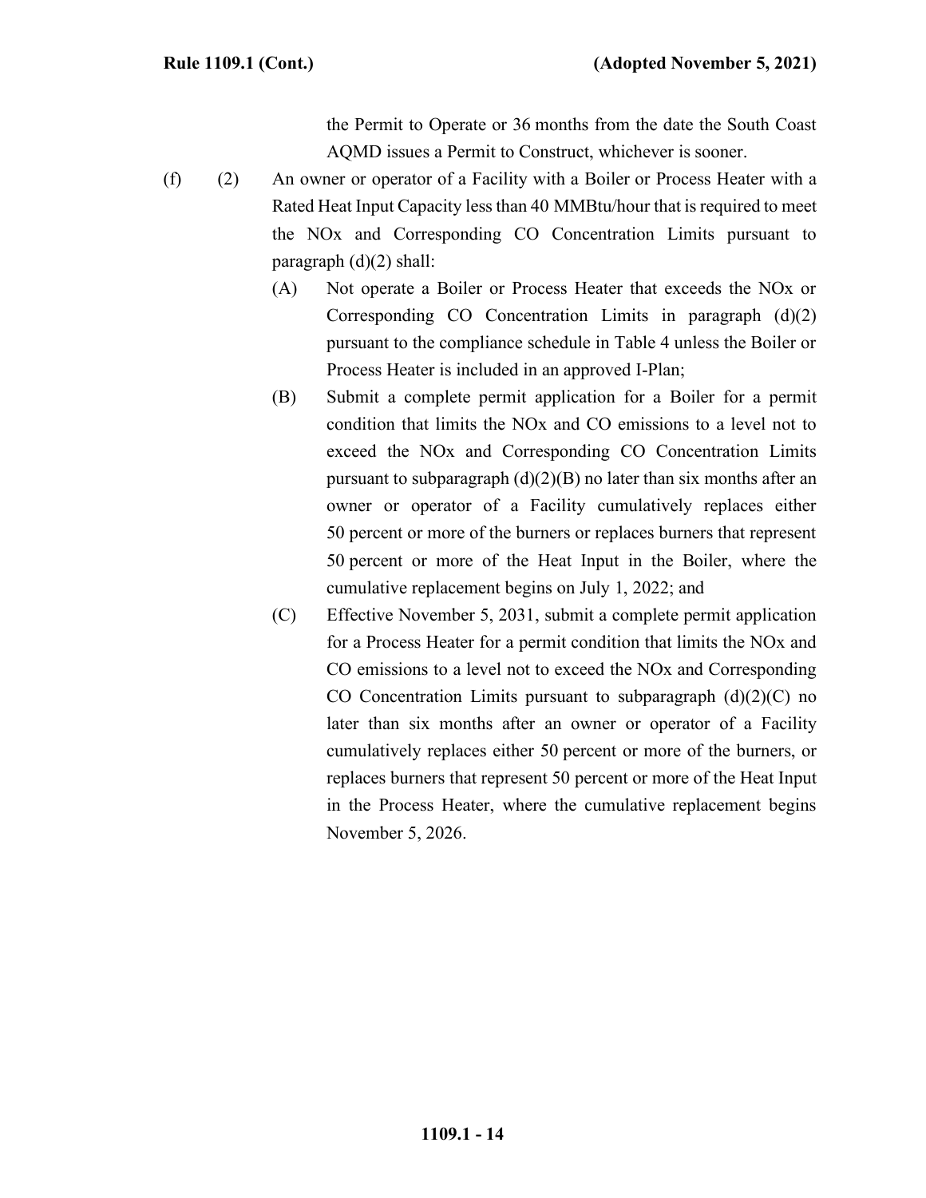the Permit to Operate or 36 months from the date the South Coast AQMD issues a Permit to Construct, whichever is sooner.

(f) (2) An owner or operator of a Facility with a Boiler or Process Heater with a Rated Heat Input Capacity less than 40 MMBtu/hour that is required to meet the NOx and Corresponding CO Concentration Limits pursuant to paragraph (d)(2) shall:

(A) Not operate a Boiler or Process Heater that exceeds the NOx or Corresponding CO Concentration Limits in paragraph (d)(2) pursuant to the compliance schedule in Table 4 unless the Boiler or Process Heater is included in an approved I-Plan;

(B) Submit a complete permit application for a Boiler for a permit condition that limits the NOx and CO emissions to a level not to exceed the NOx and Corresponding CO Concentration Limits pursuant to subparagraph (d)(2)(B) no later than six months after an owner or operator of a Facility cumulatively replaces either 50 percent or more of the burners or replaces burners that represent 50 percent or more of the Heat Input in the Boiler, where the cumulative replacement begins on July 1, 2022; and

(C) Effective November 5, 2031, submit a complete permit application for a Process Heater for a permit condition that limits the NOx and CO emissions to a level not to exceed the NOx and Corresponding CO Concentration Limits pursuant to subparagraph (d)(2)(C) no later than six months after an owner or operator of a Facility cumulatively replaces either 50 percent or more of the burners, or replaces burners that represent 50 percent or more of the Heat Input in the Process Heater, where the cumulative replacement begins November 5, 2026.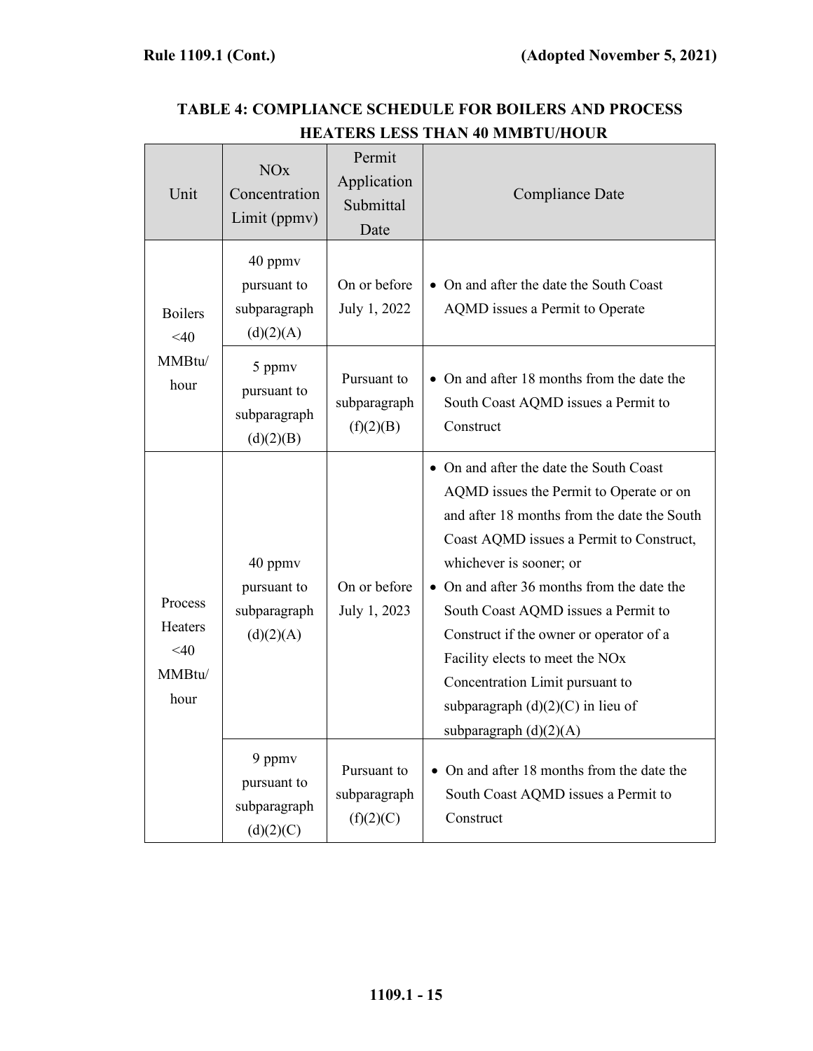**TABLE 4: COMPLIANCE SCHEDULE FOR BOILERS AND PROCESS HEATERS LESS THAN 40 MMBTU/HOUR**

| Unit | NOx Concentration Limit (ppmv) | Permit Application Submittal Date | Compliance Date |
|---|---|---|---|
| Boilers <40 MMBtu/ hour | 40 ppmv pursuant to subparagraph (d)(2)(A) | On or before July 1, 2022 | • On and after the date the South Coast AQMD issues a Permit to Operate |
| | 5 ppmv pursuant to subparagraph (d)(2)(B) | Pursuant to subparagraph (f)(2)(B) | • On and after 18 months from the date the South Coast AQMD issues a Permit to Construct |
| Process Heaters <40 MMBtu/ hour | 40 ppmv pursuant to subparagraph (d)(2)(A) | On or before July 1, 2023 | • On and after the date the South Coast AQMD issues the Permit to Operate or on and after 18 months from the date the South Coast AQMD issues a Permit to Construct, whichever is sooner; or<br>• On and after 36 months from the date the South Coast AQMD issues a Permit to Construct if the owner or operator of a Facility elects to meet the NOx Concentration Limit pursuant to subparagraph (d)(2)(C) in lieu of subparagraph (d)(2)(A) |
| | 9 ppmv pursuant to subparagraph (d)(2)(C) | Pursuant to subparagraph (f)(2)(C) | • On and after 18 months from the date the South Coast AQMD issues a Permit to Construct |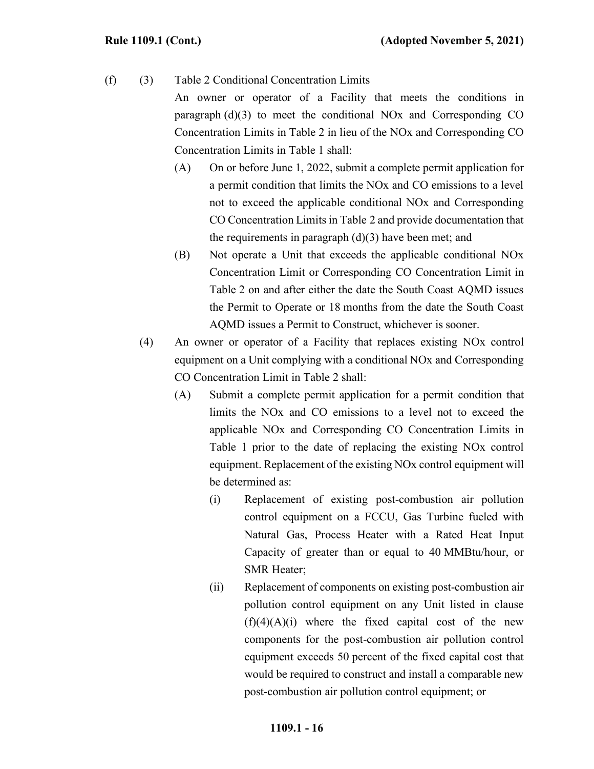(f) (3) Table 2 Conditional Concentration Limits

An owner or operator of a Facility that meets the conditions in paragraph (d)(3) to meet the conditional NOx and Corresponding CO Concentration Limits in Table 2 in lieu of the NOx and Corresponding CO Concentration Limits in Table 1 shall:

(A) On or before June 1, 2022, submit a complete permit application for a permit condition that limits the NOx and CO emissions to a level not to exceed the applicable conditional NOx and Corresponding CO Concentration Limits in Table 2 and provide documentation that the requirements in paragraph (d)(3) have been met; and

(B) Not operate a Unit that exceeds the applicable conditional NOx Concentration Limit or Corresponding CO Concentration Limit in Table 2 on and after either the date the South Coast AQMD issues the Permit to Operate or 18 months from the date the South Coast AQMD issues a Permit to Construct, whichever is sooner.

(4) An owner or operator of a Facility that replaces existing NOx control equipment on a Unit complying with a conditional NOx and Corresponding CO Concentration Limit in Table 2 shall:

(A) Submit a complete permit application for a permit condition that limits the NOx and CO emissions to a level not to exceed the applicable NOx and Corresponding CO Concentration Limits in Table 1 prior to the date of replacing the existing NOx control equipment. Replacement of the existing NOx control equipment will be determined as:

(i) Replacement of existing post-combustion air pollution control equipment on a FCCU, Gas Turbine fueled with Natural Gas, Process Heater with a Rated Heat Input Capacity of greater than or equal to 40 MMBtu/hour, or SMR Heater;

(ii) Replacement of components on existing post-combustion air pollution control equipment on any Unit listed in clause (f)(4)(A)(i) where the fixed capital cost of the new components for the post-combustion air pollution control equipment exceeds 50 percent of the fixed capital cost that would be required to construct and install a comparable new post-combustion air pollution control equipment; or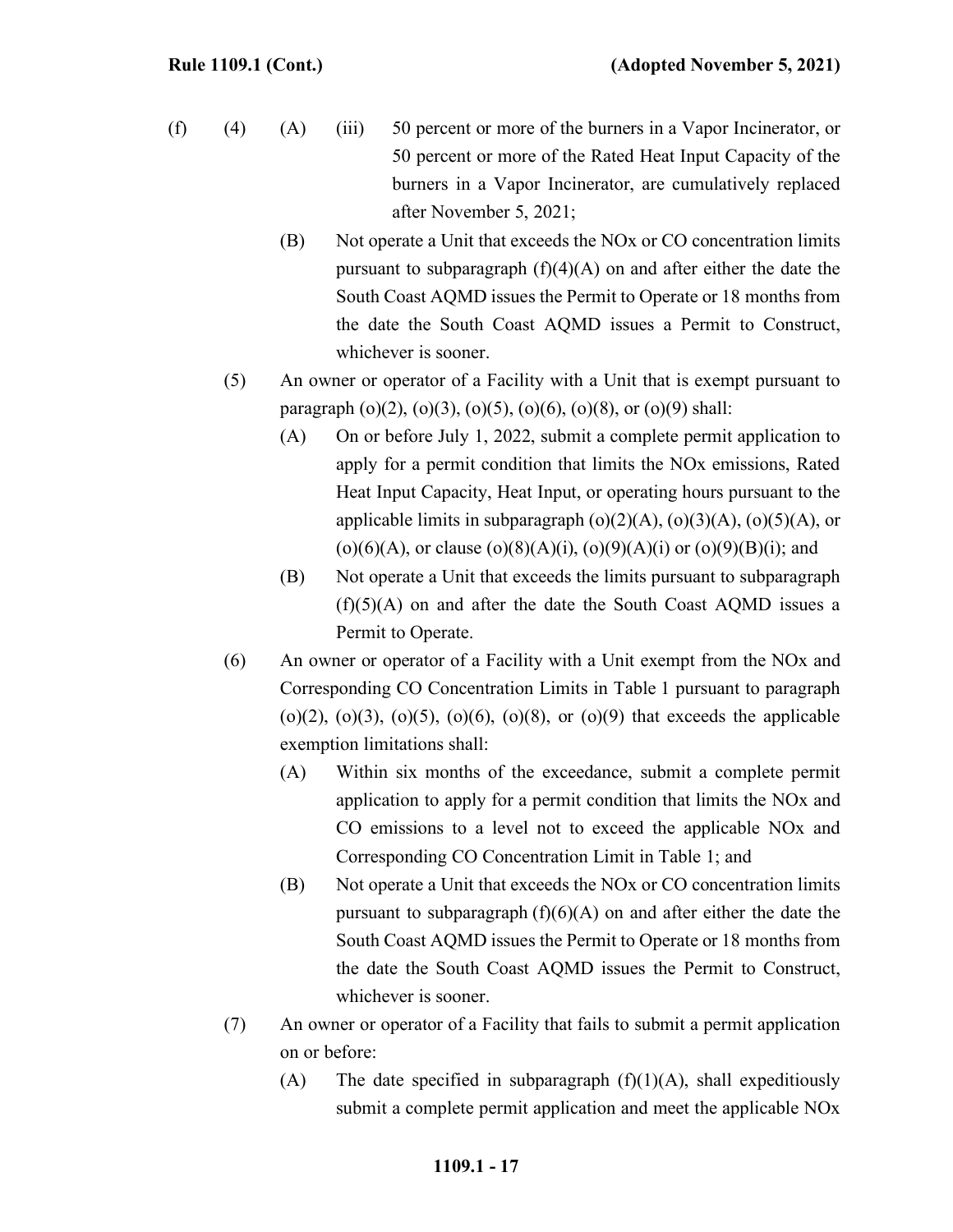(f) (4) (A) (iii) 50 percent or more of the burners in a Vapor Incinerator, or 50 percent or more of the Rated Heat Input Capacity of the burners in a Vapor Incinerator, are cumulatively replaced after November 5, 2021;

(B) Not operate a Unit that exceeds the NOx or CO concentration limits pursuant to subparagraph (f)(4)(A) on and after either the date the South Coast AQMD issues the Permit to Operate or 18 months from the date the South Coast AQMD issues a Permit to Construct, whichever is sooner.

(5) An owner or operator of a Facility with a Unit that is exempt pursuant to paragraph (o)(2), (o)(3), (o)(5), (o)(6), (o)(8), or (o)(9) shall:

(A) On or before July 1, 2022, submit a complete permit application to apply for a permit condition that limits the NOx emissions, Rated Heat Input Capacity, Heat Input, or operating hours pursuant to the applicable limits in subparagraph (o)(2)(A), (o)(3)(A), (o)(5)(A), or (o)(6)(A), or clause (o)(8)(A)(i), (o)(9)(A)(i) or (o)(9)(B)(i); and

(B) Not operate a Unit that exceeds the limits pursuant to subparagraph (f)(5)(A) on and after the date the South Coast AQMD issues a Permit to Operate.

(6) An owner or operator of a Facility with a Unit exempt from the NOx and Corresponding CO Concentration Limits in Table 1 pursuant to paragraph (o)(2), (o)(3), (o)(5), (o)(6), (o)(8), or (o)(9) that exceeds the applicable exemption limitations shall:

(A) Within six months of the exceedance, submit a complete permit application to apply for a permit condition that limits the NOx and CO emissions to a level not to exceed the applicable NOx and Corresponding CO Concentration Limit in Table 1; and

(B) Not operate a Unit that exceeds the NOx or CO concentration limits pursuant to subparagraph (f)(6)(A) on and after either the date the South Coast AQMD issues the Permit to Operate or 18 months from the date the South Coast AQMD issues the Permit to Construct, whichever is sooner.

(7) An owner or operator of a Facility that fails to submit a permit application on or before:

(A) The date specified in subparagraph (f)(1)(A), shall expeditiously submit a complete permit application and meet the applicable NOx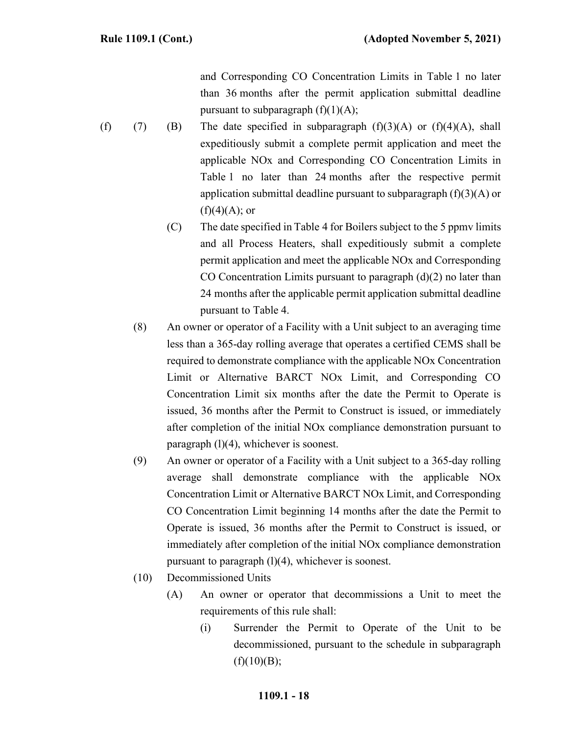and Corresponding CO Concentration Limits in Table 1 no later than 36 months after the permit application submittal deadline pursuant to subparagraph (f)(1)(A);

(f) (7) (B) The date specified in subparagraph (f)(3)(A) or (f)(4)(A), shall expeditiously submit a complete permit application and meet the applicable NOx and Corresponding CO Concentration Limits in Table 1 no later than 24 months after the respective permit application submittal deadline pursuant to subparagraph (f)(3)(A) or (f)(4)(A); or

(C) The date specified in Table 4 for Boilers subject to the 5 ppmv limits and all Process Heaters, shall expeditiously submit a complete permit application and meet the applicable NOx and Corresponding CO Concentration Limits pursuant to paragraph (d)(2) no later than 24 months after the applicable permit application submittal deadline pursuant to Table 4.

(8) An owner or operator of a Facility with a Unit subject to an averaging time less than a 365-day rolling average that operates a certified CEMS shall be required to demonstrate compliance with the applicable NOx Concentration Limit or Alternative BARCT NOx Limit, and Corresponding CO Concentration Limit six months after the date the Permit to Operate is issued, 36 months after the Permit to Construct is issued, or immediately after completion of the initial NOx compliance demonstration pursuant to paragraph (l)(4), whichever is soonest.

(9) An owner or operator of a Facility with a Unit subject to a 365-day rolling average shall demonstrate compliance with the applicable NOx Concentration Limit or Alternative BARCT NOx Limit, and Corresponding CO Concentration Limit beginning 14 months after the date the Permit to Operate is issued, 36 months after the Permit to Construct is issued, or immediately after completion of the initial NOx compliance demonstration pursuant to paragraph (l)(4), whichever is soonest.

(10) Decommissioned Units

(A) An owner or operator that decommissions a Unit to meet the requirements of this rule shall:

(i) Surrender the Permit to Operate of the Unit to be decommissioned, pursuant to the schedule in subparagraph (f)(10)(B);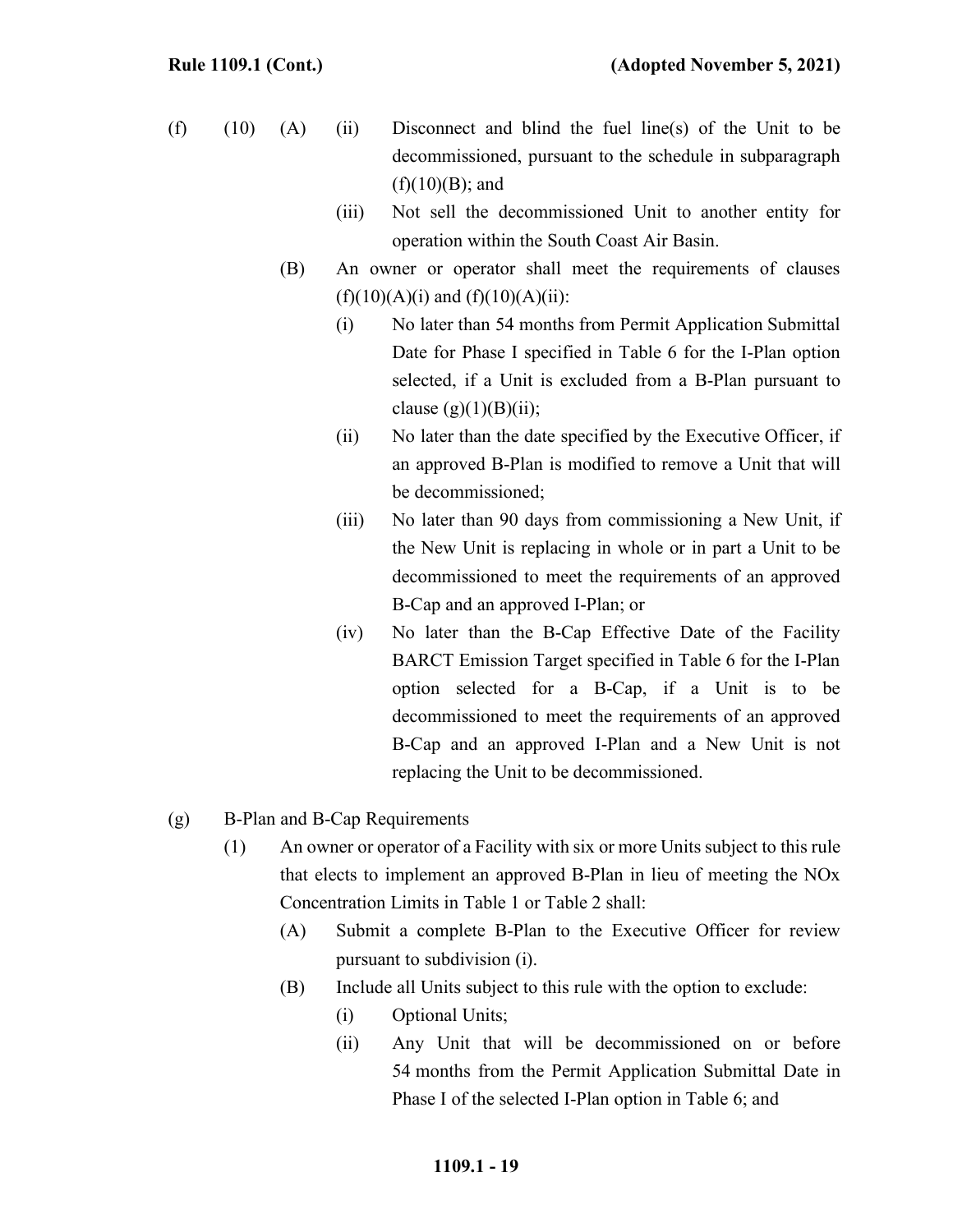(f) (10) (A) (ii) Disconnect and blind the fuel line(s) of the Unit to be decommissioned, pursuant to the schedule in subparagraph (f)(10)(B); and

(iii) Not sell the decommissioned Unit to another entity for operation within the South Coast Air Basin.

(B) An owner or operator shall meet the requirements of clauses (f)(10)(A)(i) and (f)(10)(A)(ii):

(i) No later than 54 months from Permit Application Submittal Date for Phase I specified in Table 6 for the I-Plan option selected, if a Unit is excluded from a B-Plan pursuant to clause (g)(1)(B)(ii);

(ii) No later than the date specified by the Executive Officer, if an approved B-Plan is modified to remove a Unit that will be decommissioned;

(iii) No later than 90 days from commissioning a New Unit, if the New Unit is replacing in whole or in part a Unit to be decommissioned to meet the requirements of an approved B-Cap and an approved I-Plan; or

(iv) No later than the B-Cap Effective Date of the Facility BARCT Emission Target specified in Table 6 for the I-Plan option selected for a B-Cap, if a Unit is to be decommissioned to meet the requirements of an approved B-Cap and an approved I-Plan and a New Unit is not replacing the Unit to be decommissioned.

(g) B-Plan and B-Cap Requirements

(1) An owner or operator of a Facility with six or more Units subject to this rule that elects to implement an approved B-Plan in lieu of meeting the NOx Concentration Limits in Table 1 or Table 2 shall:

(A) Submit a complete B-Plan to the Executive Officer for review pursuant to subdivision (i).

(B) Include all Units subject to this rule with the option to exclude:

(i) Optional Units;

(ii) Any Unit that will be decommissioned on or before 54 months from the Permit Application Submittal Date in Phase I of the selected I-Plan option in Table 6; and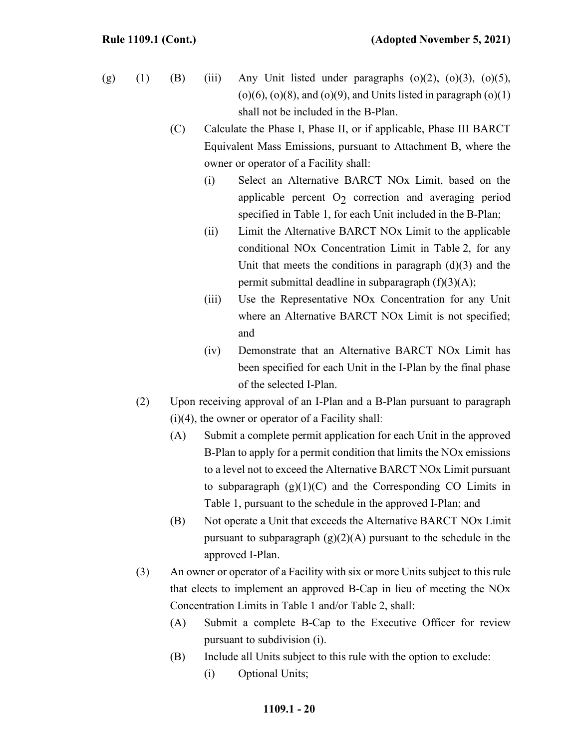(g) (1) (B) (iii) Any Unit listed under paragraphs (o)(2), (o)(3), (o)(5), (o)(6), (o)(8), and (o)(9), and Units listed in paragraph (o)(1) shall not be included in the B-Plan.

(C) Calculate the Phase I, Phase II, or if applicable, Phase III BARCT Equivalent Mass Emissions, pursuant to Attachment B, where the owner or operator of a Facility shall:

(i) Select an Alternative BARCT NOx Limit, based on the applicable percent $O_2$ correction and averaging period specified in Table 1, for each Unit included in the B-Plan;

(ii) Limit the Alternative BARCT NOx Limit to the applicable conditional NOx Concentration Limit in Table 2, for any Unit that meets the conditions in paragraph (d)(3) and the permit submittal deadline in subparagraph (f)(3)(A);

(iii) Use the Representative NOx Concentration for any Unit where an Alternative BARCT NOx Limit is not specified; and

(iv) Demonstrate that an Alternative BARCT NOx Limit has been specified for each Unit in the I-Plan by the final phase of the selected I-Plan.

(2) Upon receiving approval of an I-Plan and a B-Plan pursuant to paragraph (i)(4), the owner or operator of a Facility shall:

(A) Submit a complete permit application for each Unit in the approved B-Plan to apply for a permit condition that limits the NOx emissions to a level not to exceed the Alternative BARCT NOx Limit pursuant to subparagraph (g)(1)(C) and the Corresponding CO Limits in Table 1, pursuant to the schedule in the approved I-Plan; and

(B) Not operate a Unit that exceeds the Alternative BARCT NOx Limit pursuant to subparagraph (g)(2)(A) pursuant to the schedule in the approved I-Plan.

(3) An owner or operator of a Facility with six or more Units subject to this rule that elects to implement an approved B-Cap in lieu of meeting the NOx Concentration Limits in Table 1 and/or Table 2, shall:

(A) Submit a complete B-Cap to the Executive Officer for review pursuant to subdivision (i).

(B) Include all Units subject to this rule with the option to exclude:

(i) Optional Units;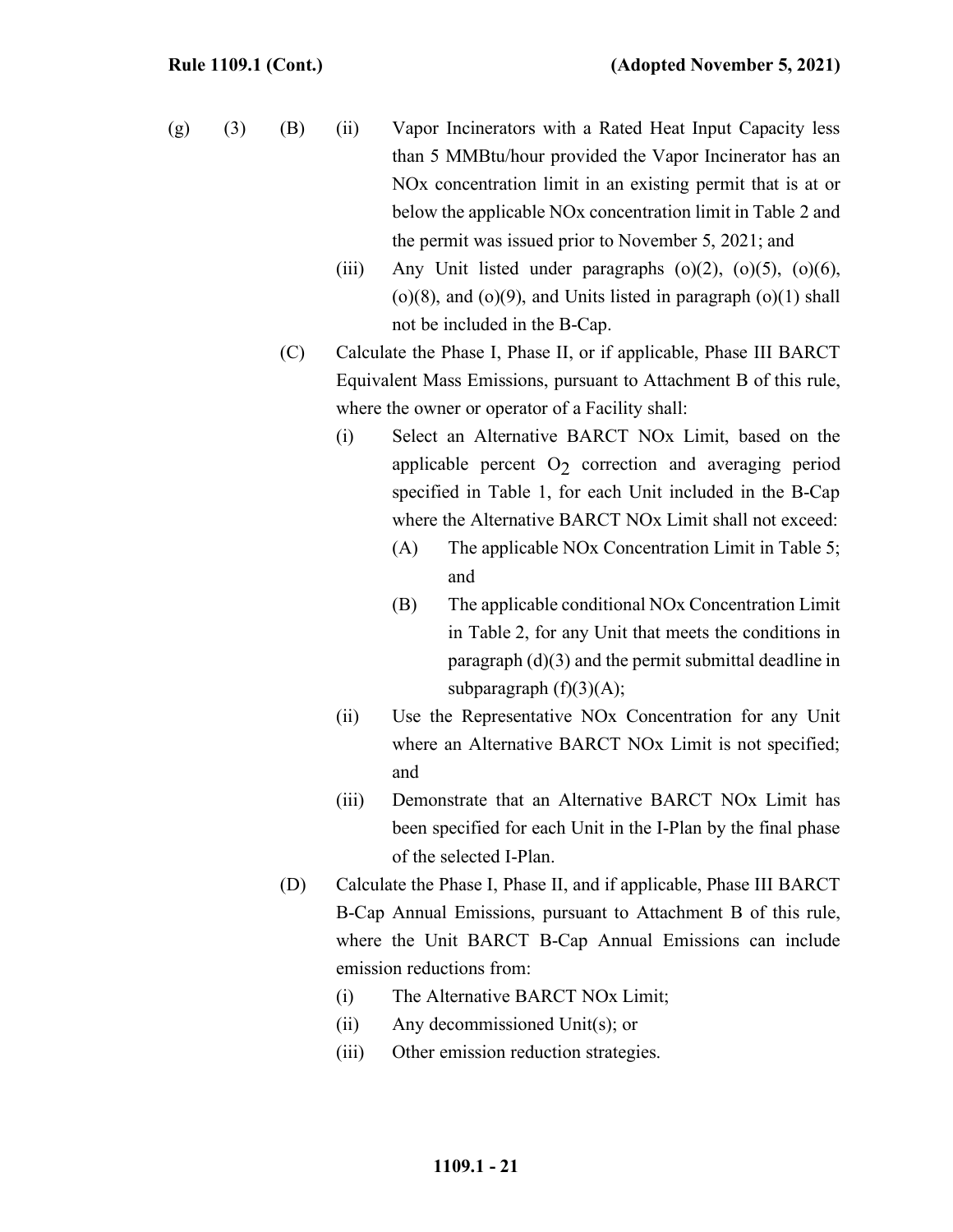(g) (3) (B) (ii) Vapor Incinerators with a Rated Heat Input Capacity less than 5 MMBtu/hour provided the Vapor Incinerator has an NOx concentration limit in an existing permit that is at or below the applicable NOx concentration limit in Table 2 and the permit was issued prior to November 5, 2021; and

(iii) Any Unit listed under paragraphs (o)(2), (o)(5), (o)(6), (o)(8), and (o)(9), and Units listed in paragraph (o)(1) shall not be included in the B-Cap.

(C) Calculate the Phase I, Phase II, or if applicable, Phase III BARCT Equivalent Mass Emissions, pursuant to Attachment B of this rule, where the owner or operator of a Facility shall:

(i) Select an Alternative BARCT NOx Limit, based on the applicable percent $O_2$ correction and averaging period specified in Table 1, for each Unit included in the B-Cap where the Alternative BARCT NOx Limit shall not exceed:

(A) The applicable NOx Concentration Limit in Table 5; and

(B) The applicable conditional NOx Concentration Limit in Table 2, for any Unit that meets the conditions in paragraph (d)(3) and the permit submittal deadline in subparagraph (f)(3)(A);

(ii) Use the Representative NOx Concentration for any Unit where an Alternative BARCT NOx Limit is not specified; and

(iii) Demonstrate that an Alternative BARCT NOx Limit has been specified for each Unit in the I-Plan by the final phase of the selected I-Plan.

(D) Calculate the Phase I, Phase II, and if applicable, Phase III BARCT B-Cap Annual Emissions, pursuant to Attachment B of this rule, where the Unit BARCT B-Cap Annual Emissions can include emission reductions from:

(i) The Alternative BARCT NOx Limit;

(ii) Any decommissioned Unit(s); or

(iii) Other emission reduction strategies.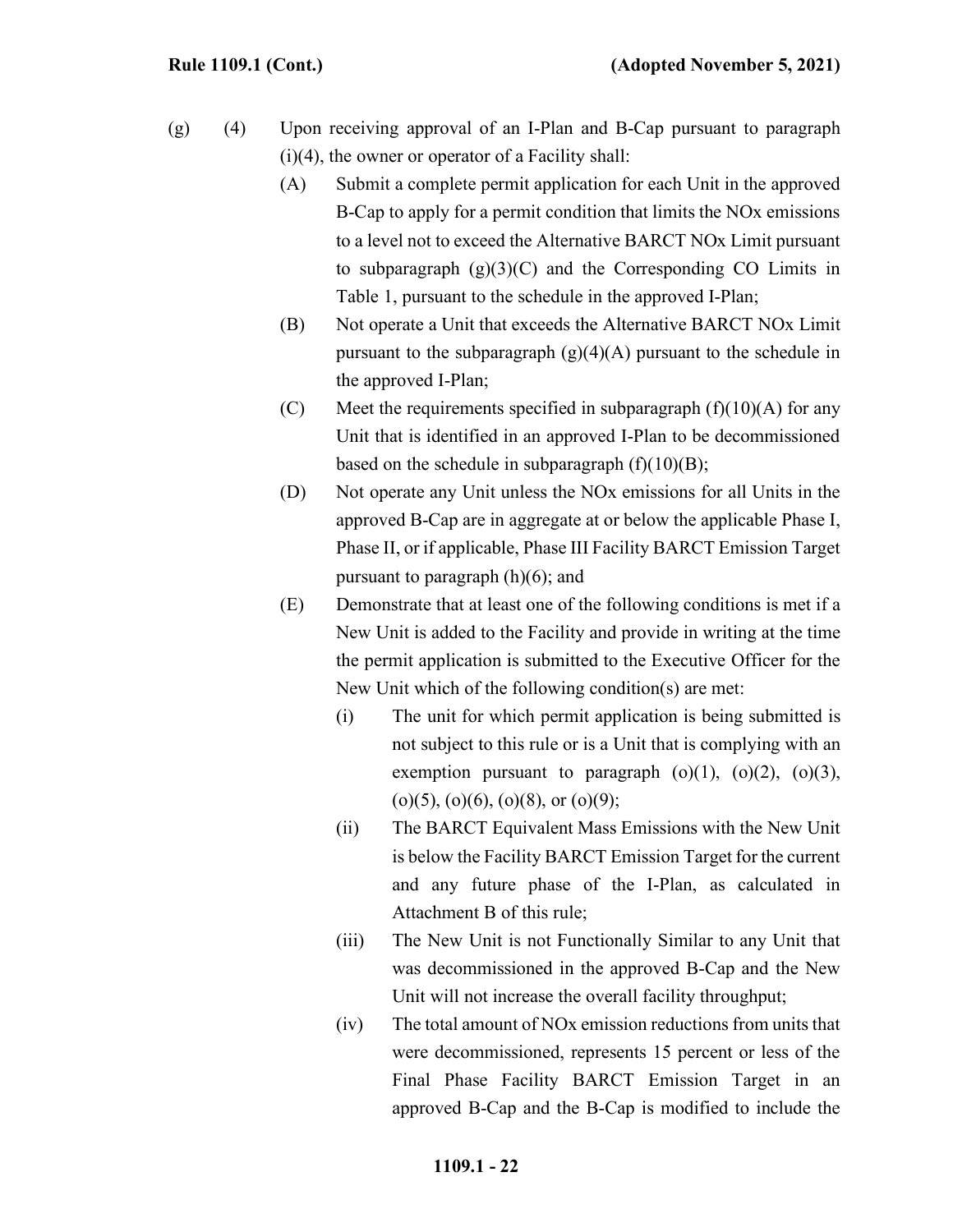(g) (4) Upon receiving approval of an I-Plan and B-Cap pursuant to paragraph (i)(4), the owner or operator of a Facility shall:

(A) Submit a complete permit application for each Unit in the approved B-Cap to apply for a permit condition that limits the NOx emissions to a level not to exceed the Alternative BARCT NOx Limit pursuant to subparagraph (g)(3)(C) and the Corresponding CO Limits in Table 1, pursuant to the schedule in the approved I-Plan;

(B) Not operate a Unit that exceeds the Alternative BARCT NOx Limit pursuant to the subparagraph (g)(4)(A) pursuant to the schedule in the approved I-Plan;

(C) Meet the requirements specified in subparagraph (f)(10)(A) for any Unit that is identified in an approved I-Plan to be decommissioned based on the schedule in subparagraph (f)(10)(B);

(D) Not operate any Unit unless the NOx emissions for all Units in the approved B-Cap are in aggregate at or below the applicable Phase I, Phase II, or if applicable, Phase III Facility BARCT Emission Target pursuant to paragraph (h)(6); and

(E) Demonstrate that at least one of the following conditions is met if a New Unit is added to the Facility and provide in writing at the time the permit application is submitted to the Executive Officer for the New Unit which of the following condition(s) are met:

(i) The unit for which permit application is being submitted is not subject to this rule or is a Unit that is complying with an exemption pursuant to paragraph (o)(1), (o)(2), (o)(3), (o)(5), (o)(6), (o)(8), or (o)(9);

(ii) The BARCT Equivalent Mass Emissions with the New Unit is below the Facility BARCT Emission Target for the current and any future phase of the I-Plan, as calculated in Attachment B of this rule;

(iii) The New Unit is not Functionally Similar to any Unit that was decommissioned in the approved B-Cap and the New Unit will not increase the overall facility throughput;

(iv) The total amount of NOx emission reductions from units that were decommissioned, represents 15 percent or less of the Final Phase Facility BARCT Emission Target in an approved B-Cap and the B-Cap is modified to include the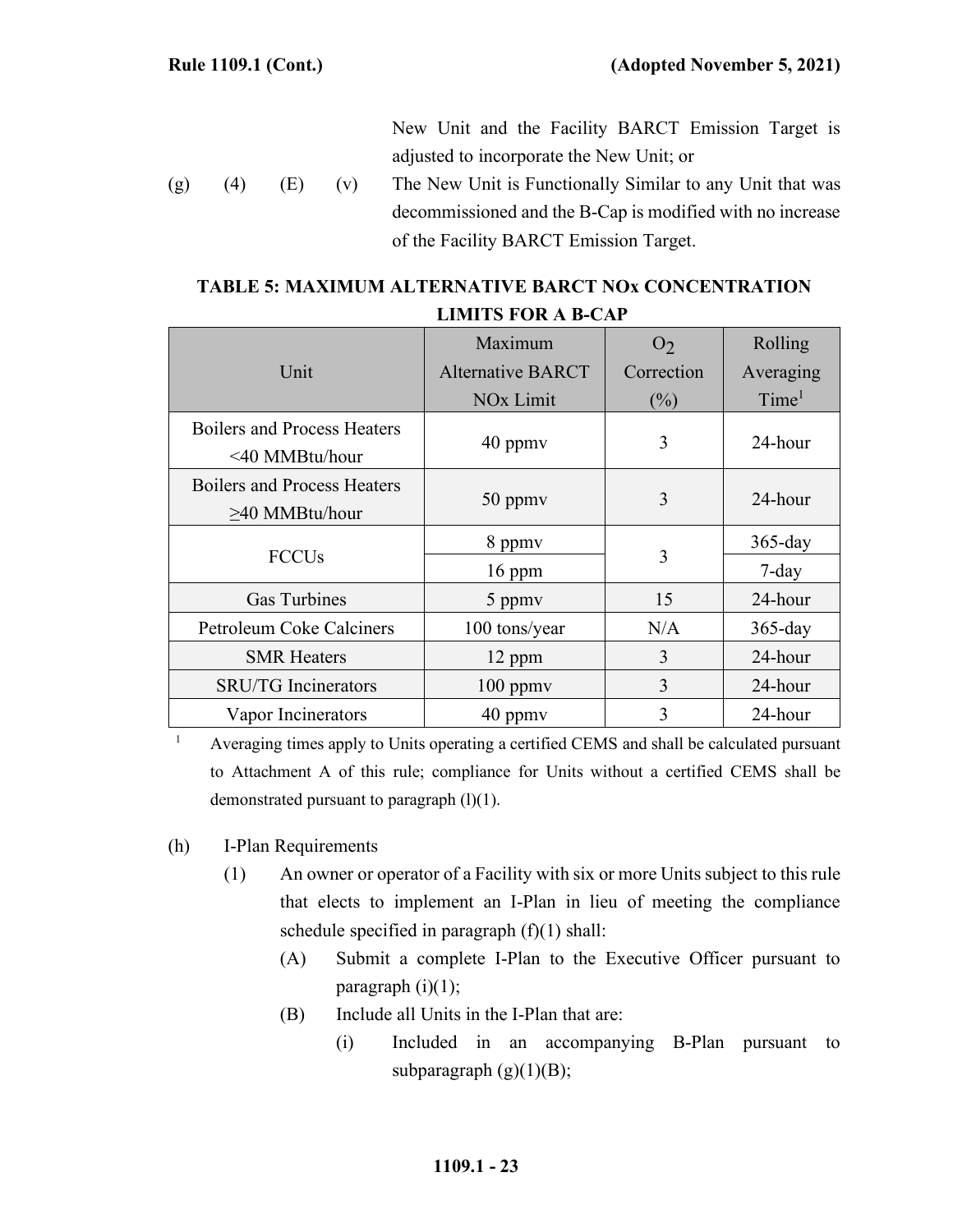New Unit and the Facility BARCT Emission Target is adjusted to incorporate the New Unit; or

(g) (4) (E) (v) The New Unit is Functionally Similar to any Unit that was decommissioned and the B-Cap is modified with no increase of the Facility BARCT Emission Target.

**TABLE 5: MAXIMUM ALTERNATIVE BARCT NOx CONCENTRATION LIMITS FOR A B-CAP**

| Unit | Maximum Alternative BARCT NOx Limit | $O_2$ Correction (%) | Rolling Averaging Time[1] |
|---|---|---|---|
| Boilers and Process Heaters <40 MMBtu/hour | 40 ppmv | 3 | 24-hour |
| Boilers and Process Heaters ≥40 MMBtu/hour | 50 ppmv | 3 | 24-hour |
| FCCUs | 8 ppmv | 3 | 365-day |
| | 16 ppm | | 7-day |
| Gas Turbines | 5 ppmv | 15 | 24-hour |
| Petroleum Coke Calciners | 100 tons/year | N/A | 365-day |
| SMR Heaters | 12 ppm | 3 | 24-hour |
| SRU/TG Incinerators | 100 ppmv | 3 | 24-hour |
| Vapor Incinerators | 40 ppmv | 3 | 24-hour |

[1] Averaging times apply to Units operating a certified CEMS and shall be calculated pursuant to Attachment A of this rule; compliance for Units without a certified CEMS shall be demonstrated pursuant to paragraph (l)(1).

(h) I-Plan Requirements

(1) An owner or operator of a Facility with six or more Units subject to this rule that elects to implement an I-Plan in lieu of meeting the compliance schedule specified in paragraph (f)(1) shall:

(A) Submit a complete I-Plan to the Executive Officer pursuant to paragraph (i)(1);

(B) Include all Units in the I-Plan that are:

(i) Included in an accompanying B-Plan pursuant to subparagraph (g)(1)(B);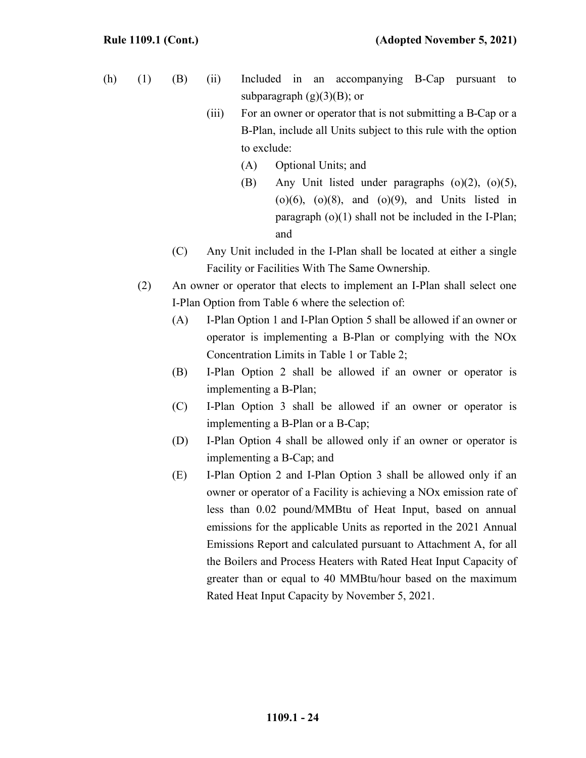(h) (1) (B) (ii) Included in an accompanying B-Cap pursuant to subparagraph (g)(3)(B); or

(iii) For an owner or operator that is not submitting a B-Cap or a B-Plan, include all Units subject to this rule with the option to exclude:

(A) Optional Units; and

(B) Any Unit listed under paragraphs (o)(2), (o)(5), (o)(6), (o)(8), and (o)(9), and Units listed in paragraph (o)(1) shall not be included in the I-Plan; and

(C) Any Unit included in the I-Plan shall be located at either a single Facility or Facilities With The Same Ownership.

(2) An owner or operator that elects to implement an I-Plan shall select one I-Plan Option from Table 6 where the selection of:

(A) I-Plan Option 1 and I-Plan Option 5 shall be allowed if an owner or operator is implementing a B-Plan or complying with the NOx Concentration Limits in Table 1 or Table 2;

(B) I-Plan Option 2 shall be allowed if an owner or operator is implementing a B-Plan;

(C) I-Plan Option 3 shall be allowed if an owner or operator is implementing a B-Plan or a B-Cap;

(D) I-Plan Option 4 shall be allowed only if an owner or operator is implementing a B-Cap; and

(E) I-Plan Option 2 and I-Plan Option 3 shall be allowed only if an owner or operator of a Facility is achieving a NOx emission rate of less than 0.02 pound/MMBtu of Heat Input, based on annual emissions for the applicable Units as reported in the 2021 Annual Emissions Report and calculated pursuant to Attachment A, for all the Boilers and Process Heaters with Rated Heat Input Capacity of greater than or equal to 40 MMBtu/hour based on the maximum Rated Heat Input Capacity by November 5, 2021.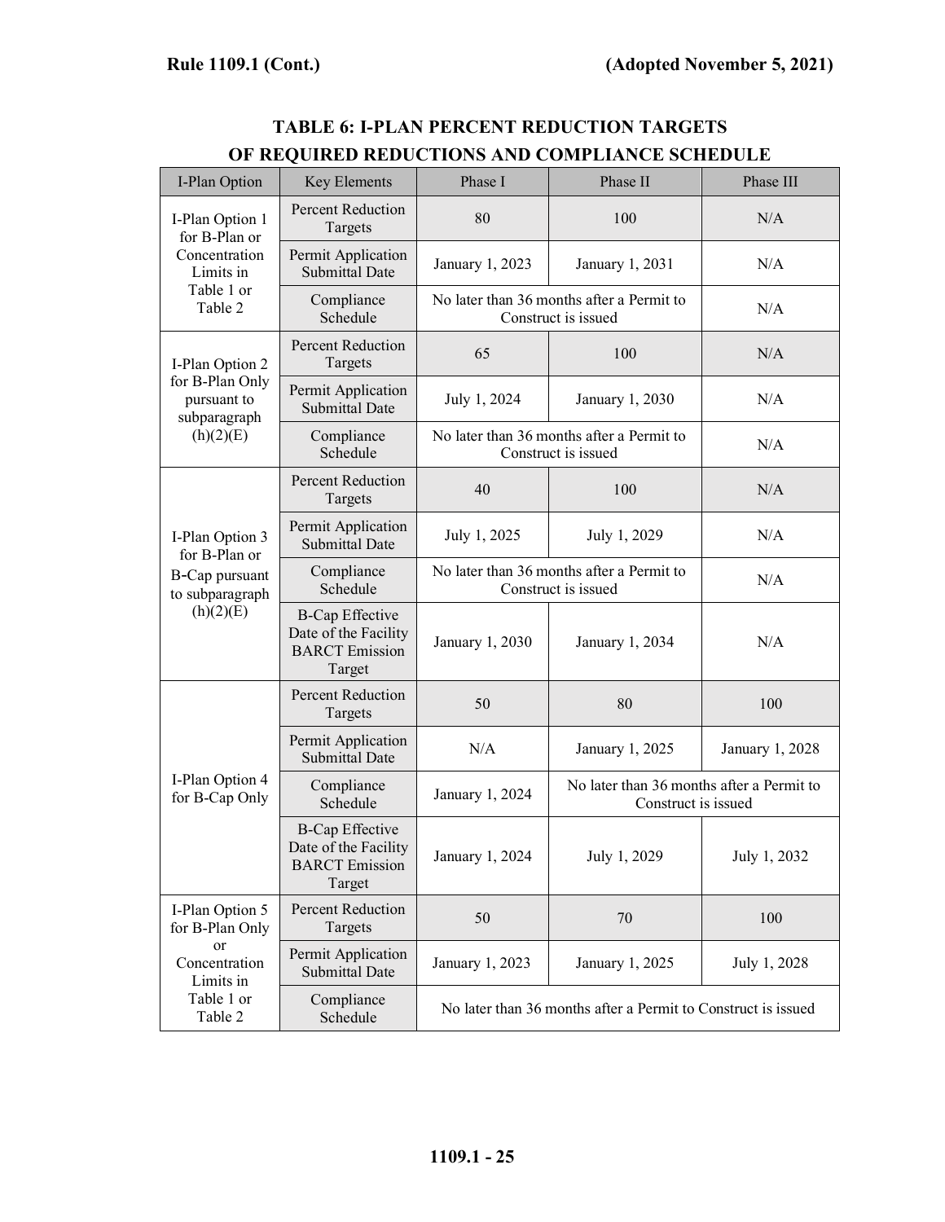## TABLE 6: I-PLAN PERCENT REDUCTION TARGETS OF REQUIRED REDUCTIONS AND COMPLIANCE SCHEDULE

| I-Plan Option | Key Elements | Phase I | Phase II | Phase III |
|---|---|---|---|---|
| I-Plan Option 1 for B-Plan or Concentration Limits in Table 1 or Table 2 | Percent Reduction Targets | 80 | 100 | N/A |
| | Permit Application Submittal Date | January 1, 2023 | January 1, 2031 | N/A |
| | Compliance Schedule | No later than 36 months after a Permit to Construct is issued | | N/A |
| I-Plan Option 2 for B-Plan Only pursuant to subparagraph (h)(2)(E) | Percent Reduction Targets | 65 | 100 | N/A |
| | Permit Application Submittal Date | July 1, 2024 | January 1, 2030 | N/A |
| | Compliance Schedule | No later than 36 months after a Permit to Construct is issued | | N/A |
| I-Plan Option 3 for B-Plan or B-Cap pursuant to subparagraph (h)(2)(E) | Percent Reduction Targets | 40 | 100 | N/A |
| | Permit Application Submittal Date | July 1, 2025 | July 1, 2029 | N/A |
| | Compliance Schedule | No later than 36 months after a Permit to Construct is issued | | N/A |
| | B-Cap Effective Date of the Facility BARCT Emission Target | January 1, 2030 | January 1, 2034 | N/A |
| I-Plan Option 4 for B-Cap Only | Percent Reduction Targets | 50 | 80 | 100 |
| | Permit Application Submittal Date | N/A | January 1, 2025 | January 1, 2028 |
| | Compliance Schedule | January 1, 2024 | No later than 36 months after a Permit to Construct is issued | |
| | B-Cap Effective Date of the Facility BARCT Emission Target | January 1, 2024 | July 1, 2029 | July 1, 2032 |
| I-Plan Option 5 for B-Plan Only or Concentration Limits in Table 1 or Table 2 | Percent Reduction Targets | 50 | 70 | 100 |
| | Permit Application Submittal Date | January 1, 2023 | January 1, 2025 | July 1, 2028 |
| | Compliance Schedule | No later than 36 months after a Permit to Construct is issued | | |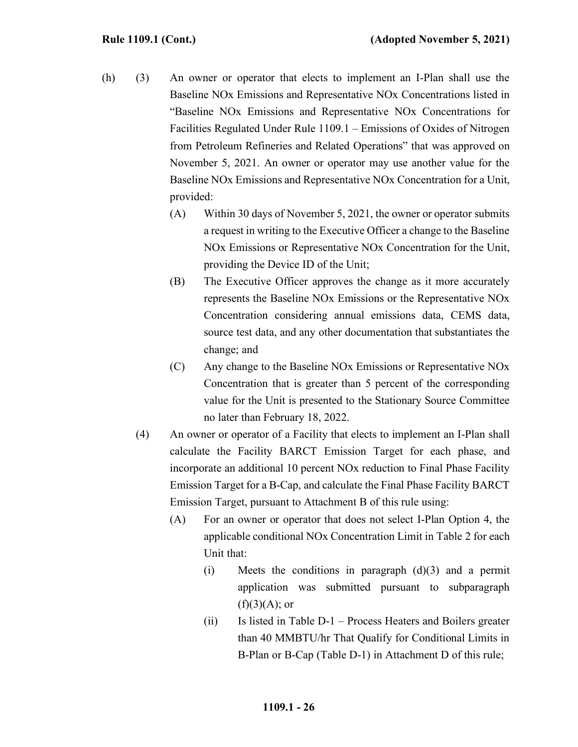(h) (3) An owner or operator that elects to implement an I-Plan shall use the Baseline NOx Emissions and Representative NOx Concentrations listed in "Baseline NOx Emissions and Representative NOx Concentrations for Facilities Regulated Under Rule 1109.1 – Emissions of Oxides of Nitrogen from Petroleum Refineries and Related Operations" that was approved on November 5, 2021. An owner or operator may use another value for the Baseline NOx Emissions and Representative NOx Concentration for a Unit, provided:

(A) Within 30 days of November 5, 2021, the owner or operator submits a request in writing to the Executive Officer a change to the Baseline NOx Emissions or Representative NOx Concentration for the Unit, providing the Device ID of the Unit;

(B) The Executive Officer approves the change as it more accurately represents the Baseline NOx Emissions or the Representative NOx Concentration considering annual emissions data, CEMS data, source test data, and any other documentation that substantiates the change; and

(C) Any change to the Baseline NOx Emissions or Representative NOx Concentration that is greater than 5 percent of the corresponding value for the Unit is presented to the Stationary Source Committee no later than February 18, 2022.

(4) An owner or operator of a Facility that elects to implement an I-Plan shall calculate the Facility BARCT Emission Target for each phase, and incorporate an additional 10 percent NOx reduction to Final Phase Facility Emission Target for a B-Cap, and calculate the Final Phase Facility BARCT Emission Target, pursuant to Attachment B of this rule using:

(A) For an owner or operator that does not select I-Plan Option 4, the applicable conditional NOx Concentration Limit in Table 2 for each Unit that:

(i) Meets the conditions in paragraph (d)(3) and a permit application was submitted pursuant to subparagraph (f)(3)(A); or

(ii) Is listed in Table D-1 – Process Heaters and Boilers greater than 40 MMBTU/hr That Qualify for Conditional Limits in B-Plan or B-Cap (Table D-1) in Attachment D of this rule;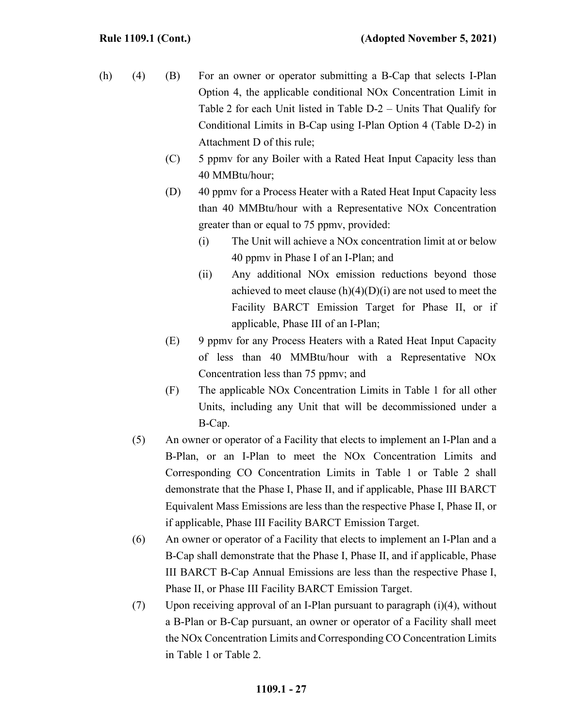(h) (4) (B) For an owner or operator submitting a B-Cap that selects I-Plan Option 4, the applicable conditional NOx Concentration Limit in Table 2 for each Unit listed in Table D-2 – Units That Qualify for Conditional Limits in B-Cap using I-Plan Option 4 (Table D-2) in Attachment D of this rule;

(C) 5 ppmv for any Boiler with a Rated Heat Input Capacity less than 40 MMBtu/hour;

(D) 40 ppmv for a Process Heater with a Rated Heat Input Capacity less than 40 MMBtu/hour with a Representative NOx Concentration greater than or equal to 75 ppmv, provided:

(i) The Unit will achieve a NOx concentration limit at or below 40 ppmv in Phase I of an I-Plan; and

(ii) Any additional NOx emission reductions beyond those achieved to meet clause (h)(4)(D)(i) are not used to meet the Facility BARCT Emission Target for Phase II, or if applicable, Phase III of an I-Plan;

(E) 9 ppmv for any Process Heaters with a Rated Heat Input Capacity of less than 40 MMBtu/hour with a Representative NOx Concentration less than 75 ppmv; and

(F) The applicable NOx Concentration Limits in Table 1 for all other Units, including any Unit that will be decommissioned under a B-Cap.

(5) An owner or operator of a Facility that elects to implement an I-Plan and a B-Plan, or an I-Plan to meet the NOx Concentration Limits and Corresponding CO Concentration Limits in Table 1 or Table 2 shall demonstrate that the Phase I, Phase II, and if applicable, Phase III BARCT Equivalent Mass Emissions are less than the respective Phase I, Phase II, or if applicable, Phase III Facility BARCT Emission Target.

(6) An owner or operator of a Facility that elects to implement an I-Plan and a B-Cap shall demonstrate that the Phase I, Phase II, and if applicable, Phase III BARCT B-Cap Annual Emissions are less than the respective Phase I, Phase II, or Phase III Facility BARCT Emission Target.

(7) Upon receiving approval of an I-Plan pursuant to paragraph (i)(4), without a B-Plan or B-Cap pursuant, an owner or operator of a Facility shall meet the NOx Concentration Limits and Corresponding CO Concentration Limits in Table 1 or Table 2.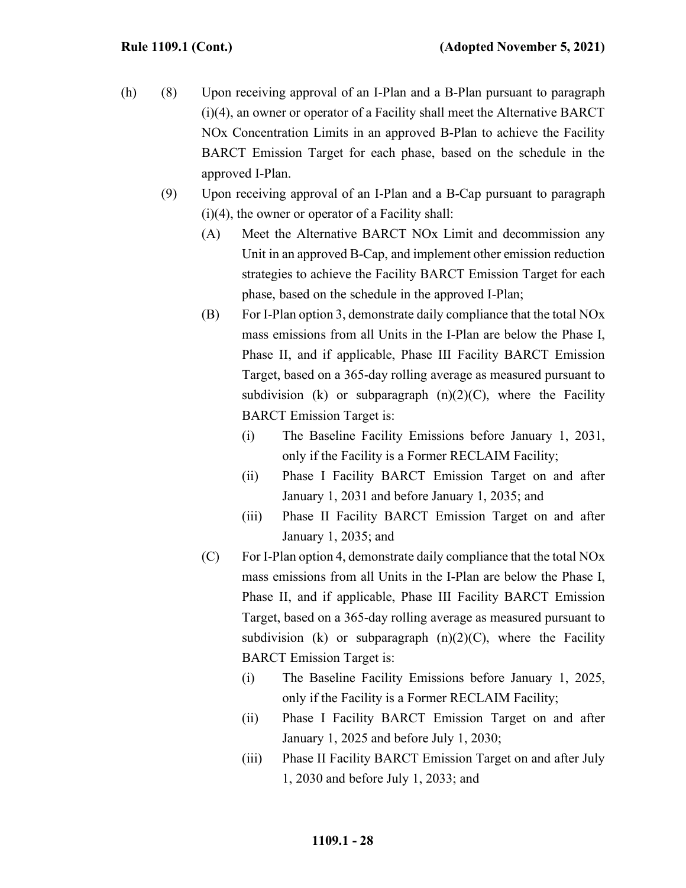(h) (8) Upon receiving approval of an I-Plan and a B-Plan pursuant to paragraph (i)(4), an owner or operator of a Facility shall meet the Alternative BARCT NOx Concentration Limits in an approved B-Plan to achieve the Facility BARCT Emission Target for each phase, based on the schedule in the approved I-Plan.

(9) Upon receiving approval of an I-Plan and a B-Cap pursuant to paragraph (i)(4), the owner or operator of a Facility shall:

(A) Meet the Alternative BARCT NOx Limit and decommission any Unit in an approved B-Cap, and implement other emission reduction strategies to achieve the Facility BARCT Emission Target for each phase, based on the schedule in the approved I-Plan;

(B) For I-Plan option 3, demonstrate daily compliance that the total NOx mass emissions from all Units in the I-Plan are below the Phase I, Phase II, and if applicable, Phase III Facility BARCT Emission Target, based on a 365-day rolling average as measured pursuant to subdivision (k) or subparagraph (n)(2)(C), where the Facility BARCT Emission Target is:

(i) The Baseline Facility Emissions before January 1, 2031, only if the Facility is a Former RECLAIM Facility;

(ii) Phase I Facility BARCT Emission Target on and after January 1, 2031 and before January 1, 2035; and

(iii) Phase II Facility BARCT Emission Target on and after January 1, 2035; and

(C) For I-Plan option 4, demonstrate daily compliance that the total NOx mass emissions from all Units in the I-Plan are below the Phase I, Phase II, and if applicable, Phase III Facility BARCT Emission Target, based on a 365-day rolling average as measured pursuant to subdivision (k) or subparagraph (n)(2)(C), where the Facility BARCT Emission Target is:

(i) The Baseline Facility Emissions before January 1, 2025, only if the Facility is a Former RECLAIM Facility;

(ii) Phase I Facility BARCT Emission Target on and after January 1, 2025 and before July 1, 2030;

(iii) Phase II Facility BARCT Emission Target on and after July 1, 2030 and before July 1, 2033; and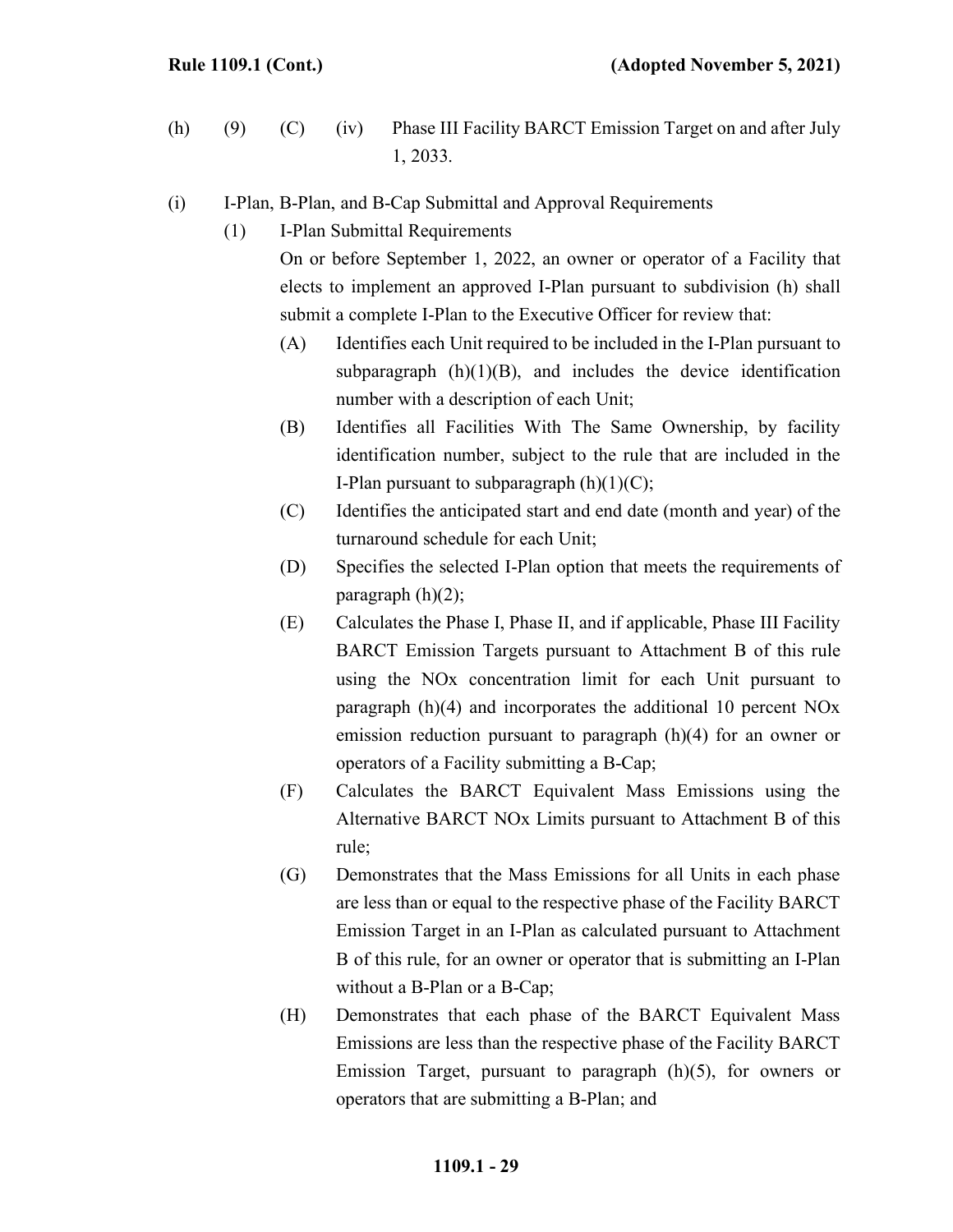(h) (9) (C) (iv) Phase III Facility BARCT Emission Target on and after July 1, 2033.

(i) I-Plan, B-Plan, and B-Cap Submittal and Approval Requirements

(1) I-Plan Submittal Requirements

On or before September 1, 2022, an owner or operator of a Facility that elects to implement an approved I-Plan pursuant to subdivision (h) shall submit a complete I-Plan to the Executive Officer for review that:

(A) Identifies each Unit required to be included in the I-Plan pursuant to subparagraph (h)(1)(B), and includes the device identification number with a description of each Unit;

(B) Identifies all Facilities With The Same Ownership, by facility identification number, subject to the rule that are included in the I-Plan pursuant to subparagraph (h)(1)(C);

(C) Identifies the anticipated start and end date (month and year) of the turnaround schedule for each Unit;

(D) Specifies the selected I-Plan option that meets the requirements of paragraph (h)(2);

(E) Calculates the Phase I, Phase II, and if applicable, Phase III Facility BARCT Emission Targets pursuant to Attachment B of this rule using the NOx concentration limit for each Unit pursuant to paragraph (h)(4) and incorporates the additional 10 percent NOx emission reduction pursuant to paragraph (h)(4) for an owner or operators of a Facility submitting a B-Cap;

(F) Calculates the BARCT Equivalent Mass Emissions using the Alternative BARCT NOx Limits pursuant to Attachment B of this rule;

(G) Demonstrates that the Mass Emissions for all Units in each phase are less than or equal to the respective phase of the Facility BARCT Emission Target in an I-Plan as calculated pursuant to Attachment B of this rule, for an owner or operator that is submitting an I-Plan without a B-Plan or a B-Cap;

(H) Demonstrates that each phase of the BARCT Equivalent Mass Emissions are less than the respective phase of the Facility BARCT Emission Target, pursuant to paragraph (h)(5), for owners or operators that are submitting a B-Plan; and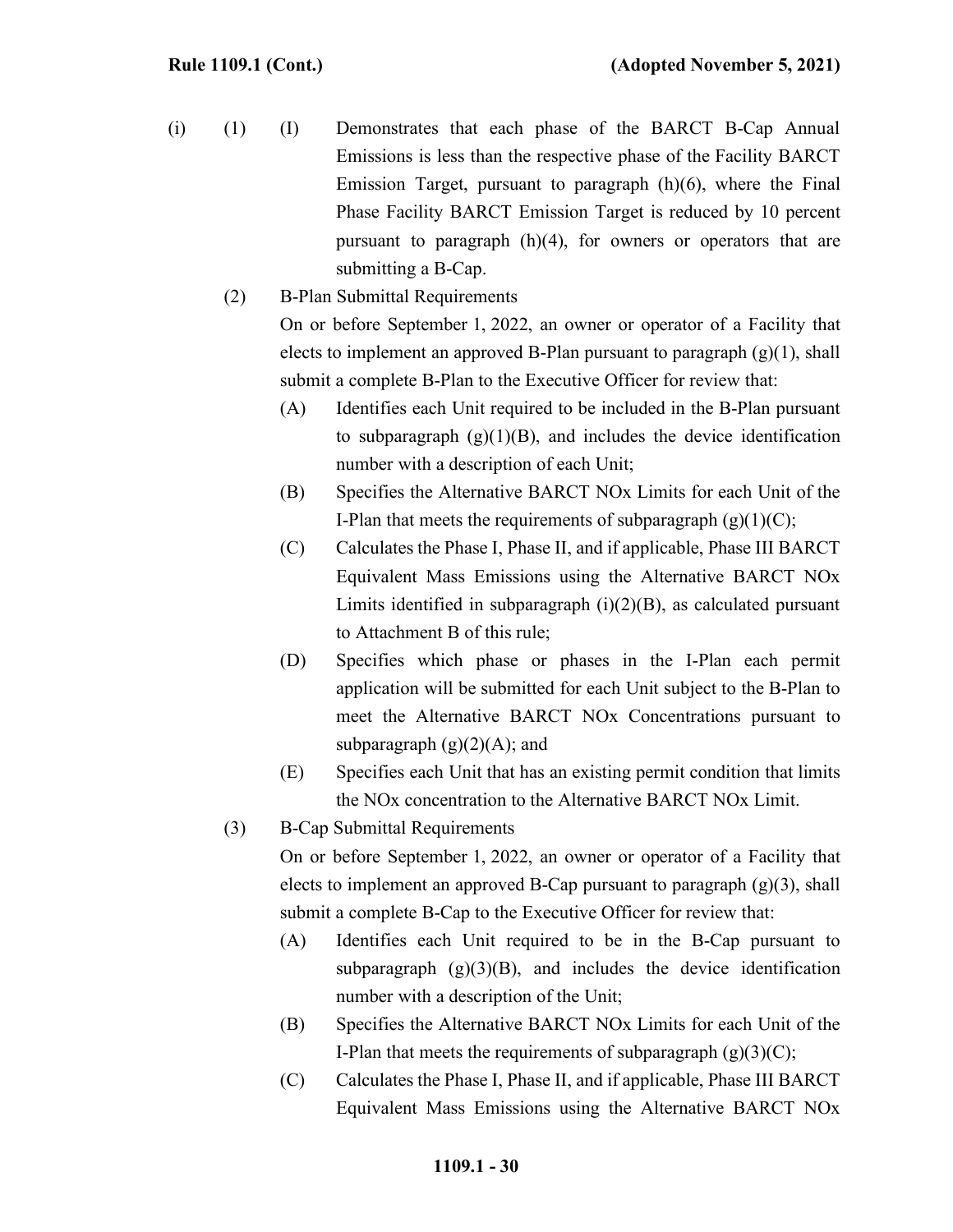(i) (1) (I) Demonstrates that each phase of the BARCT B-Cap Annual Emissions is less than the respective phase of the Facility BARCT Emission Target, pursuant to paragraph (h)(6), where the Final Phase Facility BARCT Emission Target is reduced by 10 percent pursuant to paragraph (h)(4), for owners or operators that are submitting a B-Cap.

(2) B-Plan Submittal Requirements

On or before September 1, 2022, an owner or operator of a Facility that elects to implement an approved B-Plan pursuant to paragraph (g)(1), shall submit a complete B-Plan to the Executive Officer for review that:

(A) Identifies each Unit required to be included in the B-Plan pursuant to subparagraph (g)(1)(B), and includes the device identification number with a description of each Unit;

(B) Specifies the Alternative BARCT NOx Limits for each Unit of the I-Plan that meets the requirements of subparagraph (g)(1)(C);

(C) Calculates the Phase I, Phase II, and if applicable, Phase III BARCT Equivalent Mass Emissions using the Alternative BARCT NOx Limits identified in subparagraph (i)(2)(B), as calculated pursuant to Attachment B of this rule;

(D) Specifies which phase or phases in the I-Plan each permit application will be submitted for each Unit subject to the B-Plan to meet the Alternative BARCT NOx Concentrations pursuant to subparagraph (g)(2)(A); and

(E) Specifies each Unit that has an existing permit condition that limits the NOx concentration to the Alternative BARCT NOx Limit.

(3) B-Cap Submittal Requirements

On or before September 1, 2022, an owner or operator of a Facility that elects to implement an approved B-Cap pursuant to paragraph (g)(3), shall submit a complete B-Cap to the Executive Officer for review that:

(A) Identifies each Unit required to be in the B-Cap pursuant to subparagraph (g)(3)(B), and includes the device identification number with a description of the Unit;

(B) Specifies the Alternative BARCT NOx Limits for each Unit of the I-Plan that meets the requirements of subparagraph (g)(3)(C);

(C) Calculates the Phase I, Phase II, and if applicable, Phase III BARCT Equivalent Mass Emissions using the Alternative BARCT NOx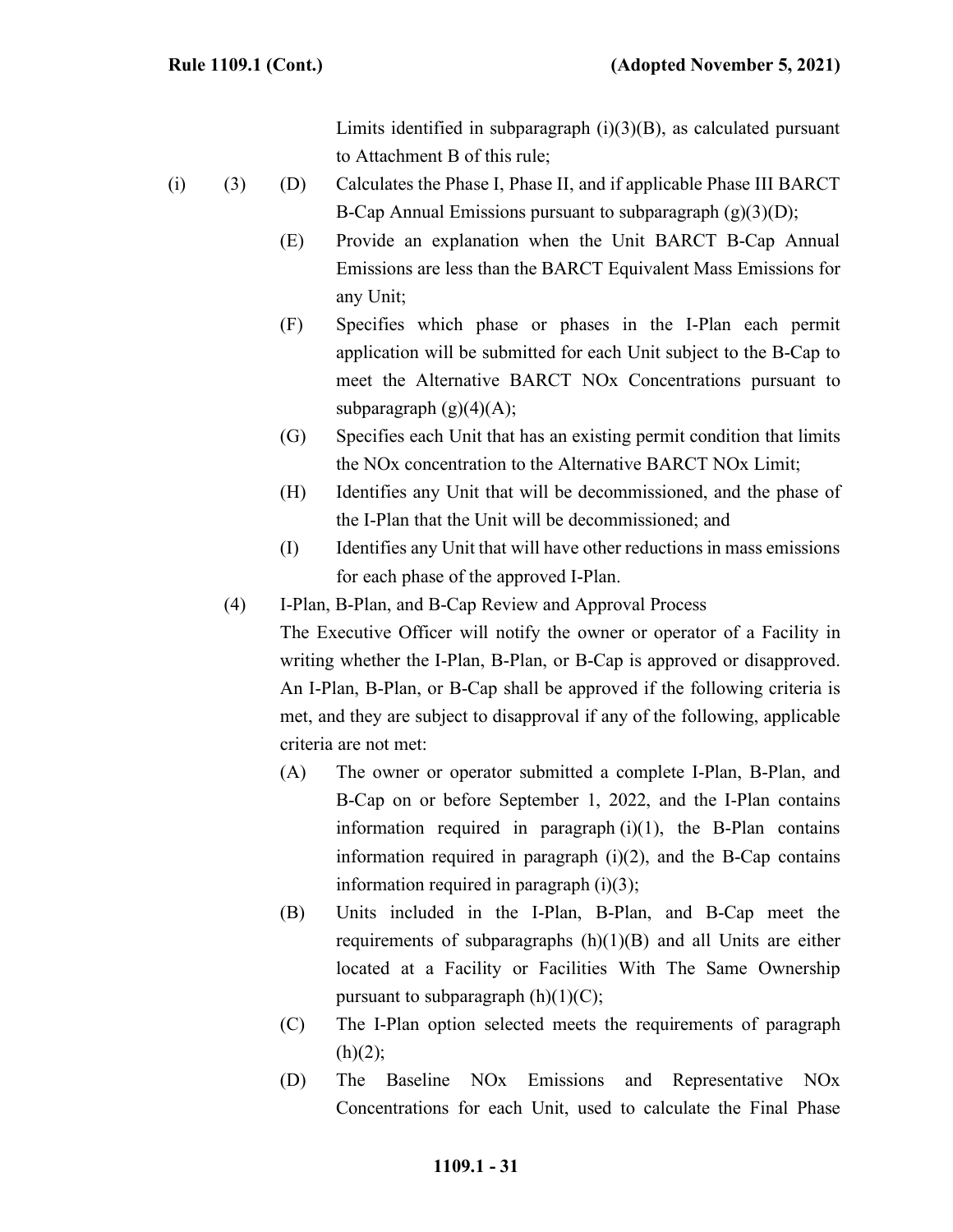Limits identified in subparagraph (i)(3)(B), as calculated pursuant to Attachment B of this rule;

(i) (3) (D) Calculates the Phase I, Phase II, and if applicable Phase III BARCT B-Cap Annual Emissions pursuant to subparagraph (g)(3)(D);

(E) Provide an explanation when the Unit BARCT B-Cap Annual Emissions are less than the BARCT Equivalent Mass Emissions for any Unit;

(F) Specifies which phase or phases in the I-Plan each permit application will be submitted for each Unit subject to the B-Cap to meet the Alternative BARCT NOx Concentrations pursuant to subparagraph (g)(4)(A);

(G) Specifies each Unit that has an existing permit condition that limits the NOx concentration to the Alternative BARCT NOx Limit;

(H) Identifies any Unit that will be decommissioned, and the phase of the I-Plan that the Unit will be decommissioned; and

(I) Identifies any Unit that will have other reductions in mass emissions for each phase of the approved I-Plan.

(4) I-Plan, B-Plan, and B-Cap Review and Approval Process

The Executive Officer will notify the owner or operator of a Facility in writing whether the I-Plan, B-Plan, or B-Cap is approved or disapproved. An I-Plan, B-Plan, or B-Cap shall be approved if the following criteria is met, and they are subject to disapproval if any of the following, applicable criteria are not met:

(A) The owner or operator submitted a complete I-Plan, B-Plan, and B-Cap on or before September 1, 2022, and the I-Plan contains information required in paragraph (i)(1), the B-Plan contains information required in paragraph (i)(2), and the B-Cap contains information required in paragraph (i)(3);

(B) Units included in the I-Plan, B-Plan, and B-Cap meet the requirements of subparagraphs (h)(1)(B) and all Units are either located at a Facility or Facilities With The Same Ownership pursuant to subparagraph (h)(1)(C);

(C) The I-Plan option selected meets the requirements of paragraph (h)(2);

(D) The Baseline NOx Emissions and Representative NOx Concentrations for each Unit, used to calculate the Final Phase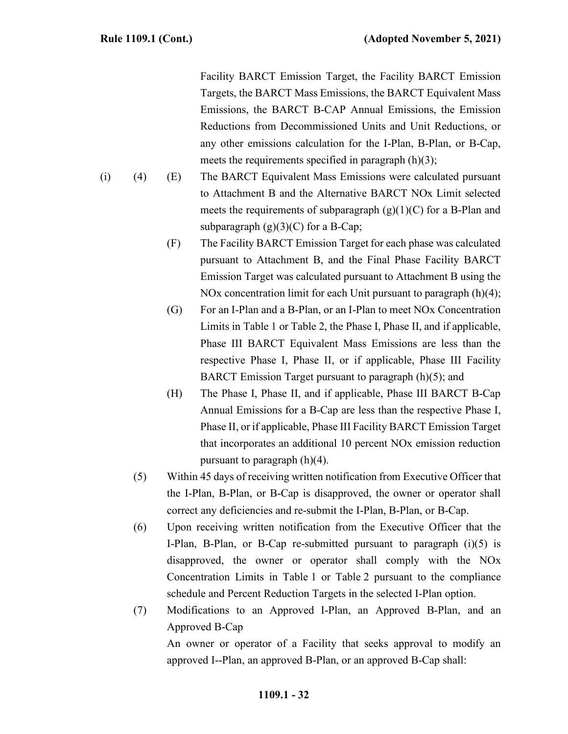Facility BARCT Emission Target, the Facility BARCT Emission Targets, the BARCT Mass Emissions, the BARCT Equivalent Mass Emissions, the BARCT B-CAP Annual Emissions, the Emission Reductions from Decommissioned Units and Unit Reductions, or any other emissions calculation for the I-Plan, B-Plan, or B-Cap, meets the requirements specified in paragraph (h)(3);

(i) (4) (E) The BARCT Equivalent Mass Emissions were calculated pursuant to Attachment B and the Alternative BARCT NOx Limit selected meets the requirements of subparagraph (g)(1)(C) for a B-Plan and subparagraph (g)(3)(C) for a B-Cap;

(F) The Facility BARCT Emission Target for each phase was calculated pursuant to Attachment B, and the Final Phase Facility BARCT Emission Target was calculated pursuant to Attachment B using the NOx concentration limit for each Unit pursuant to paragraph (h)(4);

(G) For an I-Plan and a B-Plan, or an I-Plan to meet NOx Concentration Limits in Table 1 or Table 2, the Phase I, Phase II, and if applicable, Phase III BARCT Equivalent Mass Emissions are less than the respective Phase I, Phase II, or if applicable, Phase III Facility BARCT Emission Target pursuant to paragraph (h)(5); and

(H) The Phase I, Phase II, and if applicable, Phase III BARCT B-Cap Annual Emissions for a B-Cap are less than the respective Phase I, Phase II, or if applicable, Phase III Facility BARCT Emission Target that incorporates an additional 10 percent NOx emission reduction pursuant to paragraph (h)(4).

(5) Within 45 days of receiving written notification from Executive Officer that the I-Plan, B-Plan, or B-Cap is disapproved, the owner or operator shall correct any deficiencies and re-submit the I-Plan, B-Plan, or B-Cap.

(6) Upon receiving written notification from the Executive Officer that the I-Plan, B-Plan, or B-Cap re-submitted pursuant to paragraph (i)(5) is disapproved, the owner or operator shall comply with the NOx Concentration Limits in Table 1 or Table 2 pursuant to the compliance schedule and Percent Reduction Targets in the selected I-Plan option.

(7) Modifications to an Approved I-Plan, an Approved B-Plan, and an Approved B-Cap

An owner or operator of a Facility that seeks approval to modify an approved I--Plan, an approved B-Plan, or an approved B-Cap shall: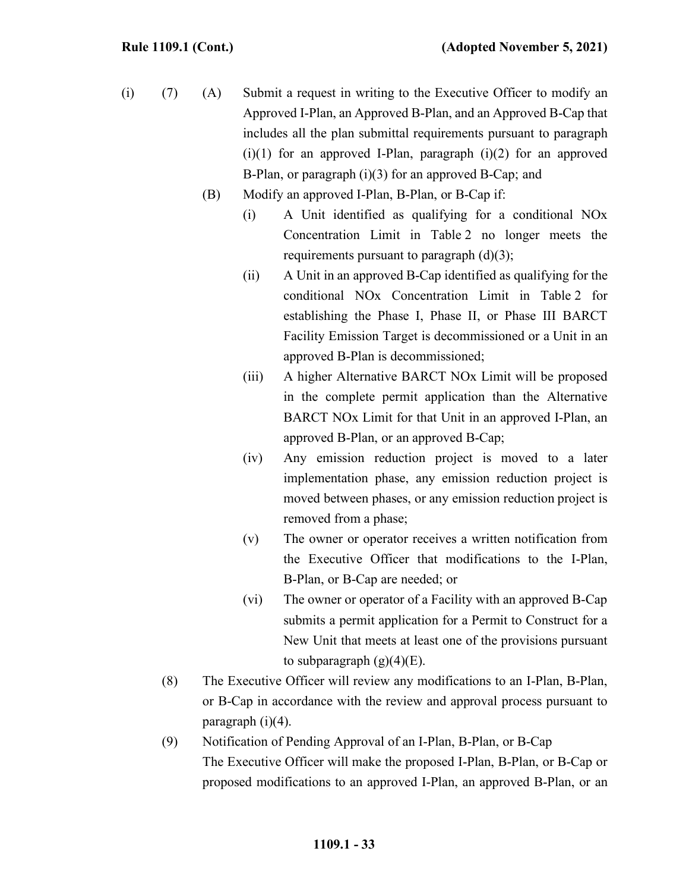(i) (7) (A) Submit a request in writing to the Executive Officer to modify an Approved I-Plan, an Approved B-Plan, and an Approved B-Cap that includes all the plan submittal requirements pursuant to paragraph (i)(1) for an approved I-Plan, paragraph (i)(2) for an approved B-Plan, or paragraph (i)(3) for an approved B-Cap; and

(B) Modify an approved I-Plan, B-Plan, or B-Cap if:

(i) A Unit identified as qualifying for a conditional NOx Concentration Limit in Table 2 no longer meets the requirements pursuant to paragraph (d)(3);

(ii) A Unit in an approved B-Cap identified as qualifying for the conditional NOx Concentration Limit in Table 2 for establishing the Phase I, Phase II, or Phase III BARCT Facility Emission Target is decommissioned or a Unit in an approved B-Plan is decommissioned;

(iii) A higher Alternative BARCT NOx Limit will be proposed in the complete permit application than the Alternative BARCT NOx Limit for that Unit in an approved I-Plan, an approved B-Plan, or an approved B-Cap;

(iv) Any emission reduction project is moved to a later implementation phase, any emission reduction project is moved between phases, or any emission reduction project is removed from a phase;

(v) The owner or operator receives a written notification from the Executive Officer that modifications to the I-Plan, B-Plan, or B-Cap are needed; or

(vi) The owner or operator of a Facility with an approved B-Cap submits a permit application for a Permit to Construct for a New Unit that meets at least one of the provisions pursuant to subparagraph (g)(4)(E).

(8) The Executive Officer will review any modifications to an I-Plan, B-Plan, or B-Cap in accordance with the review and approval process pursuant to paragraph (i)(4).

(9) Notification of Pending Approval of an I-Plan, B-Plan, or B-Cap

The Executive Officer will make the proposed I-Plan, B-Plan, or B-Cap or proposed modifications to an approved I-Plan, an approved B-Plan, or an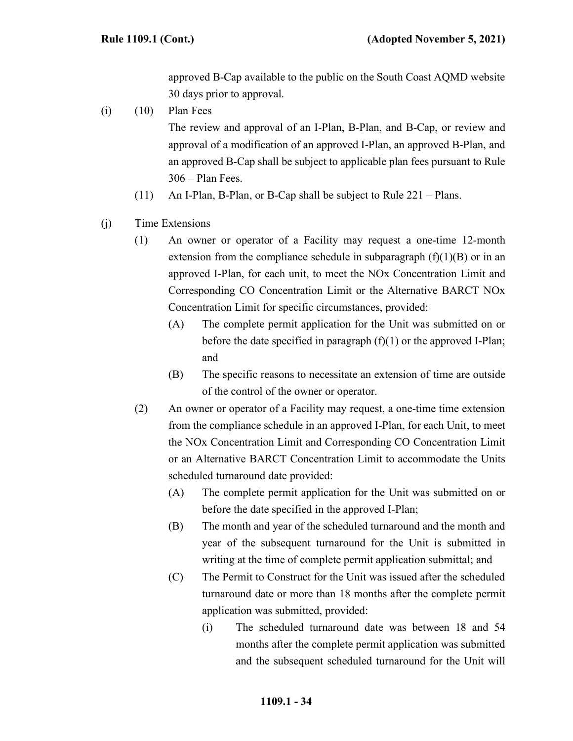approved B-Cap available to the public on the South Coast AQMD website 30 days prior to approval.

(i) (10) Plan Fees

The review and approval of an I-Plan, B-Plan, and B-Cap, or review and approval of a modification of an approved I-Plan, an approved B-Plan, and an approved B-Cap shall be subject to applicable plan fees pursuant to Rule 306 – Plan Fees.

(11) An I-Plan, B-Plan, or B-Cap shall be subject to Rule 221 – Plans.

(j) Time Extensions

(1) An owner or operator of a Facility may request a one-time 12-month extension from the compliance schedule in subparagraph (f)(1)(B) or in an approved I-Plan, for each unit, to meet the NOx Concentration Limit and Corresponding CO Concentration Limit or the Alternative BARCT NOx Concentration Limit for specific circumstances, provided:

(A) The complete permit application for the Unit was submitted on or before the date specified in paragraph (f)(1) or the approved I-Plan; and

(B) The specific reasons to necessitate an extension of time are outside of the control of the owner or operator.

(2) An owner or operator of a Facility may request, a one-time time extension from the compliance schedule in an approved I-Plan, for each Unit, to meet the NOx Concentration Limit and Corresponding CO Concentration Limit or an Alternative BARCT Concentration Limit to accommodate the Units scheduled turnaround date provided:

(A) The complete permit application for the Unit was submitted on or before the date specified in the approved I-Plan;

(B) The month and year of the scheduled turnaround and the month and year of the subsequent turnaround for the Unit is submitted in writing at the time of complete permit application submittal; and

(C) The Permit to Construct for the Unit was issued after the scheduled turnaround date or more than 18 months after the complete permit application was submitted, provided:

(i) The scheduled turnaround date was between 18 and 54 months after the complete permit application was submitted and the subsequent scheduled turnaround for the Unit will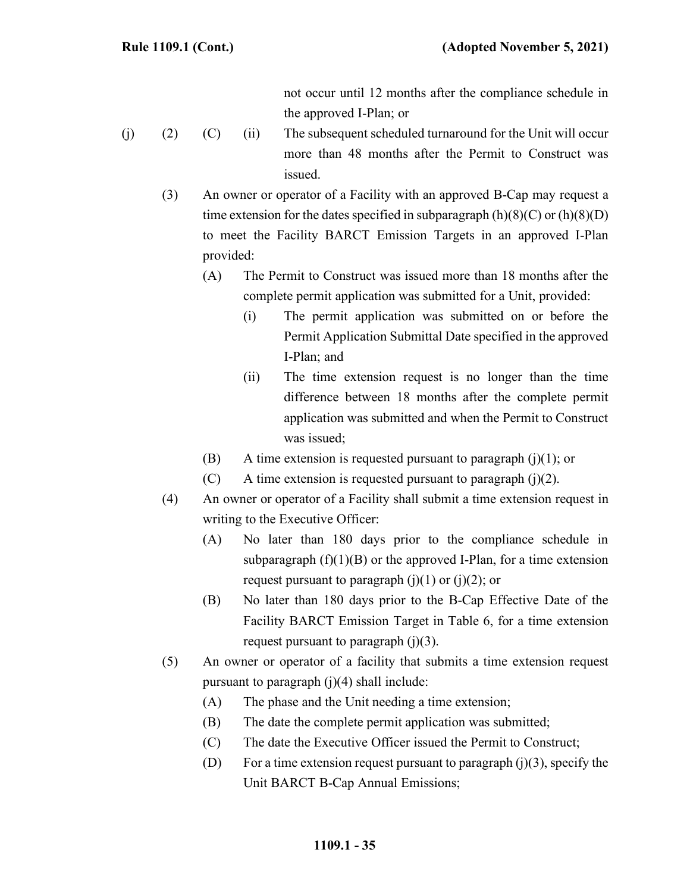not occur until 12 months after the compliance schedule in the approved I-Plan; or

(j) (2) (C) (ii) The subsequent scheduled turnaround for the Unit will occur more than 48 months after the Permit to Construct was issued.

(3) An owner or operator of a Facility with an approved B-Cap may request a time extension for the dates specified in subparagraph (h)(8)(C) or (h)(8)(D) to meet the Facility BARCT Emission Targets in an approved I-Plan provided:

(A) The Permit to Construct was issued more than 18 months after the complete permit application was submitted for a Unit, provided:

(i) The permit application was submitted on or before the Permit Application Submittal Date specified in the approved I-Plan; and

(ii) The time extension request is no longer than the time difference between 18 months after the complete permit application was submitted and when the Permit to Construct was issued;

(B) A time extension is requested pursuant to paragraph (j)(1); or

(C) A time extension is requested pursuant to paragraph (j)(2).

(4) An owner or operator of a Facility shall submit a time extension request in writing to the Executive Officer:

(A) No later than 180 days prior to the compliance schedule in subparagraph (f)(1)(B) or the approved I-Plan, for a time extension request pursuant to paragraph (j)(1) or (j)(2); or

(B) No later than 180 days prior to the B-Cap Effective Date of the Facility BARCT Emission Target in Table 6, for a time extension request pursuant to paragraph (j)(3).

(5) An owner or operator of a facility that submits a time extension request pursuant to paragraph (j)(4) shall include:

(A) The phase and the Unit needing a time extension;

(B) The date the complete permit application was submitted;

(C) The date the Executive Officer issued the Permit to Construct;

(D) For a time extension request pursuant to paragraph (j)(3), specify the Unit BARCT B-Cap Annual Emissions;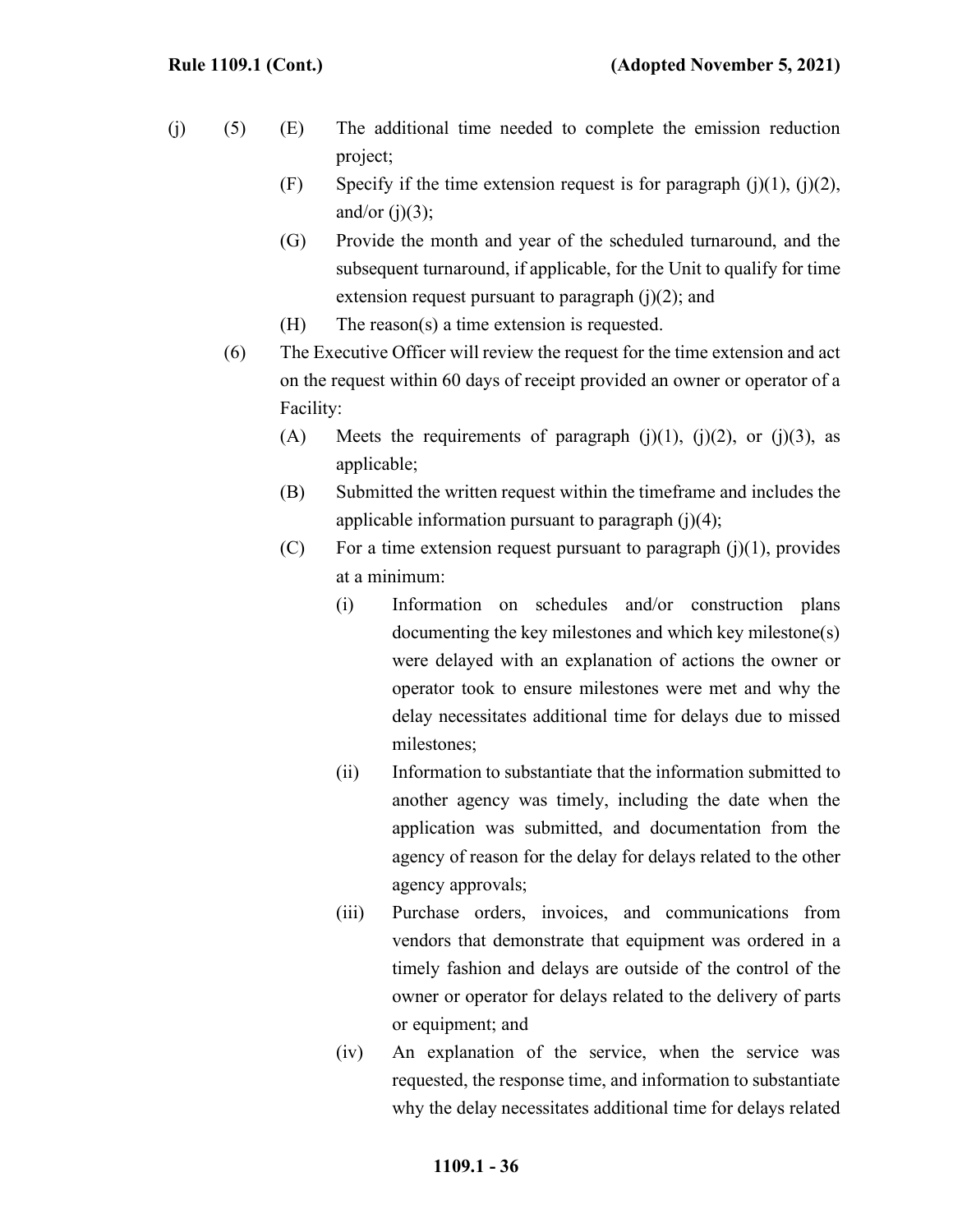(j) (5) (E) The additional time needed to complete the emission reduction project;

(F) Specify if the time extension request is for paragraph (j)(1), (j)(2), and/or (j)(3);

(G) Provide the month and year of the scheduled turnaround, and the subsequent turnaround, if applicable, for the Unit to qualify for time extension request pursuant to paragraph (j)(2); and

(H) The reason(s) a time extension is requested.

(6) The Executive Officer will review the request for the time extension and act on the request within 60 days of receipt provided an owner or operator of a Facility:

(A) Meets the requirements of paragraph (j)(1), (j)(2), or (j)(3), as applicable;

(B) Submitted the written request within the timeframe and includes the applicable information pursuant to paragraph (j)(4);

(C) For a time extension request pursuant to paragraph (j)(1), provides at a minimum:

(i) Information on schedules and/or construction plans documenting the key milestones and which key milestone(s) were delayed with an explanation of actions the owner or operator took to ensure milestones were met and why the delay necessitates additional time for delays due to missed milestones;

(ii) Information to substantiate that the information submitted to another agency was timely, including the date when the application was submitted, and documentation from the agency of reason for the delay for delays related to the other agency approvals;

(iii) Purchase orders, invoices, and communications from vendors that demonstrate that equipment was ordered in a timely fashion and delays are outside of the control of the owner or operator for delays related to the delivery of parts or equipment; and

(iv) An explanation of the service, when the service was requested, the response time, and information to substantiate why the delay necessitates additional time for delays related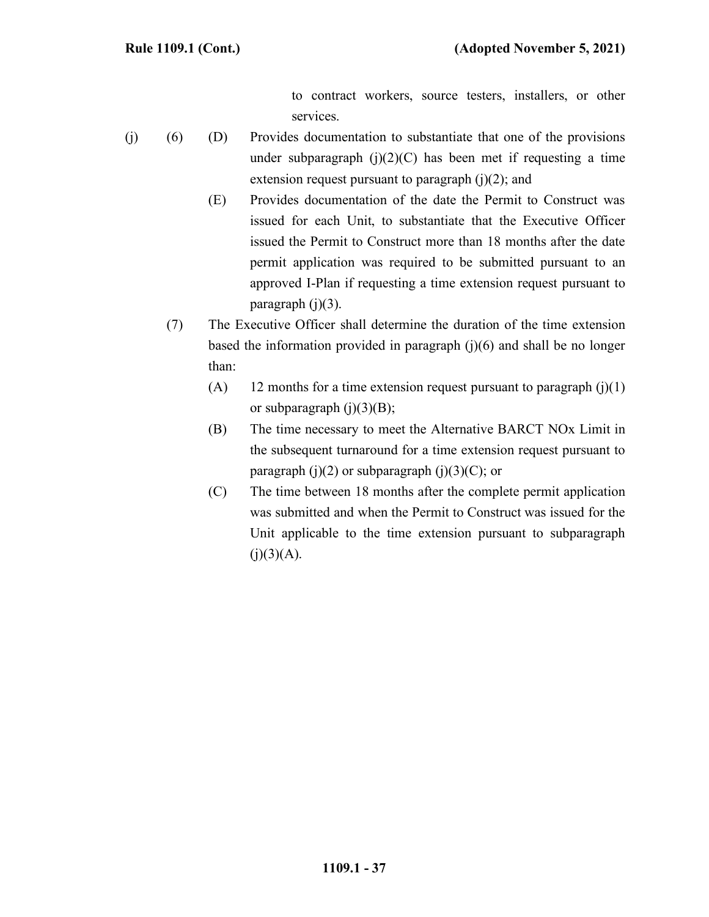to contract workers, source testers, installers, or other services.

(j) (6) (D) Provides documentation to substantiate that one of the provisions under subparagraph (j)(2)(C) has been met if requesting a time extension request pursuant to paragraph (j)(2); and

(E) Provides documentation of the date the Permit to Construct was issued for each Unit, to substantiate that the Executive Officer issued the Permit to Construct more than 18 months after the date permit application was required to be submitted pursuant to an approved I-Plan if requesting a time extension request pursuant to paragraph (j)(3).

(7) The Executive Officer shall determine the duration of the time extension based the information provided in paragraph (j)(6) and shall be no longer than:

(A) 12 months for a time extension request pursuant to paragraph (j)(1) or subparagraph (j)(3)(B);

(B) The time necessary to meet the Alternative BARCT NOx Limit in the subsequent turnaround for a time extension request pursuant to paragraph (j)(2) or subparagraph (j)(3)(C); or

(C) The time between 18 months after the complete permit application was submitted and when the Permit to Construct was issued for the Unit applicable to the time extension pursuant to subparagraph (j)(3)(A).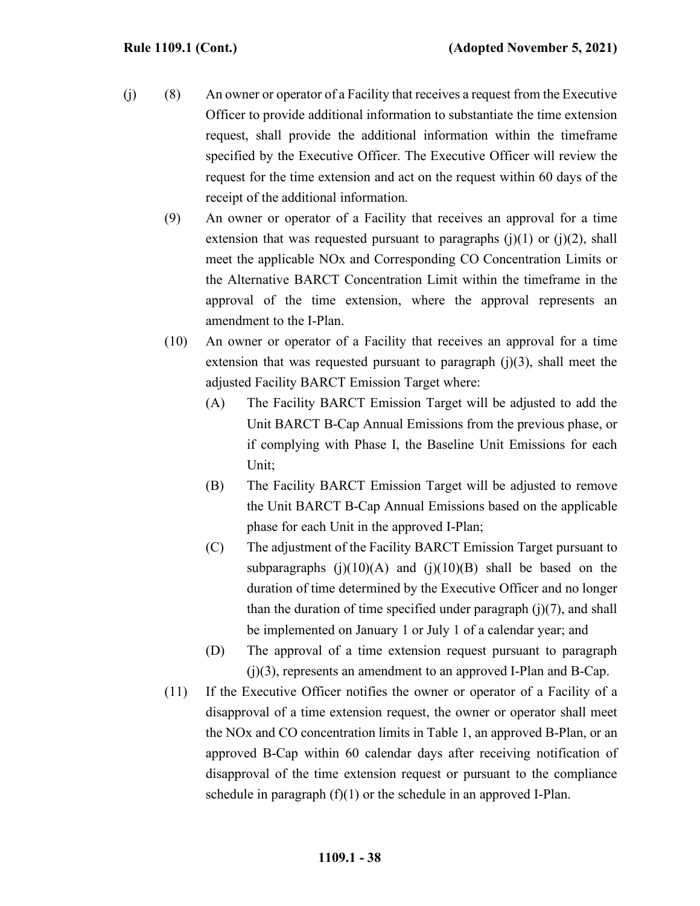(j) (8) An owner or operator of a Facility that receives a request from the Executive Officer to provide additional information to substantiate the time extension request, shall provide the additional information within the timeframe specified by the Executive Officer. The Executive Officer will review the request for the time extension and act on the request within 60 days of the receipt of the additional information.

(9) An owner or operator of a Facility that receives an approval for a time extension that was requested pursuant to paragraphs (j)(1) or (j)(2), shall meet the applicable NOx and Corresponding CO Concentration Limits or the Alternative BARCT Concentration Limit within the timeframe in the approval of the time extension, where the approval represents an amendment to the I-Plan.

(10) An owner or operator of a Facility that receives an approval for a time extension that was requested pursuant to paragraph (j)(3), shall meet the adjusted Facility BARCT Emission Target where:

(A) The Facility BARCT Emission Target will be adjusted to add the Unit BARCT B-Cap Annual Emissions from the previous phase, or if complying with Phase I, the Baseline Unit Emissions for each Unit;

(B) The Facility BARCT Emission Target will be adjusted to remove the Unit BARCT B-Cap Annual Emissions based on the applicable phase for each Unit in the approved I-Plan;

(C) The adjustment of the Facility BARCT Emission Target pursuant to subparagraphs (j)(10)(A) and (j)(10)(B) shall be based on the duration of time determined by the Executive Officer and no longer than the duration of time specified under paragraph (j)(7), and shall be implemented on January 1 or July 1 of a calendar year; and

(D) The approval of a time extension request pursuant to paragraph (j)(3), represents an amendment to an approved I-Plan and B-Cap.

(11) If the Executive Officer notifies the owner or operator of a Facility of a disapproval of a time extension request, the owner or operator shall meet the NOx and CO concentration limits in Table 1, an approved B-Plan, or an approved B-Cap within 60 calendar days after receiving notification of disapproval of the time extension request or pursuant to the compliance schedule in paragraph (f)(1) or the schedule in an approved I-Plan.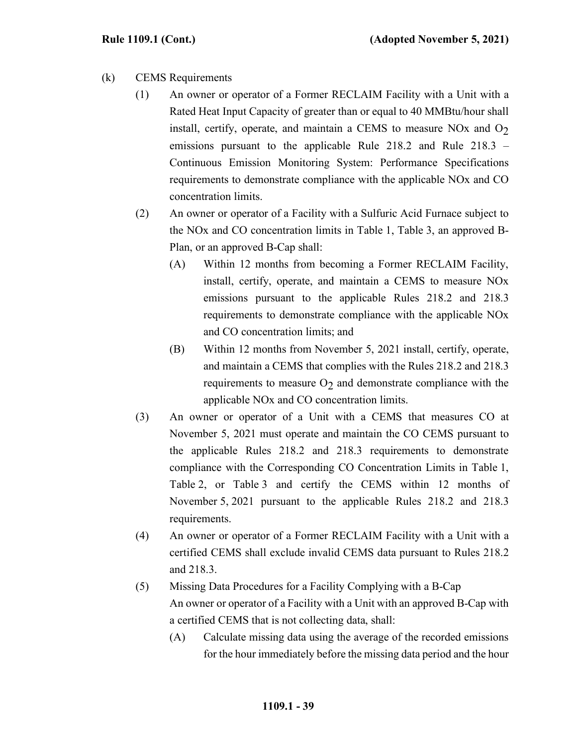(k) CEMS Requirements

(1) An owner or operator of a Former RECLAIM Facility with a Unit with a Rated Heat Input Capacity of greater than or equal to 40 MMBtu/hour shall install, certify, operate, and maintain a CEMS to measure NOx and $O_2$ emissions pursuant to the applicable Rule 218.2 and Rule 218.3 – Continuous Emission Monitoring System: Performance Specifications requirements to demonstrate compliance with the applicable NOx and CO concentration limits.

(2) An owner or operator of a Facility with a Sulfuric Acid Furnace subject to the NOx and CO concentration limits in Table 1, Table 3, an approved B-Plan, or an approved B-Cap shall:

(A) Within 12 months from becoming a Former RECLAIM Facility, install, certify, operate, and maintain a CEMS to measure NOx emissions pursuant to the applicable Rules 218.2 and 218.3 requirements to demonstrate compliance with the applicable NOx and CO concentration limits; and

(B) Within 12 months from November 5, 2021 install, certify, operate, and maintain a CEMS that complies with the Rules 218.2 and 218.3 requirements to measure $O_2$ and demonstrate compliance with the applicable NOx and CO concentration limits.

(3) An owner or operator of a Unit with a CEMS that measures CO at November 5, 2021 must operate and maintain the CO CEMS pursuant to the applicable Rules 218.2 and 218.3 requirements to demonstrate compliance with the Corresponding CO Concentration Limits in Table 1, Table 2, or Table 3 and certify the CEMS within 12 months of November 5, 2021 pursuant to the applicable Rules 218.2 and 218.3 requirements.

(4) An owner or operator of a Former RECLAIM Facility with a Unit with a certified CEMS shall exclude invalid CEMS data pursuant to Rules 218.2 and 218.3.

(5) Missing Data Procedures for a Facility Complying with a B-Cap

An owner or operator of a Facility with a Unit with an approved B-Cap with a certified CEMS that is not collecting data, shall:

(A) Calculate missing data using the average of the recorded emissions for the hour immediately before the missing data period and the hour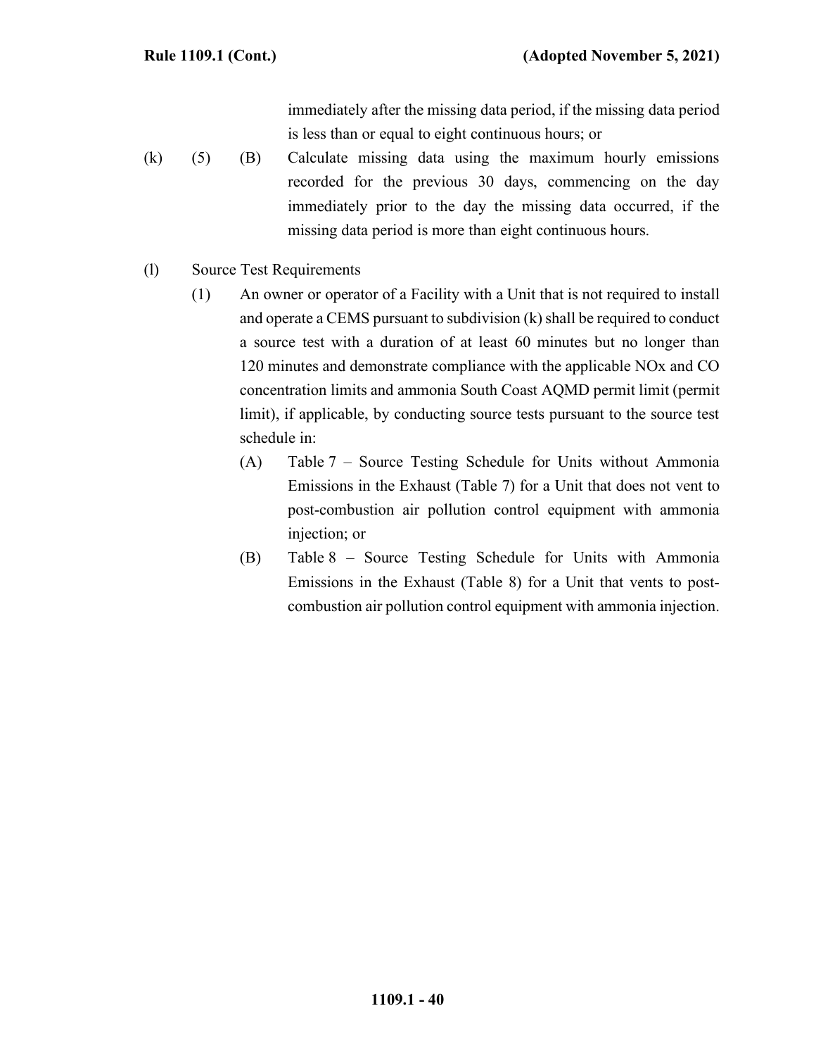immediately after the missing data period, if the missing data period is less than or equal to eight continuous hours; or

(k) (5) (B) Calculate missing data using the maximum hourly emissions recorded for the previous 30 days, commencing on the day immediately prior to the day the missing data occurred, if the missing data period is more than eight continuous hours.

(l) Source Test Requirements

(1) An owner or operator of a Facility with a Unit that is not required to install and operate a CEMS pursuant to subdivision (k) shall be required to conduct a source test with a duration of at least 60 minutes but no longer than 120 minutes and demonstrate compliance with the applicable NOx and CO concentration limits and ammonia South Coast AQMD permit limit (permit limit), if applicable, by conducting source tests pursuant to the source test schedule in:

(A) Table 7 – Source Testing Schedule for Units without Ammonia Emissions in the Exhaust (Table 7) for a Unit that does not vent to post-combustion air pollution control equipment with ammonia injection; or

(B) Table 8 – Source Testing Schedule for Units with Ammonia Emissions in the Exhaust (Table 8) for a Unit that vents to post-combustion air pollution control equipment with ammonia injection.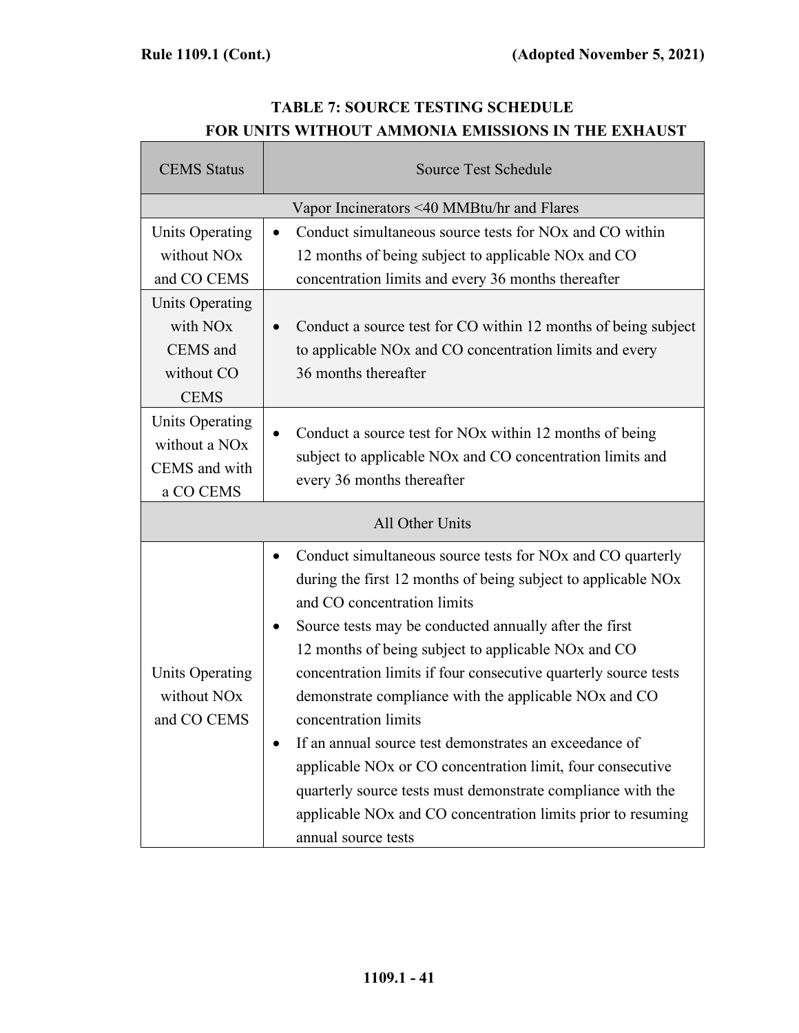## TABLE 7: SOURCE TESTING SCHEDULE FOR UNITS WITHOUT AMMONIA EMISSIONS IN THE EXHAUST

| CEMS Status | Source Test Schedule |
|---|---|
| Vapor Incinerators <40 MMBtu/hr and Flares | |
| Units Operating without NOx and CO CEMS | • Conduct simultaneous source tests for NOx and CO within 12 months of being subject to applicable NOx and CO concentration limits and every 36 months thereafter |
| Units Operating with NOx CEMS and without CO CEMS | • Conduct a source test for CO within 12 months of being subject to applicable NOx and CO concentration limits and every 36 months thereafter |
| Units Operating without a NOx CEMS and with a CO CEMS | • Conduct a source test for NOx within 12 months of being subject to applicable NOx and CO concentration limits and every 36 months thereafter |
| All Other Units | |
| Units Operating without NOx and CO CEMS | • Conduct simultaneous source tests for NOx and CO quarterly during the first 12 months of being subject to applicable NOx and CO concentration limits<br>• Source tests may be conducted annually after the first 12 months of being subject to applicable NOx and CO concentration limits if four consecutive quarterly source tests demonstrate compliance with the applicable NOx and CO concentration limits<br>• If an annual source test demonstrates an exceedance of applicable NOx or CO concentration limit, four consecutive quarterly source tests must demonstrate compliance with the applicable NOx and CO concentration limits prior to resuming annual source tests |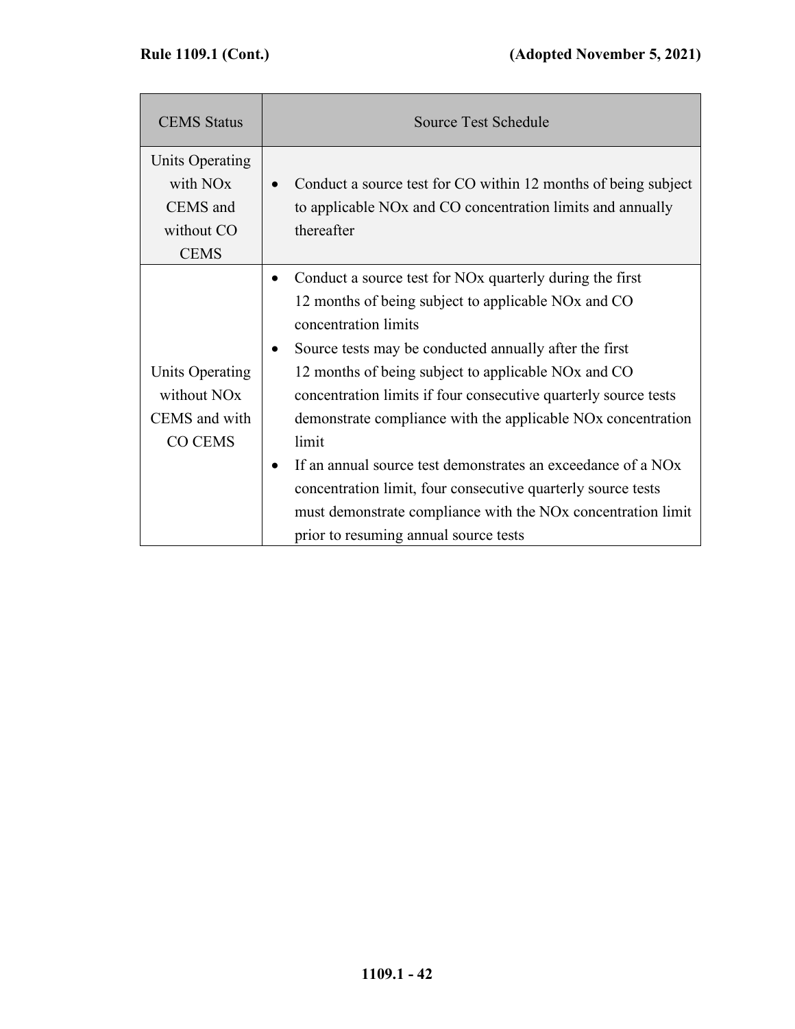| CEMS Status | Source Test Schedule |
|---|---|
| Units Operating with NOx CEMS and without CO CEMS | • Conduct a source test for CO within 12 months of being subject to applicable NOx and CO concentration limits and annually thereafter |
| Units Operating without NOx CEMS and with CO CEMS | • Conduct a source test for NOx quarterly during the first 12 months of being subject to applicable NOx and CO concentration limits<br>• Source tests may be conducted annually after the first 12 months of being subject to applicable NOx and CO concentration limits if four consecutive quarterly source tests demonstrate compliance with the applicable NOx concentration limit<br>• If an annual source test demonstrates an exceedance of a NOx concentration limit, four consecutive quarterly source tests must demonstrate compliance with the NOx concentration limit prior to resuming annual source tests |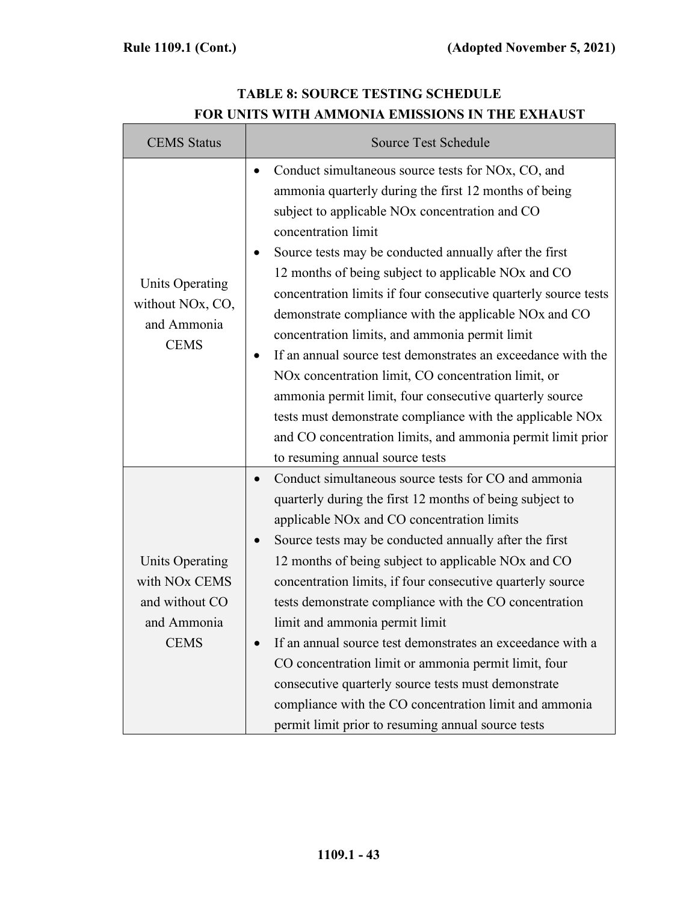## TABLE 8: SOURCE TESTING SCHEDULE FOR UNITS WITH AMMONIA EMISSIONS IN THE EXHAUST

| CEMS Status | Source Test Schedule |
|---|---|
| Units Operating without NOx, CO, and Ammonia CEMS | • Conduct simultaneous source tests for NOx, CO, and ammonia quarterly during the first 12 months of being subject to applicable NOx concentration and CO concentration limit<br>• Source tests may be conducted annually after the first 12 months of being subject to applicable NOx and CO concentration limits if four consecutive quarterly source tests demonstrate compliance with the applicable NOx and CO concentration limits, and ammonia permit limit<br>• If an annual source test demonstrates an exceedance with the NOx concentration limit, CO concentration limit, or ammonia permit limit, four consecutive quarterly source tests must demonstrate compliance with the applicable NOx and CO concentration limits, and ammonia permit limit prior to resuming annual source tests |
| Units Operating with NOx CEMS and without CO and Ammonia CEMS | • Conduct simultaneous source tests for CO and ammonia quarterly during the first 12 months of being subject to applicable NOx and CO concentration limits<br>• Source tests may be conducted annually after the first 12 months of being subject to applicable NOx and CO concentration limits, if four consecutive quarterly source tests demonstrate compliance with the CO concentration limit and ammonia permit limit<br>• If an annual source test demonstrates an exceedance with a CO concentration limit or ammonia permit limit, four consecutive quarterly source tests must demonstrate compliance with the CO concentration limit and ammonia permit limit prior to resuming annual source tests |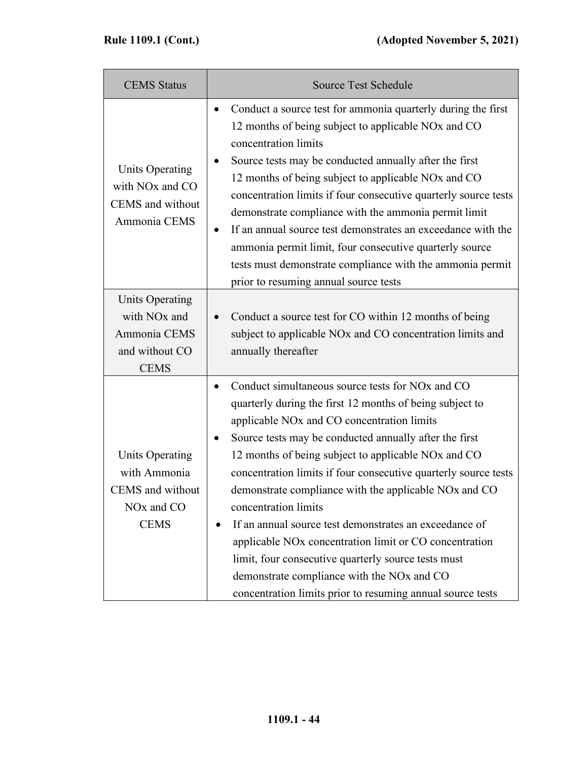| CEMS Status | Source Test Schedule |
|---|---|
| Units Operating with NOx and CO CEMS and without Ammonia CEMS | • Conduct a source test for ammonia quarterly during the first 12 months of being subject to applicable NOx and CO concentration limits<br>• Source tests may be conducted annually after the first 12 months of being subject to applicable NOx and CO concentration limits if four consecutive quarterly source tests demonstrate compliance with the ammonia permit limit<br>• If an annual source test demonstrates an exceedance with the ammonia permit limit, four consecutive quarterly source tests must demonstrate compliance with the ammonia permit prior to resuming annual source tests |
| Units Operating with NOx and Ammonia CEMS and without CO CEMS | • Conduct a source test for CO within 12 months of being subject to applicable NOx and CO concentration limits and annually thereafter |
| Units Operating with Ammonia CEMS and without NOx and CO CEMS | • Conduct simultaneous source tests for NOx and CO quarterly during the first 12 months of being subject to applicable NOx and CO concentration limits<br>• Source tests may be conducted annually after the first 12 months of being subject to applicable NOx and CO concentration limits if four consecutive quarterly source tests demonstrate compliance with the applicable NOx and CO concentration limits<br>• If an annual source test demonstrates an exceedance of applicable NOx concentration limit or CO concentration limit, four consecutive quarterly source tests must demonstrate compliance with the NOx and CO concentration limits prior to resuming annual source tests |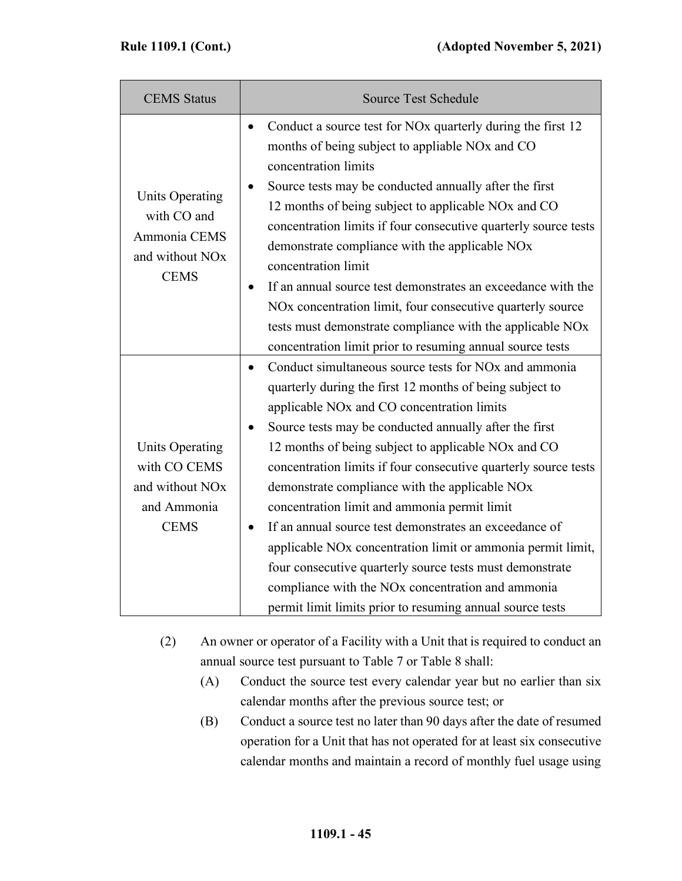| CEMS Status | Source Test Schedule |
|---|---|
| Units Operating with CO and Ammonia CEMS and without NOx CEMS | • Conduct a source test for NOx quarterly during the first 12 months of being subject to appliable NOx and CO concentration limits<br>• Source tests may be conducted annually after the first 12 months of being subject to applicable NOx and CO concentration limits if four consecutive quarterly source tests demonstrate compliance with the applicable NOx concentration limit<br>• If an annual source test demonstrates an exceedance with the NOx concentration limit, four consecutive quarterly source tests must demonstrate compliance with the applicable NOx concentration limit prior to resuming annual source tests |
| Units Operating with CO CEMS and without NOx and Ammonia CEMS | • Conduct simultaneous source tests for NOx and ammonia quarterly during the first 12 months of being subject to applicable NOx and CO concentration limits<br>• Source tests may be conducted annually after the first 12 months of being subject to applicable NOx and CO concentration limits if four consecutive quarterly source tests demonstrate compliance with the applicable NOx concentration limit and ammonia permit limit<br>• If an annual source test demonstrates an exceedance of applicable NOx concentration limit or ammonia permit limit, four consecutive quarterly source tests must demonstrate compliance with the NOx concentration and ammonia permit limit limits prior to resuming annual source tests |

(2) An owner or operator of a Facility with a Unit that is required to conduct an annual source test pursuant to Table 7 or Table 8 shall:

(A) Conduct the source test every calendar year but no earlier than six calendar months after the previous source test; or

(B) Conduct a source test no later than 90 days after the date of resumed operation for a Unit that has not operated for at least six consecutive calendar months and maintain a record of monthly fuel usage using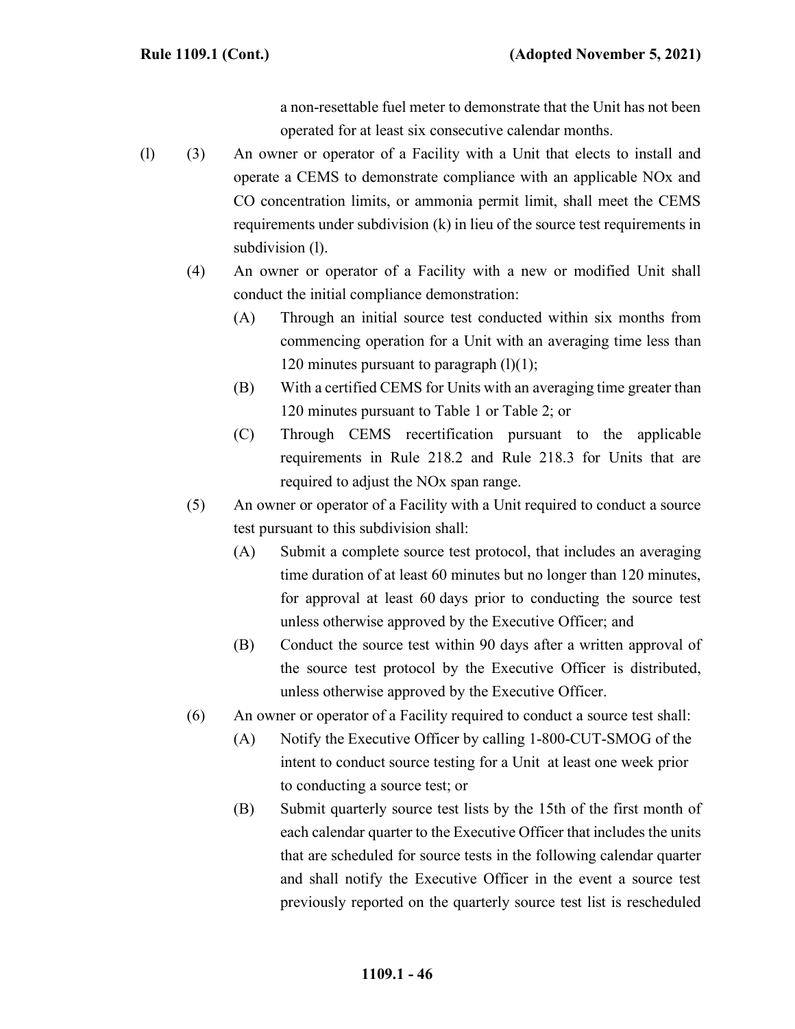a non-resettable fuel meter to demonstrate that the Unit has not been operated for at least six consecutive calendar months.

(l) (3) An owner or operator of a Facility with a Unit that elects to install and operate a CEMS to demonstrate compliance with an applicable NOx and CO concentration limits, or ammonia permit limit, shall meet the CEMS requirements under subdivision (k) in lieu of the source test requirements in subdivision (l).

(4) An owner or operator of a Facility with a new or modified Unit shall conduct the initial compliance demonstration:

(A) Through an initial source test conducted within six months from commencing operation for a Unit with an averaging time less than 120 minutes pursuant to paragraph (l)(1);

(B) With a certified CEMS for Units with an averaging time greater than 120 minutes pursuant to Table 1 or Table 2; or

(C) Through CEMS recertification pursuant to the applicable requirements in Rule 218.2 and Rule 218.3 for Units that are required to adjust the NOx span range.

(5) An owner or operator of a Facility with a Unit required to conduct a source test pursuant to this subdivision shall:

(A) Submit a complete source test protocol, that includes an averaging time duration of at least 60 minutes but no longer than 120 minutes, for approval at least 60 days prior to conducting the source test unless otherwise approved by the Executive Officer; and

(B) Conduct the source test within 90 days after a written approval of the source test protocol by the Executive Officer is distributed, unless otherwise approved by the Executive Officer.

(6) An owner or operator of a Facility required to conduct a source test shall:

(A) Notify the Executive Officer by calling 1-800-CUT-SMOG of the intent to conduct source testing for a Unit at least one week prior to conducting a source test; or

(B) Submit quarterly source test lists by the 15th of the first month of each calendar quarter to the Executive Officer that includes the units that are scheduled for source tests in the following calendar quarter and shall notify the Executive Officer in the event a source test previously reported on the quarterly source test list is rescheduled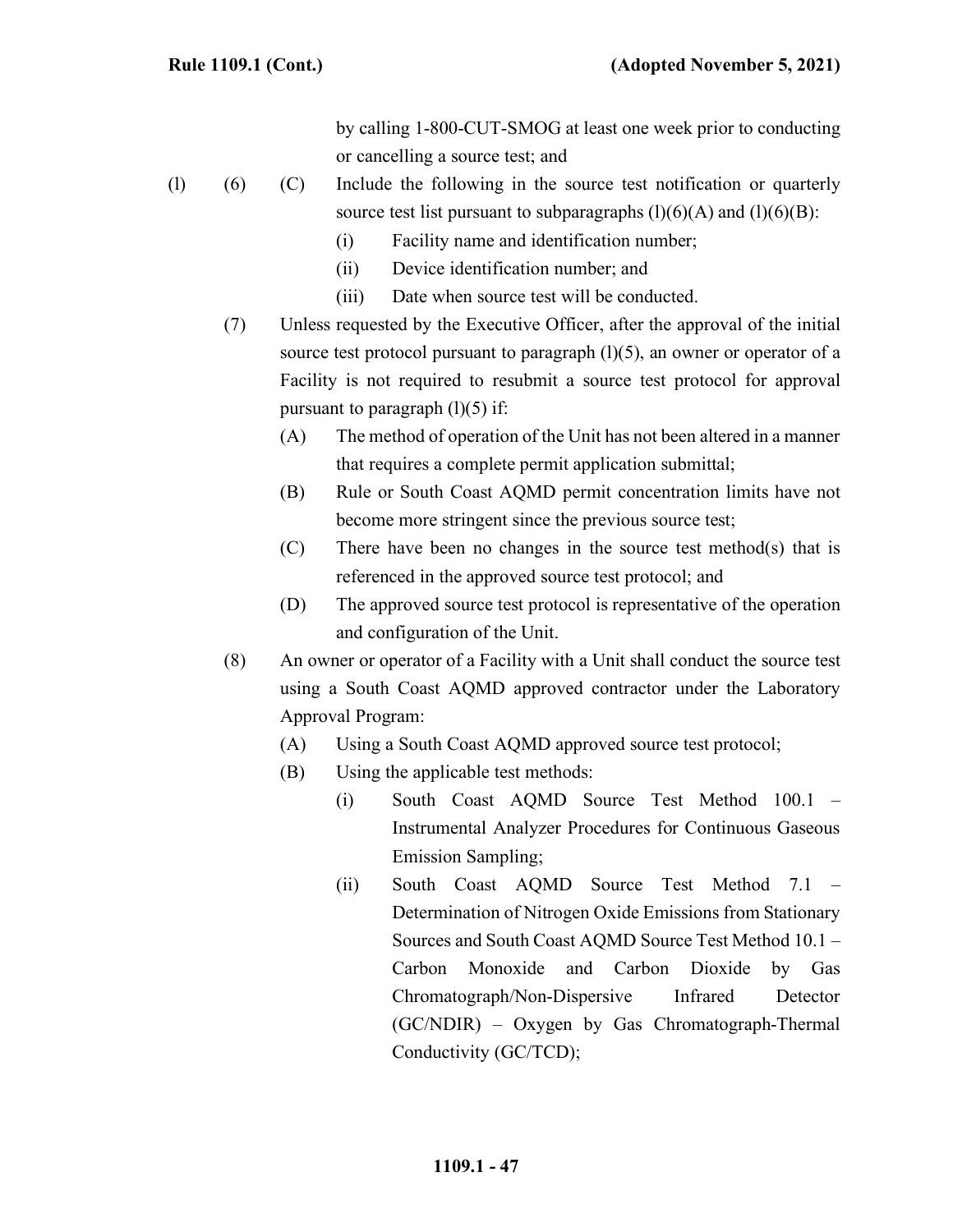by calling 1-800-CUT-SMOG at least one week prior to conducting or cancelling a source test; and

(l) (6) (C) Include the following in the source test notification or quarterly source test list pursuant to subparagraphs (l)(6)(A) and (l)(6)(B):

(i) Facility name and identification number;

(ii) Device identification number; and

(iii) Date when source test will be conducted.

(7) Unless requested by the Executive Officer, after the approval of the initial source test protocol pursuant to paragraph (l)(5), an owner or operator of a Facility is not required to resubmit a source test protocol for approval pursuant to paragraph (l)(5) if:

(A) The method of operation of the Unit has not been altered in a manner that requires a complete permit application submittal;

(B) Rule or South Coast AQMD permit concentration limits have not become more stringent since the previous source test;

(C) There have been no changes in the source test method(s) that is referenced in the approved source test protocol; and

(D) The approved source test protocol is representative of the operation and configuration of the Unit.

(8) An owner or operator of a Facility with a Unit shall conduct the source test using a South Coast AQMD approved contractor under the Laboratory Approval Program:

(A) Using a South Coast AQMD approved source test protocol;

(B) Using the applicable test methods:

(i) South Coast AQMD Source Test Method 100.1 – Instrumental Analyzer Procedures for Continuous Gaseous Emission Sampling;

(ii) South Coast AQMD Source Test Method 7.1 – Determination of Nitrogen Oxide Emissions from Stationary Sources and South Coast AQMD Source Test Method 10.1 – Carbon Monoxide and Carbon Dioxide by Gas Chromatograph/Non-Dispersive Infrared Detector (GC/NDIR) – Oxygen by Gas Chromatograph-Thermal Conductivity (GC/TCD);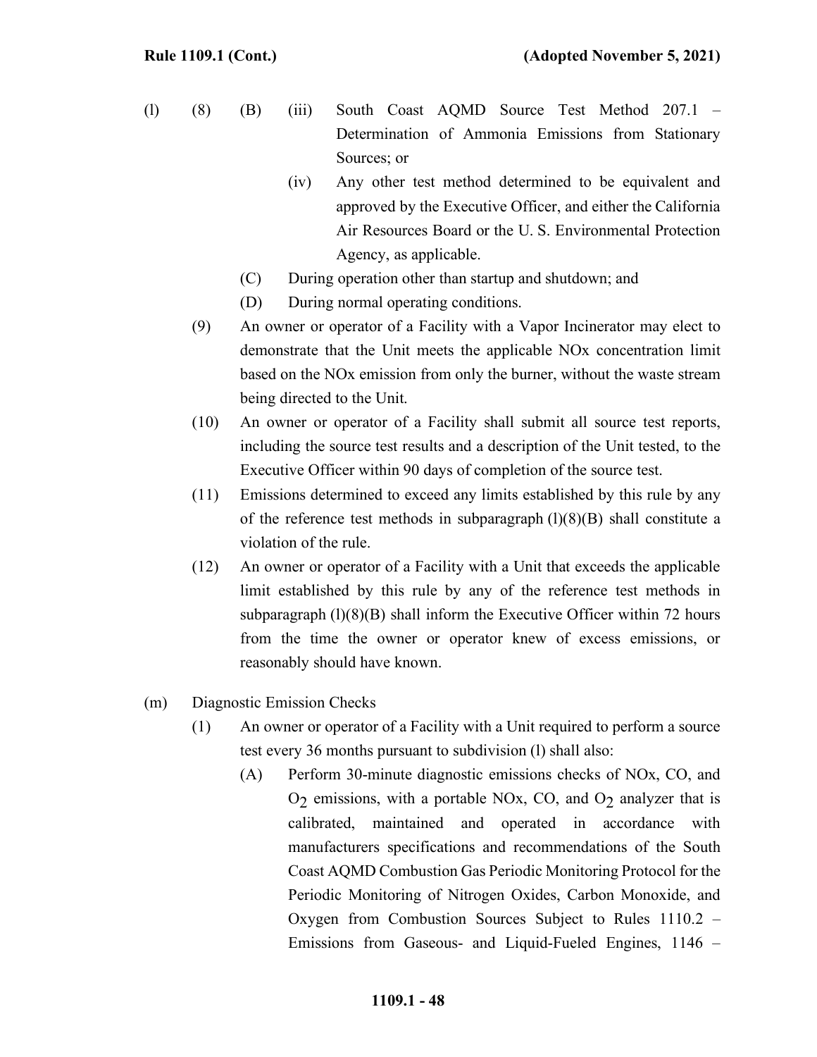(l) (8) (B) (iii) South Coast AQMD Source Test Method 207.1 – Determination of Ammonia Emissions from Stationary Sources; or

(iv) Any other test method determined to be equivalent and approved by the Executive Officer, and either the California Air Resources Board or the U. S. Environmental Protection Agency, as applicable.

(C) During operation other than startup and shutdown; and

(D) During normal operating conditions.

(9) An owner or operator of a Facility with a Vapor Incinerator may elect to demonstrate that the Unit meets the applicable NOx concentration limit based on the NOx emission from only the burner, without the waste stream being directed to the Unit.

(10) An owner or operator of a Facility shall submit all source test reports, including the source test results and a description of the Unit tested, to the Executive Officer within 90 days of completion of the source test.

(11) Emissions determined to exceed any limits established by this rule by any of the reference test methods in subparagraph (l)(8)(B) shall constitute a violation of the rule.

(12) An owner or operator of a Facility with a Unit that exceeds the applicable limit established by this rule by any of the reference test methods in subparagraph (l)(8)(B) shall inform the Executive Officer within 72 hours from the time the owner or operator knew of excess emissions, or reasonably should have known.

(m) Diagnostic Emission Checks

(1) An owner or operator of a Facility with a Unit required to perform a source test every 36 months pursuant to subdivision (l) shall also:

(A) Perform 30-minute diagnostic emissions checks of NOx, CO, and $O_2$ emissions, with a portable NOx, CO, and $O_2$ analyzer that is calibrated, maintained and operated in accordance with manufacturers specifications and recommendations of the South Coast AQMD Combustion Gas Periodic Monitoring Protocol for the Periodic Monitoring of Nitrogen Oxides, Carbon Monoxide, and Oxygen from Combustion Sources Subject to Rules 1110.2 – Emissions from Gaseous- and Liquid-Fueled Engines, 1146 –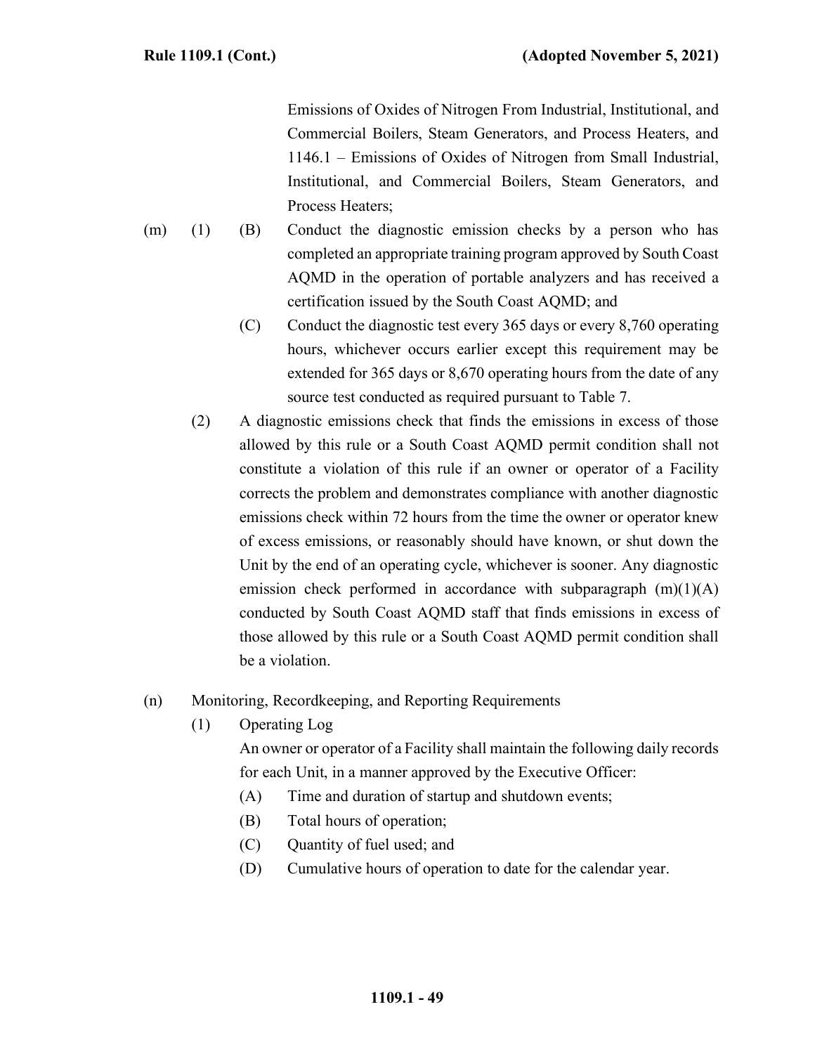Emissions of Oxides of Nitrogen From Industrial, Institutional, and Commercial Boilers, Steam Generators, and Process Heaters, and 1146.1 – Emissions of Oxides of Nitrogen from Small Industrial, Institutional, and Commercial Boilers, Steam Generators, and Process Heaters;

(m) (1) (B) Conduct the diagnostic emission checks by a person who has completed an appropriate training program approved by South Coast AQMD in the operation of portable analyzers and has received a certification issued by the South Coast AQMD; and

(C) Conduct the diagnostic test every 365 days or every 8,760 operating hours, whichever occurs earlier except this requirement may be extended for 365 days or 8,670 operating hours from the date of any source test conducted as required pursuant to Table 7.

(2) A diagnostic emissions check that finds the emissions in excess of those allowed by this rule or a South Coast AQMD permit condition shall not constitute a violation of this rule if an owner or operator of a Facility corrects the problem and demonstrates compliance with another diagnostic emissions check within 72 hours from the time the owner or operator knew of excess emissions, or reasonably should have known, or shut down the Unit by the end of an operating cycle, whichever is sooner. Any diagnostic emission check performed in accordance with subparagraph (m)(1)(A) conducted by South Coast AQMD staff that finds emissions in excess of those allowed by this rule or a South Coast AQMD permit condition shall be a violation.

(n) Monitoring, Recordkeeping, and Reporting Requirements

(1) Operating Log

An owner or operator of a Facility shall maintain the following daily records for each Unit, in a manner approved by the Executive Officer:

(A) Time and duration of startup and shutdown events;

(B) Total hours of operation;

(C) Quantity of fuel used; and

(D) Cumulative hours of operation to date for the calendar year.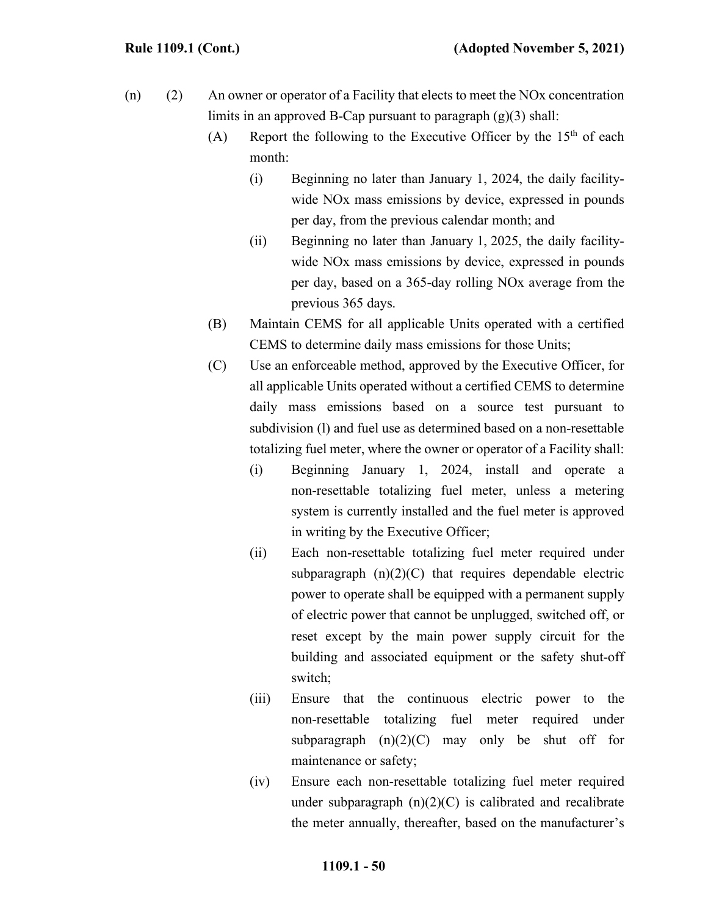(n) (2) An owner or operator of a Facility that elects to meet the NOx concentration limits in an approved B-Cap pursuant to paragraph (g)(3) shall:

(A) Report the following to the Executive Officer by the 15th of each month:

(i) Beginning no later than January 1, 2024, the daily facility-wide NOx mass emissions by device, expressed in pounds per day, from the previous calendar month; and

(ii) Beginning no later than January 1, 2025, the daily facility-wide NOx mass emissions by device, expressed in pounds per day, based on a 365-day rolling NOx average from the previous 365 days.

(B) Maintain CEMS for all applicable Units operated with a certified CEMS to determine daily mass emissions for those Units;

(C) Use an enforceable method, approved by the Executive Officer, for all applicable Units operated without a certified CEMS to determine daily mass emissions based on a source test pursuant to subdivision (l) and fuel use as determined based on a non-resettable totalizing fuel meter, where the owner or operator of a Facility shall:

(i) Beginning January 1, 2024, install and operate a non-resettable totalizing fuel meter, unless a metering system is currently installed and the fuel meter is approved in writing by the Executive Officer;

(ii) Each non-resettable totalizing fuel meter required under subparagraph (n)(2)(C) that requires dependable electric power to operate shall be equipped with a permanent supply of electric power that cannot be unplugged, switched off, or reset except by the main power supply circuit for the building and associated equipment or the safety shut-off switch;

(iii) Ensure that the continuous electric power to the non-resettable totalizing fuel meter required under subparagraph (n)(2)(C) may only be shut off for maintenance or safety;

(iv) Ensure each non-resettable totalizing fuel meter required under subparagraph (n)(2)(C) is calibrated and recalibrate the meter annually, thereafter, based on the manufacturer's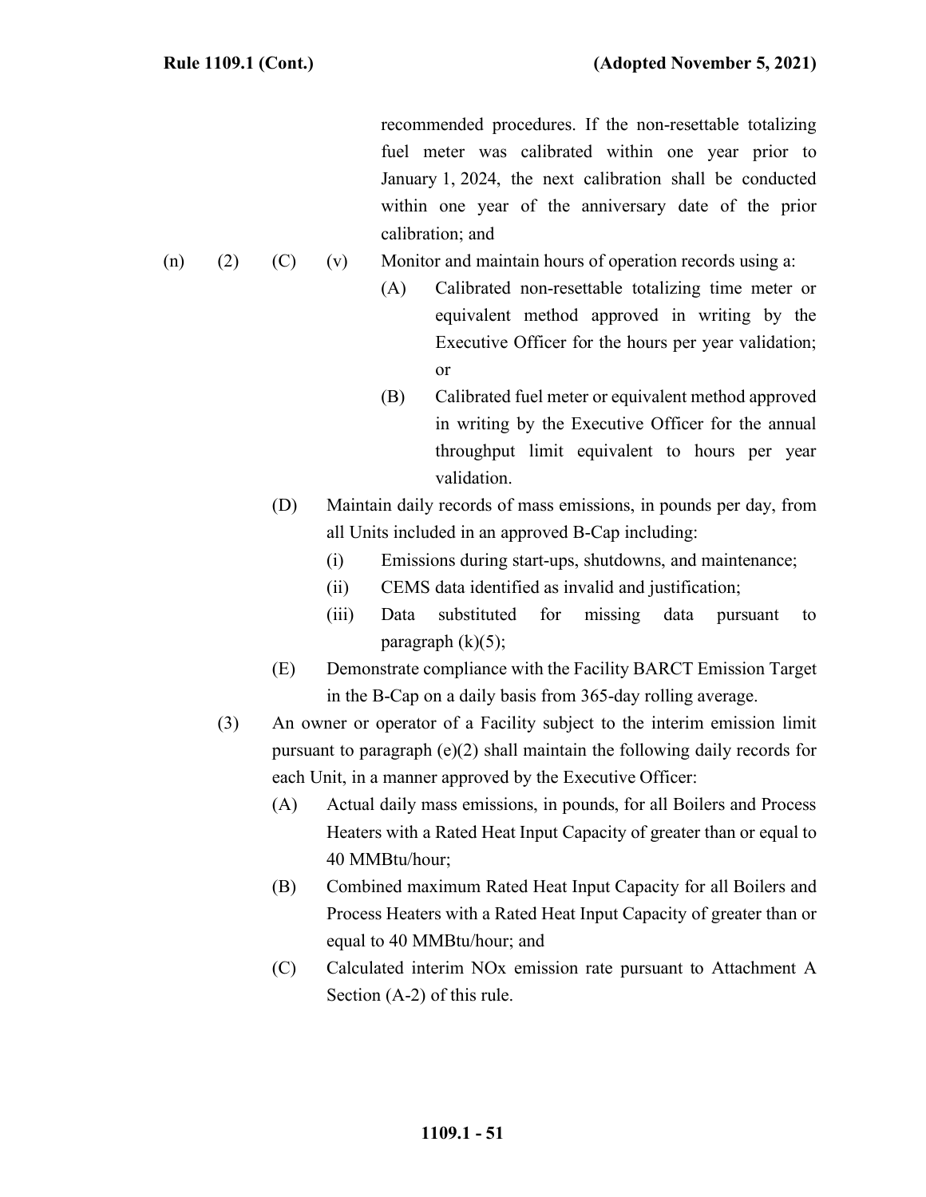recommended procedures. If the non-resettable totalizing fuel meter was calibrated within one year prior to January 1, 2024, the next calibration shall be conducted within one year of the anniversary date of the prior calibration; and

(n) (2) (C) (v) Monitor and maintain hours of operation records using a:

- (A) Calibrated non-resettable totalizing time meter or equivalent method approved in writing by the Executive Officer for the hours per year validation; or
- (B) Calibrated fuel meter or equivalent method approved in writing by the Executive Officer for the annual throughput limit equivalent to hours per year validation.

(D) Maintain daily records of mass emissions, in pounds per day, from all Units included in an approved B-Cap including:

- (i) Emissions during start-ups, shutdowns, and maintenance;
- (ii) CEMS data identified as invalid and justification;
- (iii) Data substituted for missing data pursuant to paragraph (k)(5);

(E) Demonstrate compliance with the Facility BARCT Emission Target in the B-Cap on a daily basis from 365-day rolling average.

(3) An owner or operator of a Facility subject to the interim emission limit pursuant to paragraph (e)(2) shall maintain the following daily records for each Unit, in a manner approved by the Executive Officer:

- (A) Actual daily mass emissions, in pounds, for all Boilers and Process Heaters with a Rated Heat Input Capacity of greater than or equal to 40 MMBtu/hour;
- (B) Combined maximum Rated Heat Input Capacity for all Boilers and Process Heaters with a Rated Heat Input Capacity of greater than or equal to 40 MMBtu/hour; and
- (C) Calculated interim NOx emission rate pursuant to Attachment A Section (A-2) of this rule.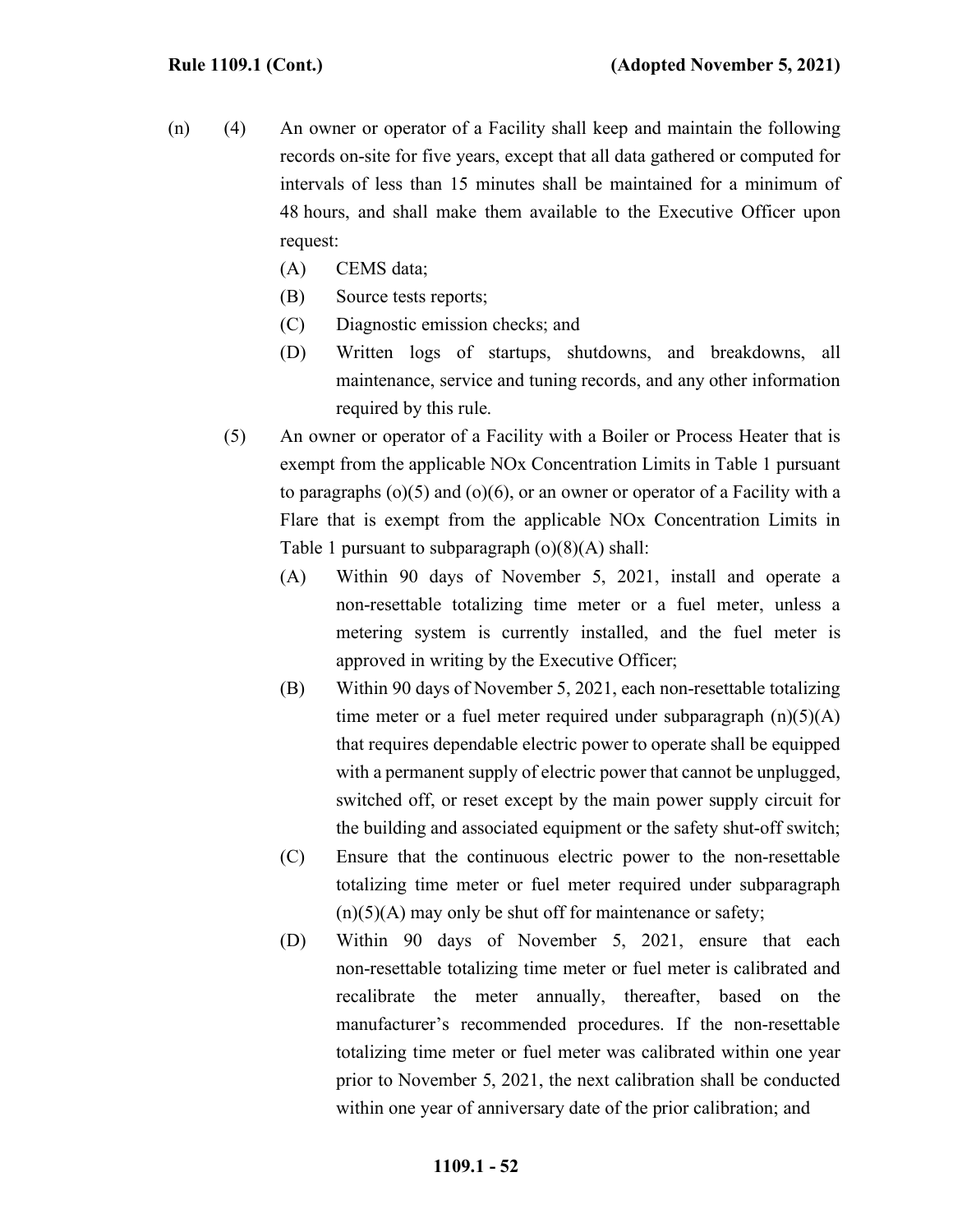(n) (4) An owner or operator of a Facility shall keep and maintain the following records on-site for five years, except that all data gathered or computed for intervals of less than 15 minutes shall be maintained for a minimum of 48 hours, and shall make them available to the Executive Officer upon request:

(A) CEMS data;

(B) Source tests reports;

(C) Diagnostic emission checks; and

(D) Written logs of startups, shutdowns, and breakdowns, all maintenance, service and tuning records, and any other information required by this rule.

(5) An owner or operator of a Facility with a Boiler or Process Heater that is exempt from the applicable NOx Concentration Limits in Table 1 pursuant to paragraphs (o)(5) and (o)(6), or an owner or operator of a Facility with a Flare that is exempt from the applicable NOx Concentration Limits in Table 1 pursuant to subparagraph (o)(8)(A) shall:

(A) Within 90 days of November 5, 2021, install and operate a non-resettable totalizing time meter or a fuel meter, unless a metering system is currently installed, and the fuel meter is approved in writing by the Executive Officer;

(B) Within 90 days of November 5, 2021, each non-resettable totalizing time meter or a fuel meter required under subparagraph (n)(5)(A) that requires dependable electric power to operate shall be equipped with a permanent supply of electric power that cannot be unplugged, switched off, or reset except by the main power supply circuit for the building and associated equipment or the safety shut-off switch;

(C) Ensure that the continuous electric power to the non-resettable totalizing time meter or fuel meter required under subparagraph (n)(5)(A) may only be shut off for maintenance or safety;

(D) Within 90 days of November 5, 2021, ensure that each non-resettable totalizing time meter or fuel meter is calibrated and recalibrate the meter annually, thereafter, based on the manufacturer's recommended procedures. If the non-resettable totalizing time meter or fuel meter was calibrated within one year prior to November 5, 2021, the next calibration shall be conducted within one year of anniversary date of the prior calibration; and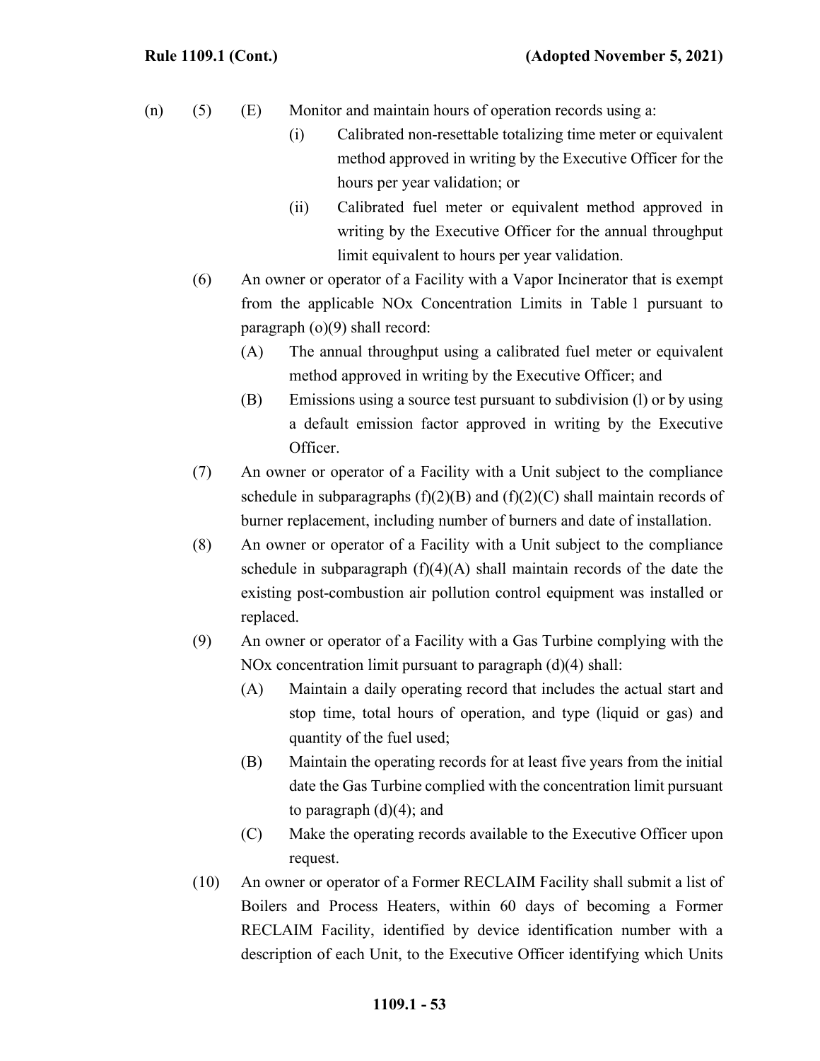(n) (5) (E) Monitor and maintain hours of operation records using a:

(i) Calibrated non-resettable totalizing time meter or equivalent method approved in writing by the Executive Officer for the hours per year validation; or

(ii) Calibrated fuel meter or equivalent method approved in writing by the Executive Officer for the annual throughput limit equivalent to hours per year validation.

(6) An owner or operator of a Facility with a Vapor Incinerator that is exempt from the applicable NOx Concentration Limits in Table 1 pursuant to paragraph (o)(9) shall record:

(A) The annual throughput using a calibrated fuel meter or equivalent method approved in writing by the Executive Officer; and

(B) Emissions using a source test pursuant to subdivision (l) or by using a default emission factor approved in writing by the Executive Officer.

(7) An owner or operator of a Facility with a Unit subject to the compliance schedule in subparagraphs (f)(2)(B) and (f)(2)(C) shall maintain records of burner replacement, including number of burners and date of installation.

(8) An owner or operator of a Facility with a Unit subject to the compliance schedule in subparagraph (f)(4)(A) shall maintain records of the date the existing post-combustion air pollution control equipment was installed or replaced.

(9) An owner or operator of a Facility with a Gas Turbine complying with the NOx concentration limit pursuant to paragraph (d)(4) shall:

(A) Maintain a daily operating record that includes the actual start and stop time, total hours of operation, and type (liquid or gas) and quantity of the fuel used;

(B) Maintain the operating records for at least five years from the initial date the Gas Turbine complied with the concentration limit pursuant to paragraph (d)(4); and

(C) Make the operating records available to the Executive Officer upon request.

(10) An owner or operator of a Former RECLAIM Facility shall submit a list of Boilers and Process Heaters, within 60 days of becoming a Former RECLAIM Facility, identified by device identification number with a description of each Unit, to the Executive Officer identifying which Units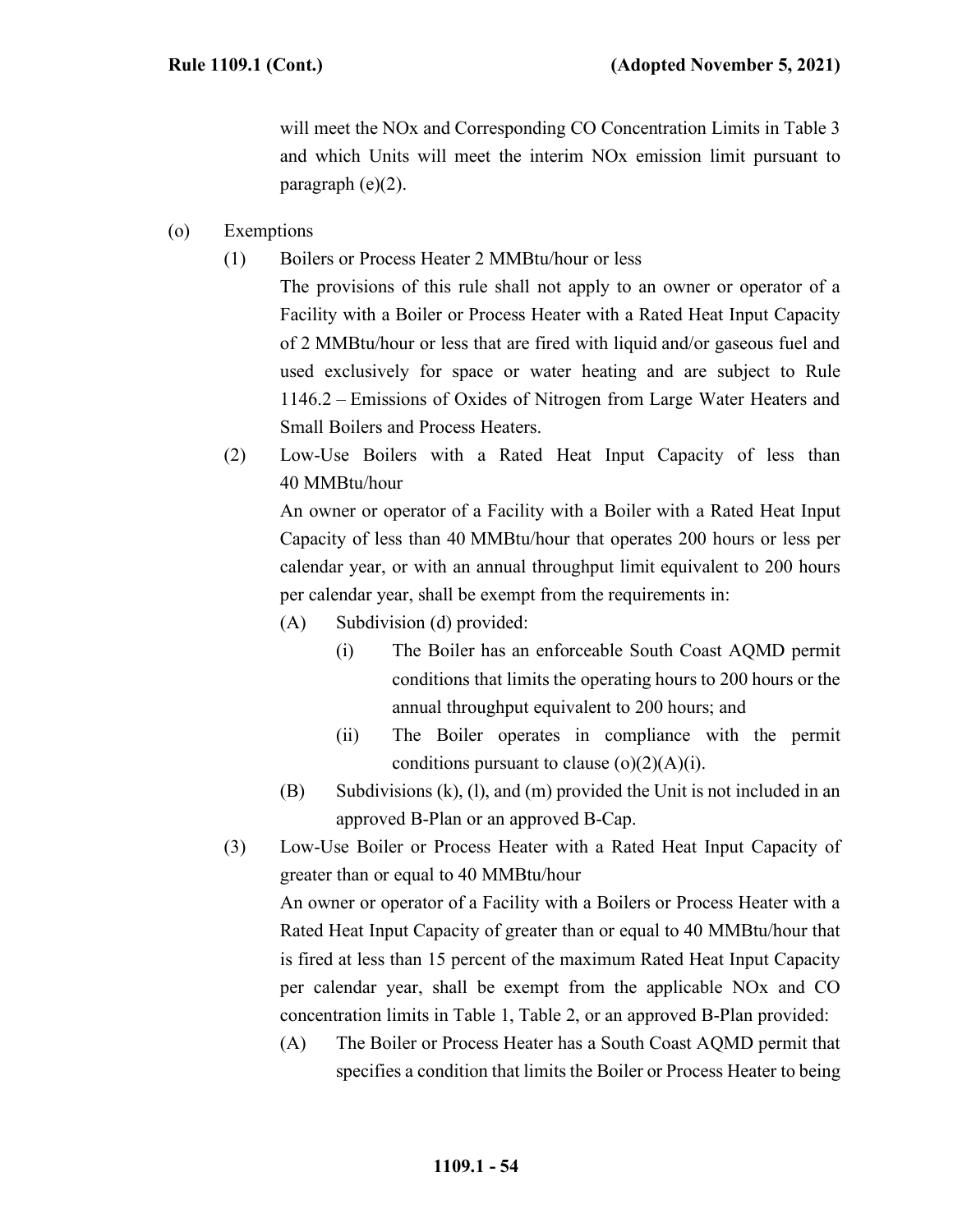will meet the NOx and Corresponding CO Concentration Limits in Table 3 and which Units will meet the interim NOx emission limit pursuant to paragraph (e)(2).

(o) Exemptions

(1) Boilers or Process Heater 2 MMBtu/hour or less

The provisions of this rule shall not apply to an owner or operator of a Facility with a Boiler or Process Heater with a Rated Heat Input Capacity of 2 MMBtu/hour or less that are fired with liquid and/or gaseous fuel and used exclusively for space or water heating and are subject to Rule 1146.2 – Emissions of Oxides of Nitrogen from Large Water Heaters and Small Boilers and Process Heaters.

(2) Low-Use Boilers with a Rated Heat Input Capacity of less than 40 MMBtu/hour

An owner or operator of a Facility with a Boiler with a Rated Heat Input Capacity of less than 40 MMBtu/hour that operates 200 hours or less per calendar year, or with an annual throughput limit equivalent to 200 hours per calendar year, shall be exempt from the requirements in:

(A) Subdivision (d) provided:

(i) The Boiler has an enforceable South Coast AQMD permit conditions that limits the operating hours to 200 hours or the annual throughput equivalent to 200 hours; and

(ii) The Boiler operates in compliance with the permit conditions pursuant to clause (o)(2)(A)(i).

(B) Subdivisions (k), (l), and (m) provided the Unit is not included in an approved B-Plan or an approved B-Cap.

(3) Low-Use Boiler or Process Heater with a Rated Heat Input Capacity of greater than or equal to 40 MMBtu/hour

An owner or operator of a Facility with a Boilers or Process Heater with a Rated Heat Input Capacity of greater than or equal to 40 MMBtu/hour that is fired at less than 15 percent of the maximum Rated Heat Input Capacity per calendar year, shall be exempt from the applicable NOx and CO concentration limits in Table 1, Table 2, or an approved B-Plan provided:

(A) The Boiler or Process Heater has a South Coast AQMD permit that specifies a condition that limits the Boiler or Process Heater to being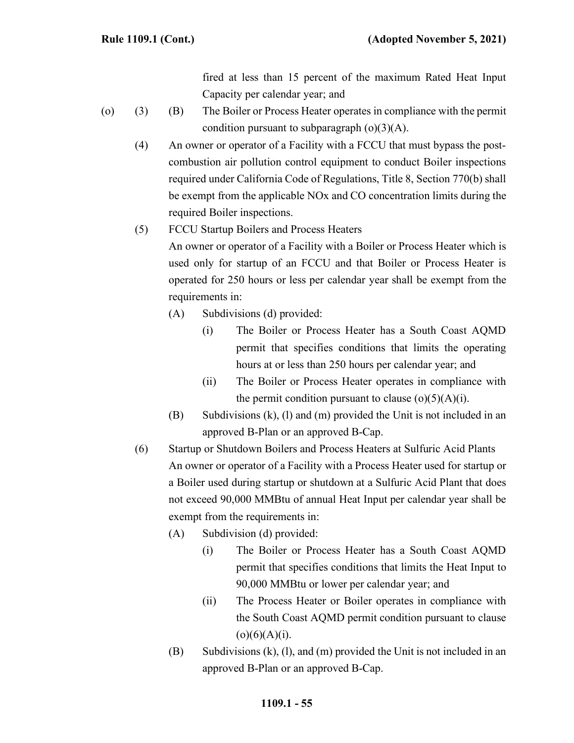fired at less than 15 percent of the maximum Rated Heat Input Capacity per calendar year; and

(o) (3) (B) The Boiler or Process Heater operates in compliance with the permit condition pursuant to subparagraph (o)(3)(A).

(4) An owner or operator of a Facility with a FCCU that must bypass the post-combustion air pollution control equipment to conduct Boiler inspections required under California Code of Regulations, Title 8, Section 770(b) shall be exempt from the applicable NOx and CO concentration limits during the required Boiler inspections.

(5) FCCU Startup Boilers and Process Heaters

An owner or operator of a Facility with a Boiler or Process Heater which is used only for startup of an FCCU and that Boiler or Process Heater is operated for 250 hours or less per calendar year shall be exempt from the requirements in:

- (A) Subdivisions (d) provided:
  - (i) The Boiler or Process Heater has a South Coast AQMD permit that specifies conditions that limits the operating hours at or less than 250 hours per calendar year; and
  - (ii) The Boiler or Process Heater operates in compliance with the permit condition pursuant to clause (o)(5)(A)(i).
- (B) Subdivisions (k), (l) and (m) provided the Unit is not included in an approved B-Plan or an approved B-Cap.

(6) Startup or Shutdown Boilers and Process Heaters at Sulfuric Acid Plants

An owner or operator of a Facility with a Process Heater used for startup or a Boiler used during startup or shutdown at a Sulfuric Acid Plant that does not exceed 90,000 MMBtu of annual Heat Input per calendar year shall be exempt from the requirements in:

- (A) Subdivision (d) provided:
  - (i) The Boiler or Process Heater has a South Coast AQMD permit that specifies conditions that limits the Heat Input to 90,000 MMBtu or lower per calendar year; and
  - (ii) The Process Heater or Boiler operates in compliance with the South Coast AQMD permit condition pursuant to clause (o)(6)(A)(i).
- (B) Subdivisions (k), (l), and (m) provided the Unit is not included in an approved B-Plan or an approved B-Cap.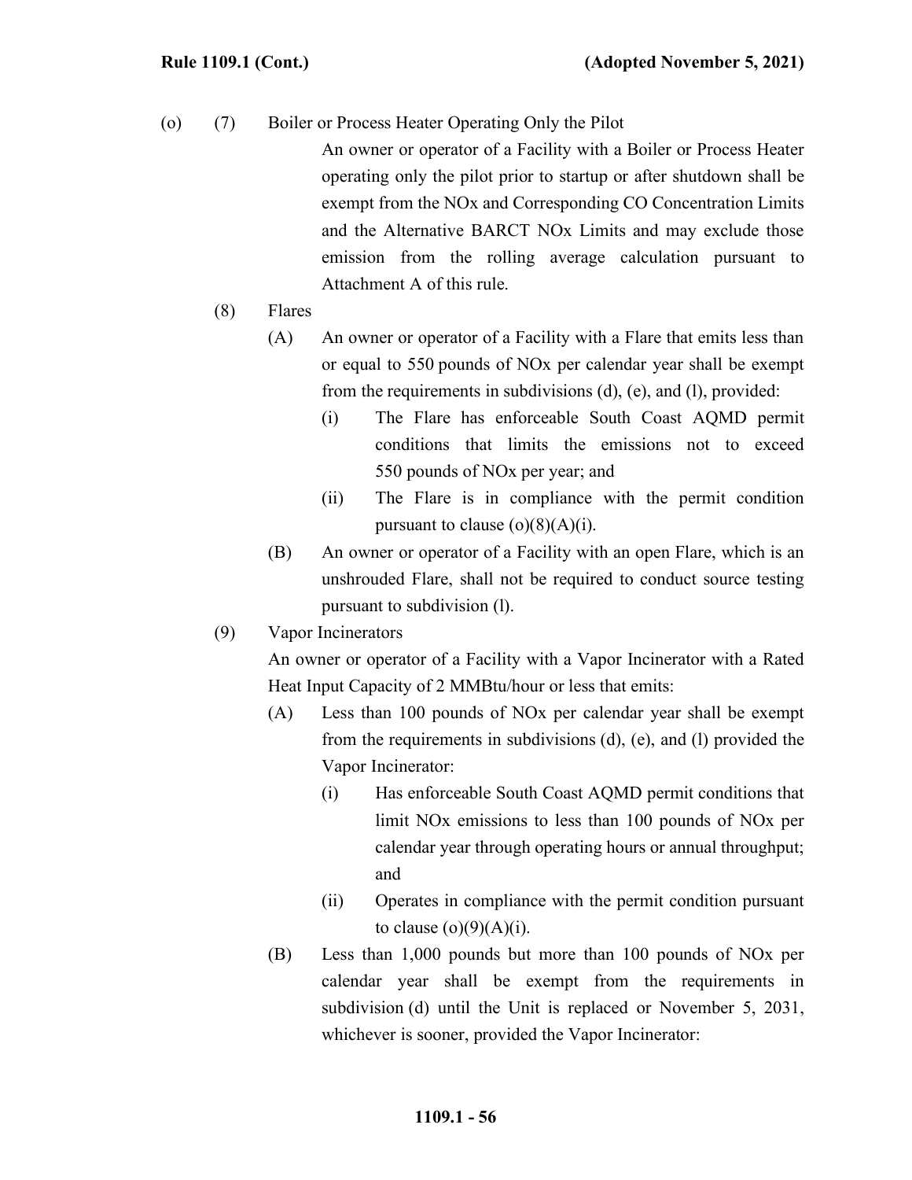(o) (7) Boiler or Process Heater Operating Only the Pilot

An owner or operator of a Facility with a Boiler or Process Heater operating only the pilot prior to startup or after shutdown shall be exempt from the NOx and Corresponding CO Concentration Limits and the Alternative BARCT NOx Limits and may exclude those emission from the rolling average calculation pursuant to Attachment A of this rule.

(8) Flares

(A) An owner or operator of a Facility with a Flare that emits less than or equal to 550 pounds of NOx per calendar year shall be exempt from the requirements in subdivisions (d), (e), and (l), provided:

(i) The Flare has enforceable South Coast AQMD permit conditions that limits the emissions not to exceed 550 pounds of NOx per year; and

(ii) The Flare is in compliance with the permit condition pursuant to clause (o)(8)(A)(i).

(B) An owner or operator of a Facility with an open Flare, which is an unshrouded Flare, shall not be required to conduct source testing pursuant to subdivision (l).

(9) Vapor Incinerators

An owner or operator of a Facility with a Vapor Incinerator with a Rated Heat Input Capacity of 2 MMBtu/hour or less that emits:

(A) Less than 100 pounds of NOx per calendar year shall be exempt from the requirements in subdivisions (d), (e), and (l) provided the Vapor Incinerator:

(i) Has enforceable South Coast AQMD permit conditions that limit NOx emissions to less than 100 pounds of NOx per calendar year through operating hours or annual throughput; and

(ii) Operates in compliance with the permit condition pursuant to clause (o)(9)(A)(i).

(B) Less than 1,000 pounds but more than 100 pounds of NOx per calendar year shall be exempt from the requirements in subdivision (d) until the Unit is replaced or November 5, 2031, whichever is sooner, provided the Vapor Incinerator: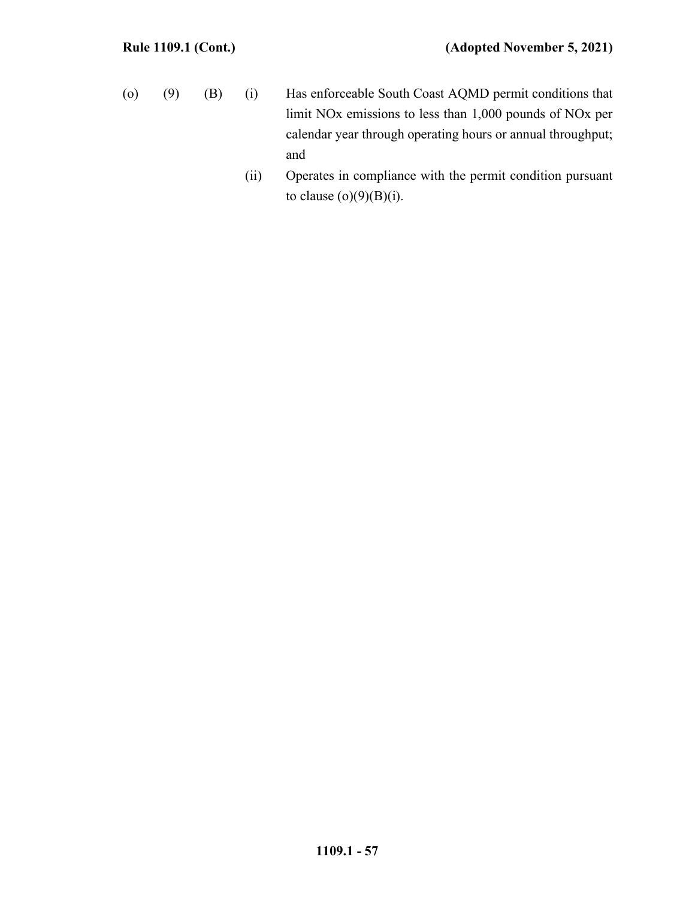(o) (9) (B) (i) Has enforceable South Coast AQMD permit conditions that limit NOx emissions to less than 1,000 pounds of NOx per calendar year through operating hours or annual throughput; and

(ii) Operates in compliance with the permit condition pursuant to clause (o)(9)(B)(i).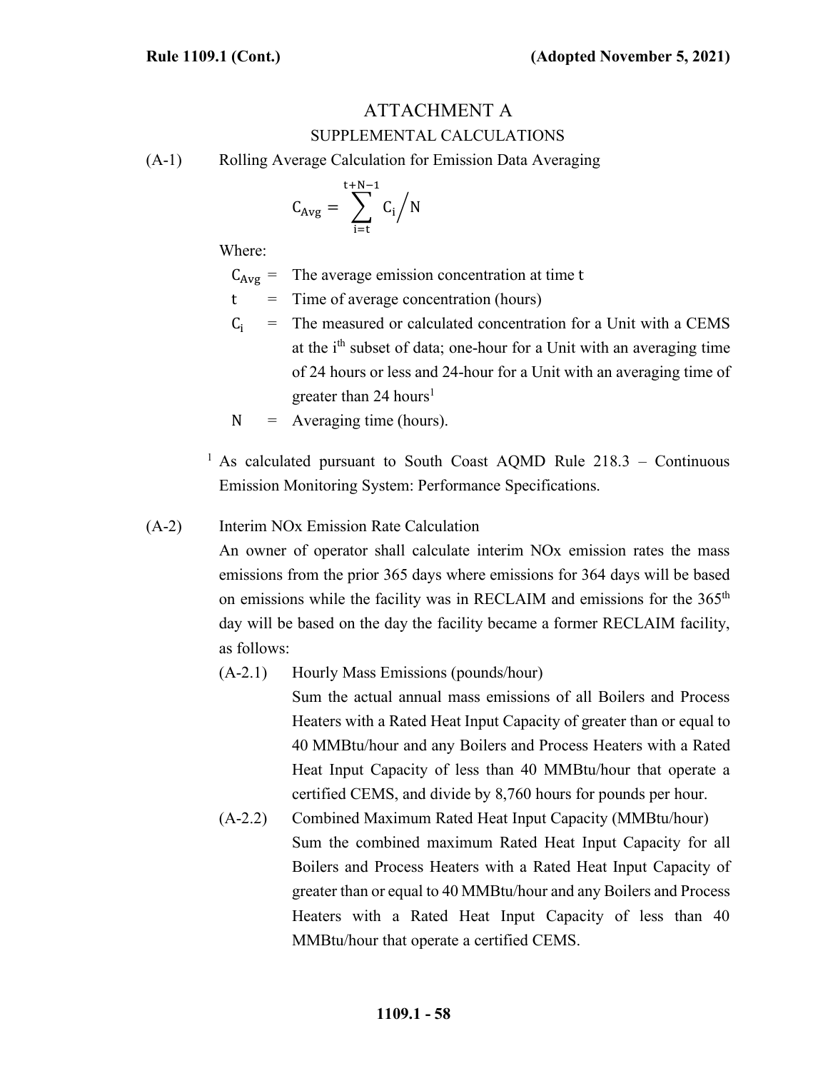# ATTACHMENT A

## SUPPLEMENTAL CALCULATIONS

(A-1) Rolling Average Calculation for Emission Data Averaging

$$C_{Avg} = \sum_{i=t}^{t+N-1} C_i \Big/ N$$

Where:

$C_{Avg}$ = The average emission concentration at time $t$

$t$ = Time of average concentration (hours)

$C_i$ = The measured or calculated concentration for a Unit with a CEMS at the $i^{th}$ subset of data; one-hour for a Unit with an averaging time of 24 hours or less and 24-hour for a Unit with an averaging time of greater than 24 hours[1]

$N$ = Averaging time (hours).

[1] As calculated pursuant to South Coast AQMD Rule 218.3 – Continuous Emission Monitoring System: Performance Specifications.

(A-2) Interim NOx Emission Rate Calculation

An owner of operator shall calculate interim NOx emission rates the mass emissions from the prior 365 days where emissions for 364 days will be based on emissions while the facility was in RECLAIM and emissions for the 365th day will be based on the day the facility became a former RECLAIM facility, as follows:

(A-2.1) Hourly Mass Emissions (pounds/hour)

Sum the actual annual mass emissions of all Boilers and Process Heaters with a Rated Heat Input Capacity of greater than or equal to 40 MMBtu/hour and any Boilers and Process Heaters with a Rated Heat Input Capacity of less than 40 MMBtu/hour that operate a certified CEMS, and divide by 8,760 hours for pounds per hour.

(A-2.2) Combined Maximum Rated Heat Input Capacity (MMBtu/hour)

Sum the combined maximum Rated Heat Input Capacity for all Boilers and Process Heaters with a Rated Heat Input Capacity of greater than or equal to 40 MMBtu/hour and any Boilers and Process Heaters with a Rated Heat Input Capacity of less than 40 MMBtu/hour that operate a certified CEMS.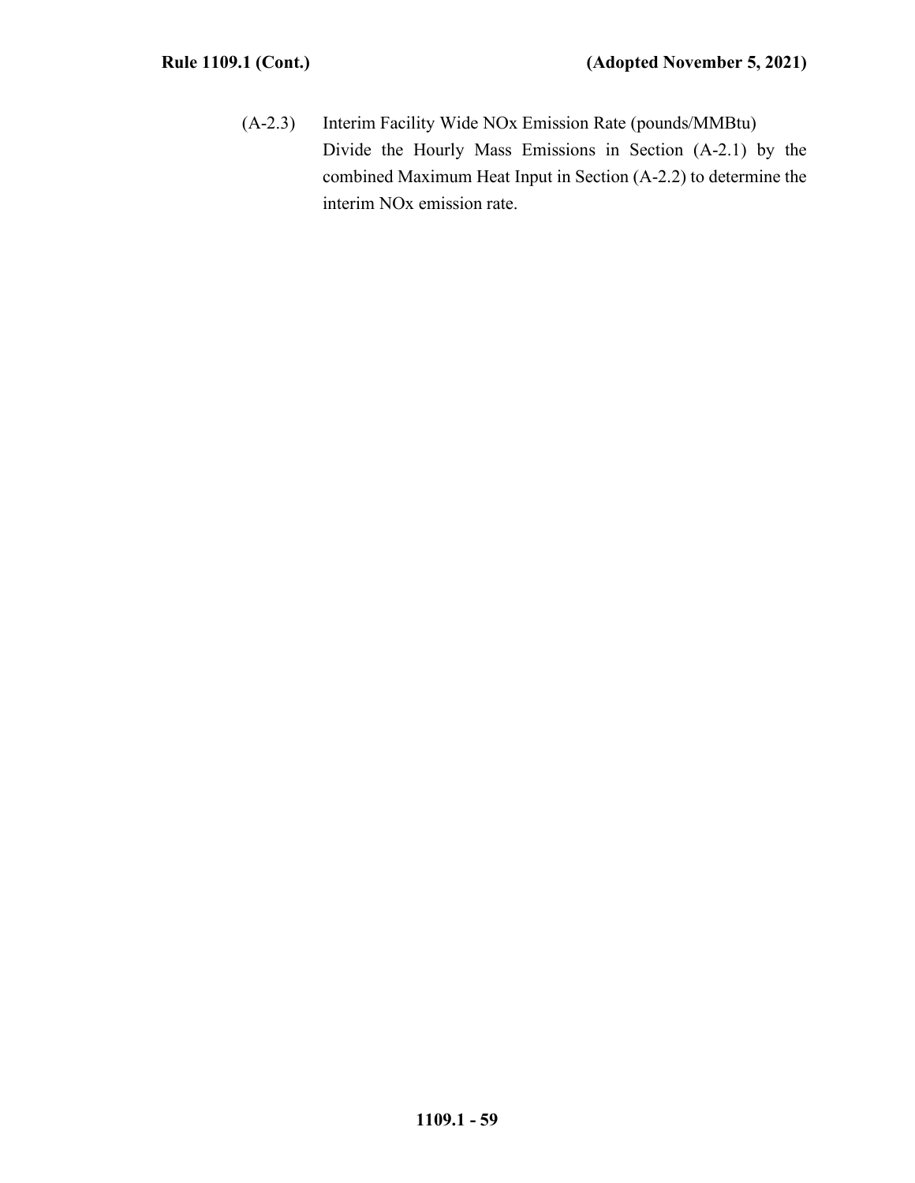(A-2.3) Interim Facility Wide NOx Emission Rate (pounds/MMBtu)

Divide the Hourly Mass Emissions in Section (A-2.1) by the combined Maximum Heat Input in Section (A-2.2) to determine the interim NOx emission rate.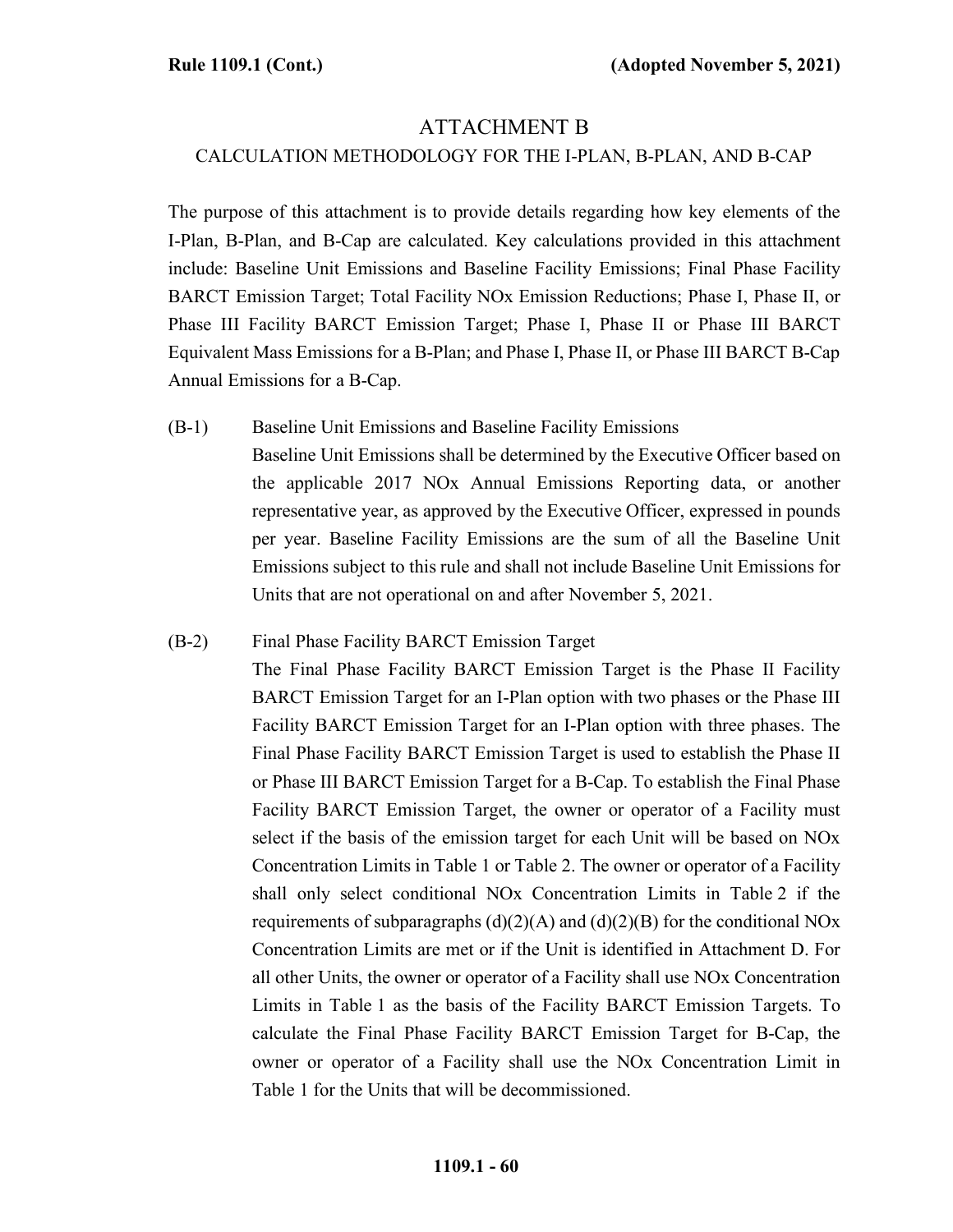# ATTACHMENT B

## CALCULATION METHODOLOGY FOR THE I-PLAN, B-PLAN, AND B-CAP

The purpose of this attachment is to provide details regarding how key elements of the I-Plan, B-Plan, and B-Cap are calculated. Key calculations provided in this attachment include: Baseline Unit Emissions and Baseline Facility Emissions; Final Phase Facility BARCT Emission Target; Total Facility NOx Emission Reductions; Phase I, Phase II, or Phase III Facility BARCT Emission Target; Phase I, Phase II or Phase III BARCT Equivalent Mass Emissions for a B-Plan; and Phase I, Phase II, or Phase III BARCT B-Cap Annual Emissions for a B-Cap.

(B-1) Baseline Unit Emissions and Baseline Facility Emissions

Baseline Unit Emissions shall be determined by the Executive Officer based on the applicable 2017 NOx Annual Emissions Reporting data, or another representative year, as approved by the Executive Officer, expressed in pounds per year. Baseline Facility Emissions are the sum of all the Baseline Unit Emissions subject to this rule and shall not include Baseline Unit Emissions for Units that are not operational on and after November 5, 2021.

(B-2) Final Phase Facility BARCT Emission Target

The Final Phase Facility BARCT Emission Target is the Phase II Facility BARCT Emission Target for an I-Plan option with two phases or the Phase III Facility BARCT Emission Target for an I-Plan option with three phases. The Final Phase Facility BARCT Emission Target is used to establish the Phase II or Phase III BARCT Emission Target for a B-Cap. To establish the Final Phase Facility BARCT Emission Target, the owner or operator of a Facility must select if the basis of the emission target for each Unit will be based on NOx Concentration Limits in Table 1 or Table 2. The owner or operator of a Facility shall only select conditional NOx Concentration Limits in Table 2 if the requirements of subparagraphs (d)(2)(A) and (d)(2)(B) for the conditional NOx Concentration Limits are met or if the Unit is identified in Attachment D. For all other Units, the owner or operator of a Facility shall use NOx Concentration Limits in Table 1 as the basis of the Facility BARCT Emission Targets. To calculate the Final Phase Facility BARCT Emission Target for B-Cap, the owner or operator of a Facility shall use the NOx Concentration Limit in Table 1 for the Units that will be decommissioned.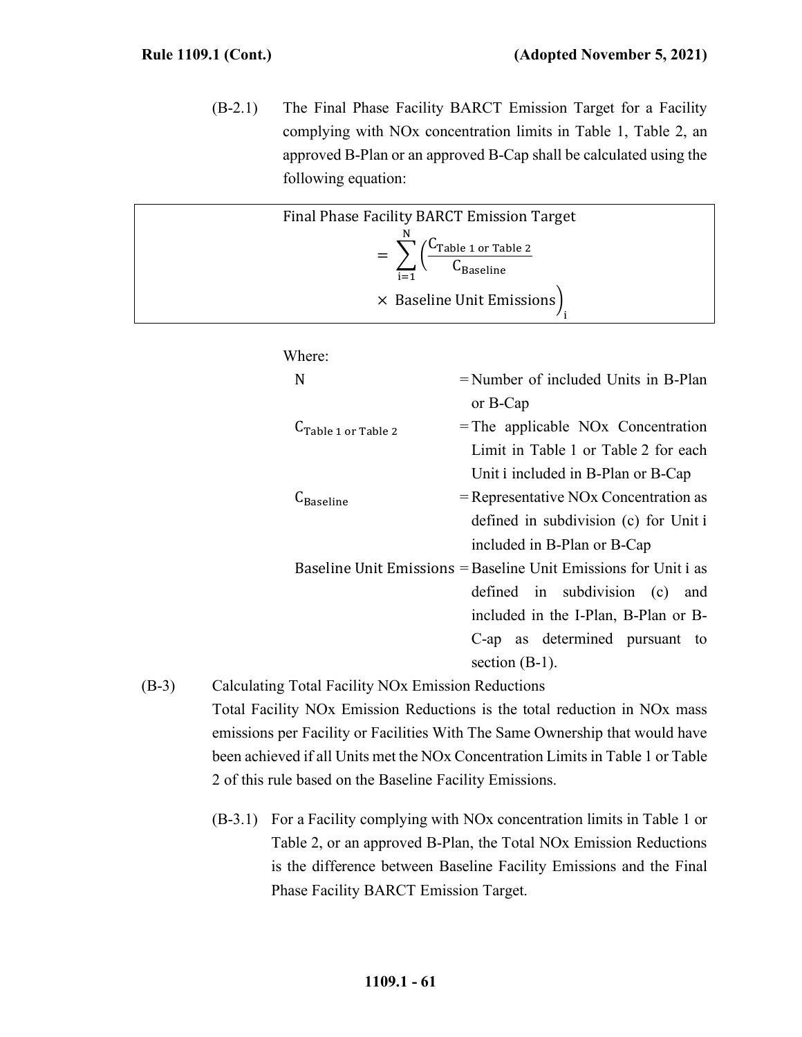(B-2.1) The Final Phase Facility BARCT Emission Target for a Facility complying with NOx concentration limits in Table 1, Table 2, an approved B-Plan or an approved B-Cap shall be calculated using the following equation:

$$\text{Final Phase Facility BARCT Emission Target} = \sum_{i=1}^{N} \left( \frac{C_{\text{Table 1 or Table 2}}}{C_{\text{Baseline}}} \times \text{Baseline Unit Emissions} \right)_i$$

Where:

| | |
|---|---|
| N | = Number of included Units in B-Plan or B-Cap |
| $C_{\text{Table 1 or Table 2}}$ | = The applicable NOx Concentration Limit in Table 1 or Table 2 for each Unit i included in B-Plan or B-Cap |
| $C_{\text{Baseline}}$ | = Representative NOx Concentration as defined in subdivision (c) for Unit i included in B-Plan or B-Cap |
| Baseline Unit Emissions | = Baseline Unit Emissions for Unit i as defined in subdivision (c) and included in the I-Plan, B-Plan or B-C-ap as determined pursuant to section (B-1). |

(B-3) Calculating Total Facility NOx Emission Reductions

Total Facility NOx Emission Reductions is the total reduction in NOx mass emissions per Facility or Facilities With The Same Ownership that would have been achieved if all Units met the NOx Concentration Limits in Table 1 or Table 2 of this rule based on the Baseline Facility Emissions.

(B-3.1) For a Facility complying with NOx concentration limits in Table 1 or Table 2, or an approved B-Plan, the Total NOx Emission Reductions is the difference between Baseline Facility Emissions and the Final Phase Facility BARCT Emission Target.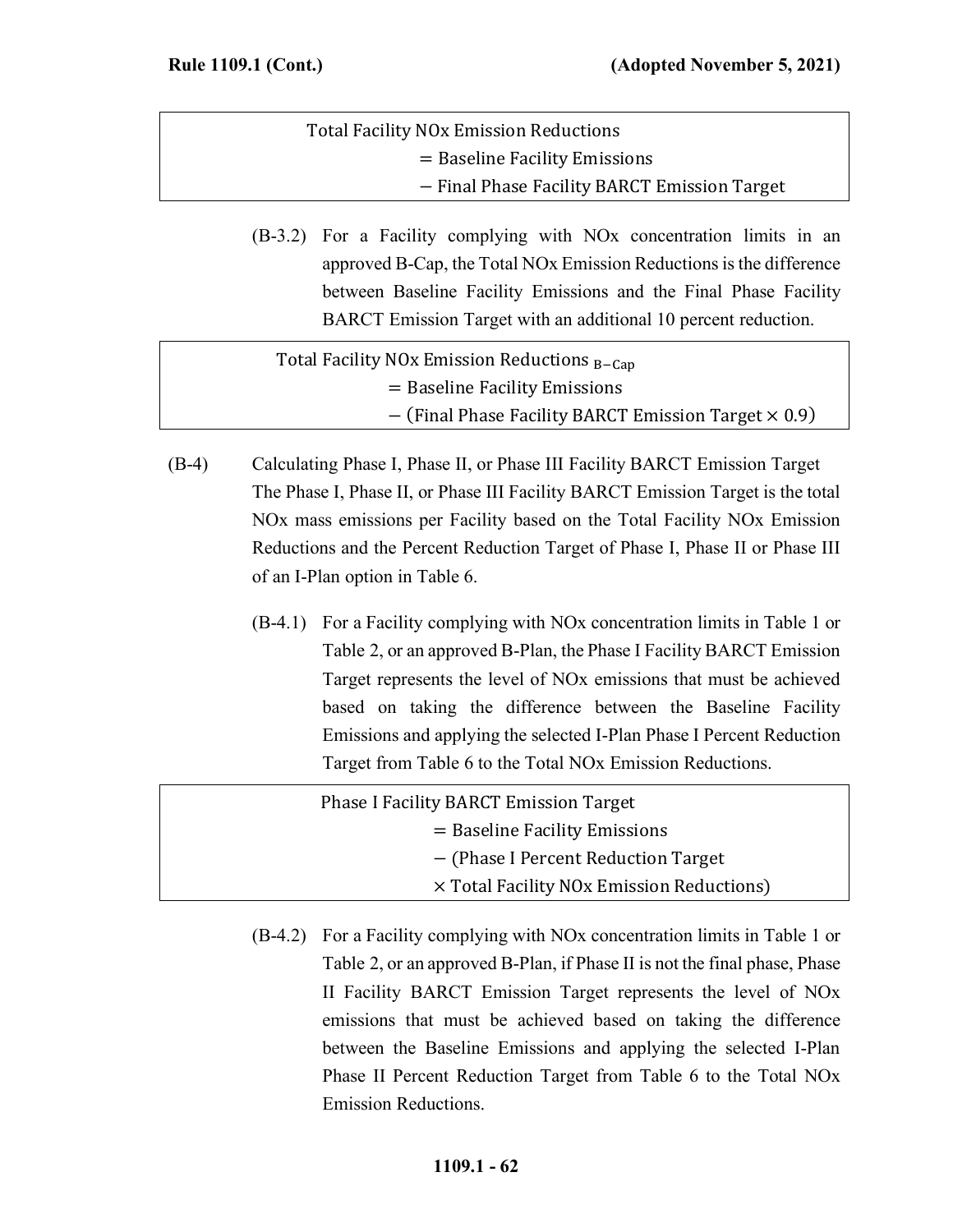$$\text{Total Facility NOx Emission Reductions} = \text{Baseline Facility Emissions} - \text{Final Phase Facility BARCT Emission Target}$$

(B-3.2) For a Facility complying with NOx concentration limits in an approved B-Cap, the Total NOx Emission Reductions is the difference between Baseline Facility Emissions and the Final Phase Facility BARCT Emission Target with an additional 10 percent reduction.

$$\text{Total Facility NOx Emission Reductions}_{B-Cap} = \text{Baseline Facility Emissions} - (\text{Final Phase Facility BARCT Emission Target} \times 0.9)$$

(B-4) Calculating Phase I, Phase II, or Phase III Facility BARCT Emission Target

The Phase I, Phase II, or Phase III Facility BARCT Emission Target is the total NOx mass emissions per Facility based on the Total Facility NOx Emission Reductions and the Percent Reduction Target of Phase I, Phase II or Phase III of an I-Plan option in Table 6.

(B-4.1) For a Facility complying with NOx concentration limits in Table 1 or Table 2, or an approved B-Plan, the Phase I Facility BARCT Emission Target represents the level of NOx emissions that must be achieved based on taking the difference between the Baseline Facility Emissions and applying the selected I-Plan Phase I Percent Reduction Target from Table 6 to the Total NOx Emission Reductions.

$$\text{Phase I Facility BARCT Emission Target} = \text{Baseline Facility Emissions} - (\text{Phase I Percent Reduction Target} \times \text{Total Facility NOx Emission Reductions})$$

(B-4.2) For a Facility complying with NOx concentration limits in Table 1 or Table 2, or an approved B-Plan, if Phase II is not the final phase, Phase II Facility BARCT Emission Target represents the level of NOx emissions that must be achieved based on taking the difference between the Baseline Emissions and applying the selected I-Plan Phase II Percent Reduction Target from Table 6 to the Total NOx Emission Reductions.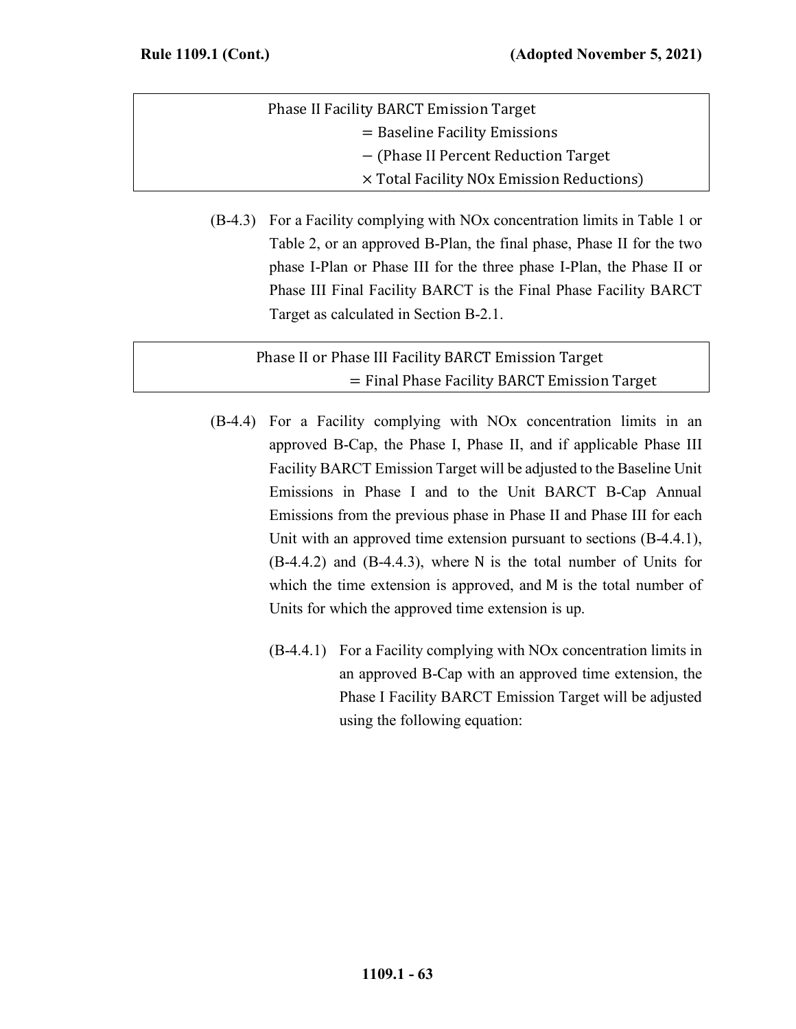$$
\begin{aligned}
&\text{Phase II Facility BARCT Emission Target} \\
&\quad = \text{Baseline Facility Emissions} \\
&\quad - (\text{Phase II Percent Reduction Target} \\
&\quad \times \text{Total Facility NOx Emission Reductions})
\end{aligned}
$$

(B-4.3) For a Facility complying with NOx concentration limits in Table 1 or Table 2, or an approved B-Plan, the final phase, Phase II for the two phase I-Plan or Phase III for the three phase I-Plan, the Phase II or Phase III Final Facility BARCT is the Final Phase Facility BARCT Target as calculated in Section B-2.1.

$$
\begin{aligned}
&\text{Phase II or Phase III Facility BARCT Emission Target} \\
&\quad = \text{Final Phase Facility BARCT Emission Target}
\end{aligned}
$$

(B-4.4) For a Facility complying with NOx concentration limits in an approved B-Cap, the Phase I, Phase II, and if applicable Phase III Facility BARCT Emission Target will be adjusted to the Baseline Unit Emissions in Phase I and to the Unit BARCT B-Cap Annual Emissions from the previous phase in Phase II and Phase III for each Unit with an approved time extension pursuant to sections (B-4.4.1), (B-4.4.2) and (B-4.4.3), where N is the total number of Units for which the time extension is approved, and M is the total number of Units for which the approved time extension is up.

(B-4.4.1) For a Facility complying with NOx concentration limits in an approved B-Cap with an approved time extension, the Phase I Facility BARCT Emission Target will be adjusted using the following equation: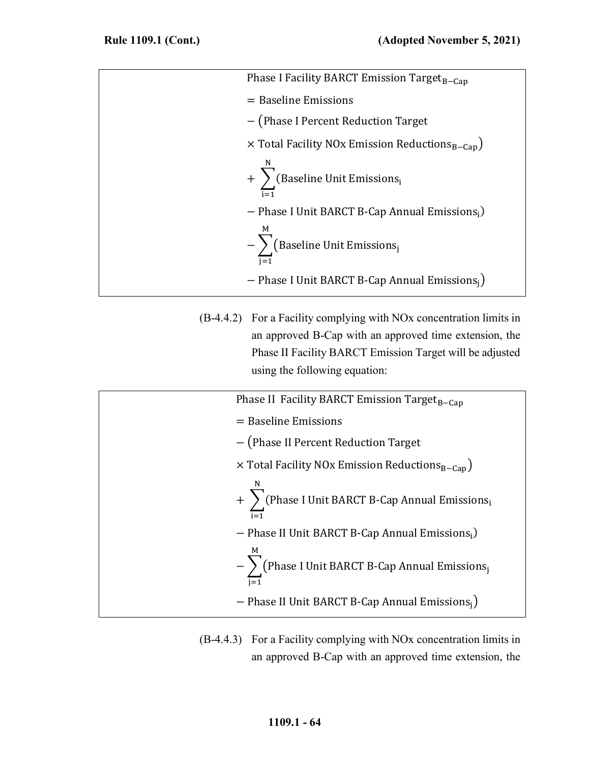$$
\begin{aligned}
&\text{Phase I Facility BARCT Emission Target}_{\text{B-Cap}} \\
&= \text{Baseline Emissions} \\
&- (\text{Phase I Percent Reduction Target} \\
&\times \text{Total Facility NOx Emission Reductions}_{\text{B-Cap}}) \\
&+ \sum_{i=1}^{N} (\text{Baseline Unit Emissions}_{i} \\
&- \text{Phase I Unit BARCT B-Cap Annual Emissions}_{i}) \\
&- \sum_{j=1}^{M} (\text{Baseline Unit Emissions}_{j} \\
&- \text{Phase I Unit BARCT B-Cap Annual Emissions}_{j})
\end{aligned}
$$

(B-4.4.2) For a Facility complying with NOx concentration limits in an approved B-Cap with an approved time extension, the Phase II Facility BARCT Emission Target will be adjusted using the following equation:

$$
\begin{aligned}
&\text{Phase II Facility BARCT Emission Target}_{\text{B-Cap}} \\
&= \text{Baseline Emissions} \\
&- (\text{Phase II Percent Reduction Target} \\
&\times \text{Total Facility NOx Emission Reductions}_{\text{B-Cap}}) \\
&+ \sum_{i=1}^{N} (\text{Phase I Unit BARCT B-Cap Annual Emissions}_{i} \\
&- \text{Phase II Unit BARCT B-Cap Annual Emissions}_{i}) \\
&- \sum_{j=1}^{M} (\text{Phase I Unit BARCT B-Cap Annual Emissions}_{j} \\
&- \text{Phase II Unit BARCT B-Cap Annual Emissions}_{j})
\end{aligned}
$$

(B-4.4.3) For a Facility complying with NOx concentration limits in an approved B-Cap with an approved time extension, the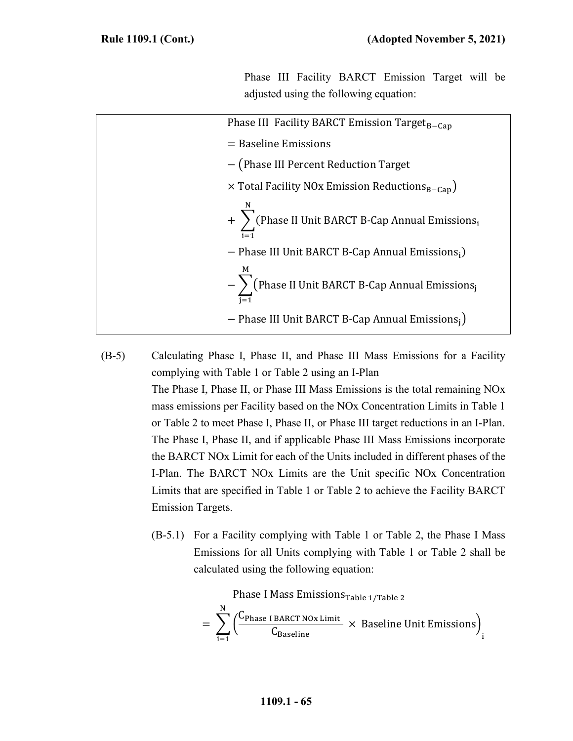Phase III Facility BARCT Emission Target will be adjusted using the following equation:

$$\text{Phase III Facility BARCT Emission Target}_{\text{B-Cap}} = \text{Baseline Emissions} - (\text{Phase III Percent Reduction Target} \times \text{Total Facility NOx Emission Reductions}_{\text{B-Cap}}) + \sum_{i=1}^{N}(\text{Phase II Unit BARCT B-Cap Annual Emissions}_i - \text{Phase III Unit BARCT B-Cap Annual Emissions}_i) - \sum_{j=1}^{M}(\text{Phase II Unit BARCT B-Cap Annual Emissions}_j - \text{Phase III Unit BARCT B-Cap Annual Emissions}_j)$$

(B-5) Calculating Phase I, Phase II, and Phase III Mass Emissions for a Facility complying with Table 1 or Table 2 using an I-Plan

The Phase I, Phase II, or Phase III Mass Emissions is the total remaining NOx mass emissions per Facility based on the NOx Concentration Limits in Table 1 or Table 2 to meet Phase I, Phase II, or Phase III target reductions in an I-Plan. The Phase I, Phase II, and if applicable Phase III Mass Emissions incorporate the BARCT NOx Limit for each of the Units included in different phases of the I-Plan. The BARCT NOx Limits are the Unit specific NOx Concentration Limits that are specified in Table 1 or Table 2 to achieve the Facility BARCT Emission Targets.

(B-5.1) For a Facility complying with Table 1 or Table 2, the Phase I Mass Emissions for all Units complying with Table 1 or Table 2 shall be calculated using the following equation:

$$\text{Phase I Mass Emissions}_{\text{Table 1/Table 2}} = \sum_{i=1}^{N}\left(\frac{C_{\text{Phase I BARCT NOx Limit}}}{C_{\text{Baseline}}} \times \text{Baseline Unit Emissions}\right)_i$$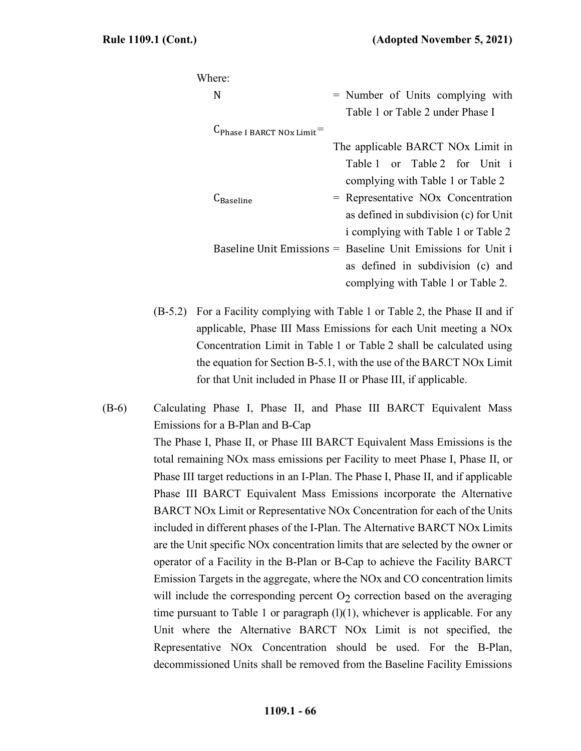Where:

$N$ = Number of Units complying with Table 1 or Table 2 under Phase I

$C_{\text{Phase I BARCT NOx Limit}}$ = The applicable BARCT NOx Limit in Table 1 or Table 2 for Unit i complying with Table 1 or Table 2

$C_{\text{Baseline}}$ = Representative NOx Concentration as defined in subdivision (c) for Unit i complying with Table 1 or Table 2

$\text{Baseline Unit Emissions}$ = Baseline Unit Emissions for Unit i as defined in subdivision (c) and complying with Table 1 or Table 2.

(B-5.2) For a Facility complying with Table 1 or Table 2, the Phase II and if applicable, Phase III Mass Emissions for each Unit meeting a NOx Concentration Limit in Table 1 or Table 2 shall be calculated using the equation for Section B-5.1, with the use of the BARCT NOx Limit for that Unit included in Phase II or Phase III, if applicable.

(B-6) Calculating Phase I, Phase II, and Phase III BARCT Equivalent Mass Emissions for a B-Plan and B-Cap

The Phase I, Phase II, or Phase III BARCT Equivalent Mass Emissions is the total remaining NOx mass emissions per Facility to meet Phase I, Phase II, or Phase III target reductions in an I-Plan. The Phase I, Phase II, and if applicable Phase III BARCT Equivalent Mass Emissions incorporate the Alternative BARCT NOx Limit or Representative NOx Concentration for each of the Units included in different phases of the I-Plan. The Alternative BARCT NOx Limits are the Unit specific NOx concentration limits that are selected by the owner or operator of a Facility in the B-Plan or B-Cap to achieve the Facility BARCT Emission Targets in the aggregate, where the NOx and CO concentration limits will include the corresponding percent $O_2$ correction based on the averaging time pursuant to Table 1 or paragraph (l)(1), whichever is applicable. For any Unit where the Alternative BARCT NOx Limit is not specified, the Representative NOx Concentration should be used. For the B-Plan, decommissioned Units shall be removed from the Baseline Facility Emissions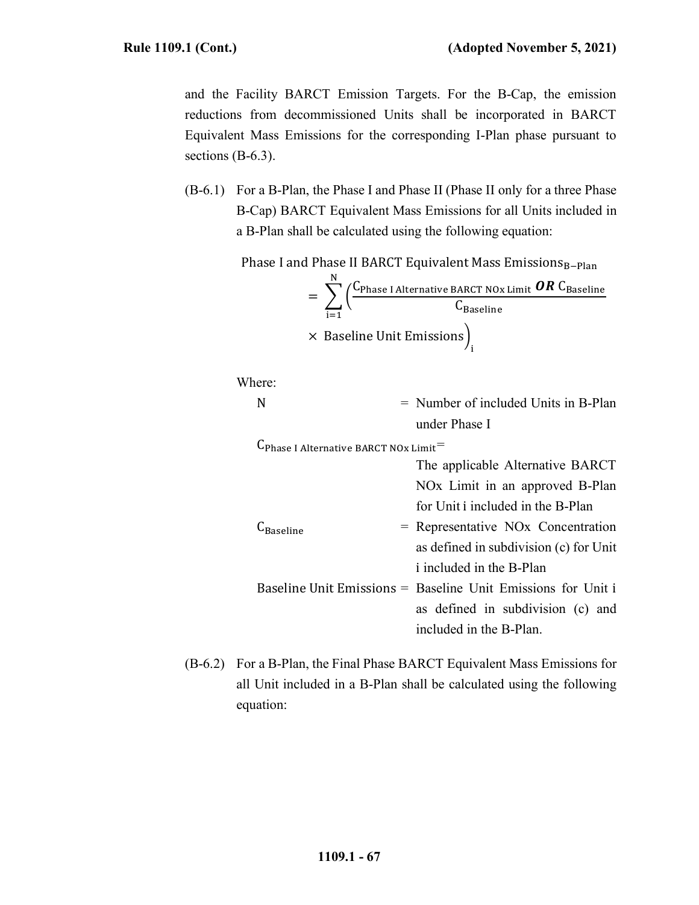and the Facility BARCT Emission Targets. For the B-Cap, the emission reductions from decommissioned Units shall be incorporated in BARCT Equivalent Mass Emissions for the corresponding I-Plan phase pursuant to sections (B-6.3).

(B-6.1) For a B-Plan, the Phase I and Phase II (Phase II only for a three Phase B-Cap) BARCT Equivalent Mass Emissions for all Units included in a B-Plan shall be calculated using the following equation:

$$\text{Phase I and Phase II BARCT Equivalent Mass Emissions}_{\text{B-Plan}} = \sum_{i=1}^{N}\left(\frac{C_{\text{Phase I Alternative BARCT NOx Limit}}\ \boldsymbol{OR}\ C_{\text{Baseline}}}{C_{\text{Baseline}}} \times \text{Baseline Unit Emissions}\right)_i$$

Where:

N = Number of included Units in B-Plan under Phase I

$C_{\text{Phase I Alternative BARCT NOx Limit}}$ = The applicable Alternative BARCT NOx Limit in an approved B-Plan for Unit i included in the B-Plan

$C_{\text{Baseline}}$ = Representative NOx Concentration as defined in subdivision (c) for Unit i included in the B-Plan

Baseline Unit Emissions = Baseline Unit Emissions for Unit i as defined in subdivision (c) and included in the B-Plan.

(B-6.2) For a B-Plan, the Final Phase BARCT Equivalent Mass Emissions for all Unit included in a B-Plan shall be calculated using the following equation: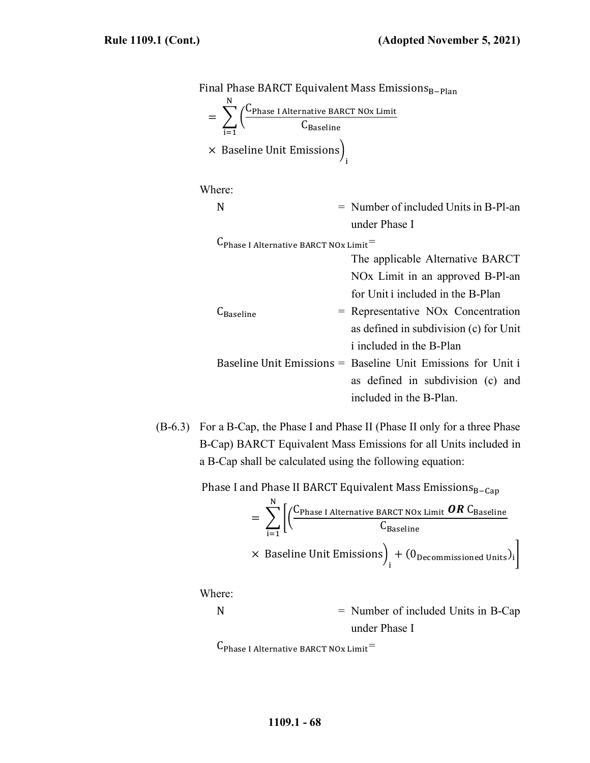$$\text{Final Phase BARCT Equivalent Mass Emissions}_{\text{B-Plan}} = \sum_{i=1}^{N} \left( \frac{C_{\text{Phase I Alternative BARCT NOx Limit}}}{C_{\text{Baseline}}} \times \text{ Baseline Unit Emissions} \right)_i$$

Where:

| | | |
|---|---|---|
| N | = | Number of included Units in B-Pl-an under Phase I |
| $C_{\text{Phase I Alternative BARCT NOx Limit}}$ | = | The applicable Alternative BARCT NOx Limit in an approved B-Pl-an for Unit i included in the B-Plan |
| $C_{\text{Baseline}}$ | = | Representative NOx Concentration as defined in subdivision (c) for Unit i included in the B-Plan |
| Baseline Unit Emissions | = | Baseline Unit Emissions for Unit i as defined in subdivision (c) and included in the B-Plan. |

(B-6.3) For a B-Cap, the Phase I and Phase II (Phase II only for a three Phase B-Cap) BARCT Equivalent Mass Emissions for all Units included in a B-Cap shall be calculated using the following equation:

$$\text{Phase I and Phase II BARCT Equivalent Mass Emissions}_{\text{B-Cap}} = \sum_{i=1}^{N} \left[ \left( \frac{C_{\text{Phase I Alternative BARCT NOx Limit}} \textbf{\textit{ OR }} C_{\text{Baseline}}}{C_{\text{Baseline}}} \times \text{ Baseline Unit Emissions} \right)_i + (0_{\text{Decommissioned Units}})_i \right]$$

Where:

| | | |
|---|---|---|
| N | = | Number of included Units in B-Cap under Phase I |
| $C_{\text{Phase I Alternative BARCT NOx Limit}}$ | = | |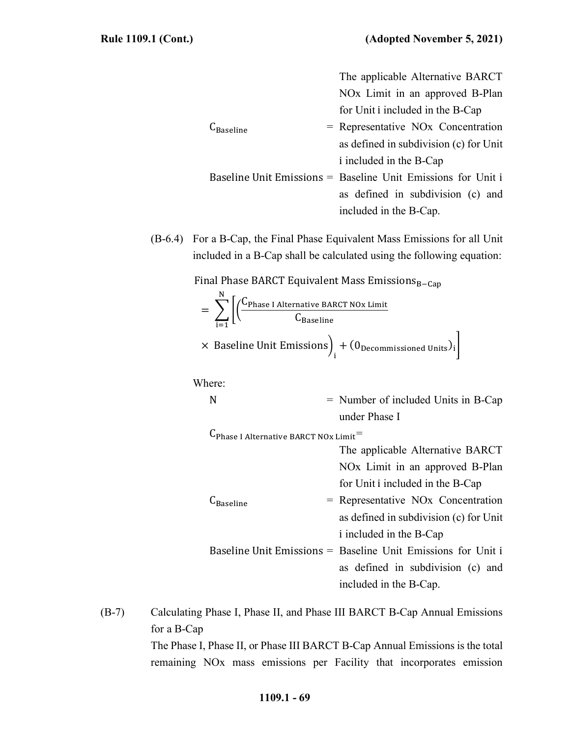The applicable Alternative BARCT NOx Limit in an approved B-Plan for Unit i included in the B-Cap

$C_{Baseline}$ = Representative NOx Concentration as defined in subdivision (c) for Unit i included in the B-Cap

Baseline Unit Emissions = Baseline Unit Emissions for Unit i as defined in subdivision (c) and included in the B-Cap.

(B-6.4) For a B-Cap, the Final Phase Equivalent Mass Emissions for all Unit included in a B-Cap shall be calculated using the following equation:

$$\text{Final Phase BARCT Equivalent Mass Emissions}_{B-Cap} = \sum_{i=1}^{N}\left[\left(\frac{C_{\text{Phase I Alternative BARCT NOx Limit}}}{C_{\text{Baseline}}} \times \text{ Baseline Unit Emissions}\right)_i + \left(0_{\text{Decommissioned Units}}\right)_i\right]$$

Where:

N = Number of included Units in B-Cap under Phase I

$C_{\text{Phase I Alternative BARCT NOx Limit}}$ = The applicable Alternative BARCT NOx Limit in an approved B-Plan for Unit i included in the B-Cap

$C_{Baseline}$ = Representative NOx Concentration as defined in subdivision (c) for Unit i included in the B-Cap

Baseline Unit Emissions = Baseline Unit Emissions for Unit i as defined in subdivision (c) and included in the B-Cap.

(B-7) Calculating Phase I, Phase II, and Phase III BARCT B-Cap Annual Emissions for a B-Cap

The Phase I, Phase II, or Phase III BARCT B-Cap Annual Emissions is the total remaining NOx mass emissions per Facility that incorporates emission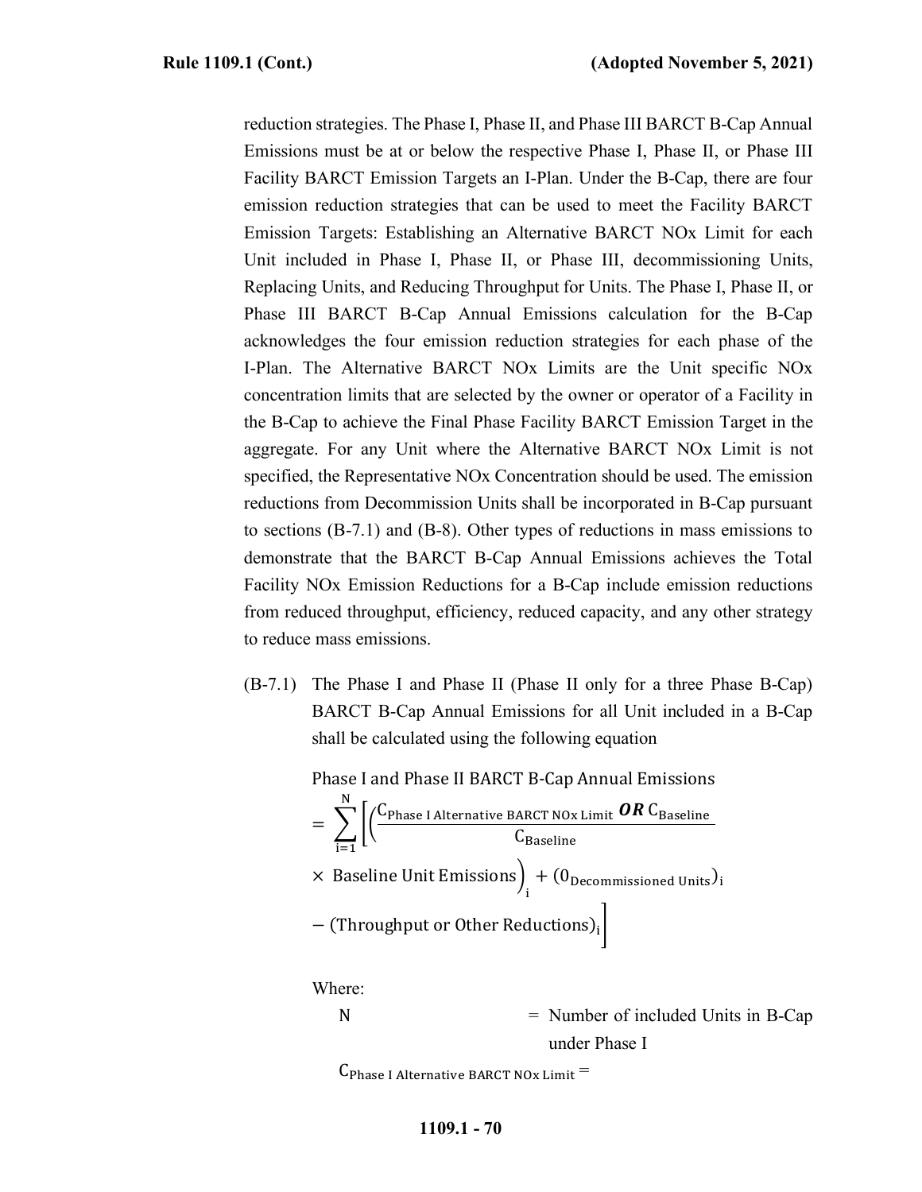reduction strategies. The Phase I, Phase II, and Phase III BARCT B-Cap Annual Emissions must be at or below the respective Phase I, Phase II, or Phase III Facility BARCT Emission Targets an I-Plan. Under the B-Cap, there are four emission reduction strategies that can be used to meet the Facility BARCT Emission Targets: Establishing an Alternative BARCT NOx Limit for each Unit included in Phase I, Phase II, or Phase III, decommissioning Units, Replacing Units, and Reducing Throughput for Units. The Phase I, Phase II, or Phase III BARCT B-Cap Annual Emissions calculation for the B-Cap acknowledges the four emission reduction strategies for each phase of the I-Plan. The Alternative BARCT NOx Limits are the Unit specific NOx concentration limits that are selected by the owner or operator of a Facility in the B-Cap to achieve the Final Phase Facility BARCT Emission Target in the aggregate. For any Unit where the Alternative BARCT NOx Limit is not specified, the Representative NOx Concentration should be used. The emission reductions from Decommission Units shall be incorporated in B-Cap pursuant to sections (B-7.1) and (B-8). Other types of reductions in mass emissions to demonstrate that the BARCT B-Cap Annual Emissions achieves the Total Facility NOx Emission Reductions for a B-Cap include emission reductions from reduced throughput, efficiency, reduced capacity, and any other strategy to reduce mass emissions.

(B-7.1) The Phase I and Phase II (Phase II only for a three Phase B-Cap) BARCT B-Cap Annual Emissions for all Unit included in a B-Cap shall be calculated using the following equation

$$\text{Phase I and Phase II BARCT B-Cap Annual Emissions} = \sum_{i=1}^{N}\left[\left(\frac{C_{\text{Phase I Alternative BARCT NOx Limit}}\ \boldsymbol{OR}\ C_{\text{Baseline}}}{C_{\text{Baseline}}} \times \text{Baseline Unit Emissions}\right)_i + (0_{\text{Decommissioned Units}})_i - (\text{Throughput or Other Reductions})_i\right]$$

Where:

$N$ = Number of included Units in B-Cap under Phase I

$C_{\text{Phase I Alternative BARCT NOx Limit}}$ =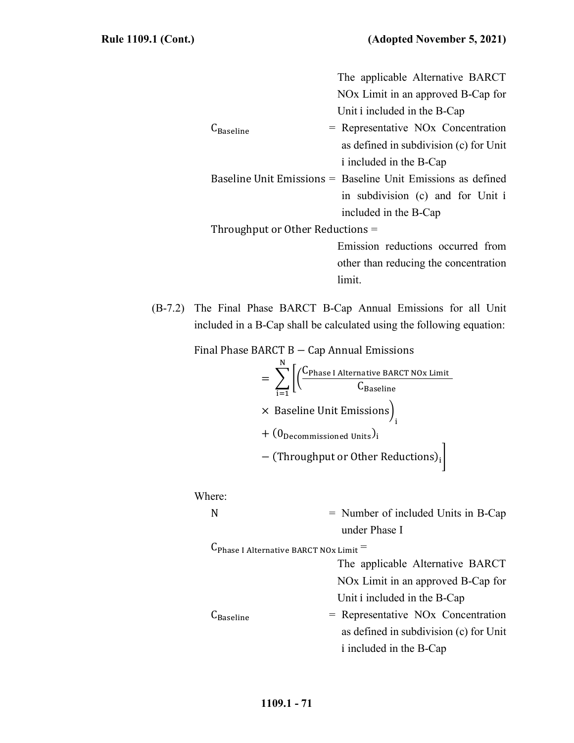The applicable Alternative BARCT NOx Limit in an approved B-Cap for Unit i included in the B-Cap

$C_{Baseline}$ = Representative NOx Concentration as defined in subdivision (c) for Unit i included in the B-Cap

Baseline Unit Emissions = Baseline Unit Emissions as defined in subdivision (c) and for Unit i included in the B-Cap

Throughput or Other Reductions = Emission reductions occurred from other than reducing the concentration limit.

(B-7.2) The Final Phase BARCT B-Cap Annual Emissions for all Unit included in a B-Cap shall be calculated using the following equation:

$$\text{Final Phase BARCT B} - \text{Cap Annual Emissions} = \sum_{i=1}^{N}\left[\left(\frac{C_{\text{Phase I Alternative BARCT NOx Limit}}}{C_{\text{Baseline}}} \times \text{ Baseline Unit Emissions}\right)_i + (0_{\text{Decommissioned Units}})_i - (\text{Throughput or Other Reductions})_i\right]$$

Where:

N = Number of included Units in B-Cap under Phase I

$C_{\text{Phase I Alternative BARCT NOx Limit}}$ = The applicable Alternative BARCT NOx Limit in an approved B-Cap for Unit i included in the B-Cap

$C_{Baseline}$ = Representative NOx Concentration as defined in subdivision (c) for Unit i included in the B-Cap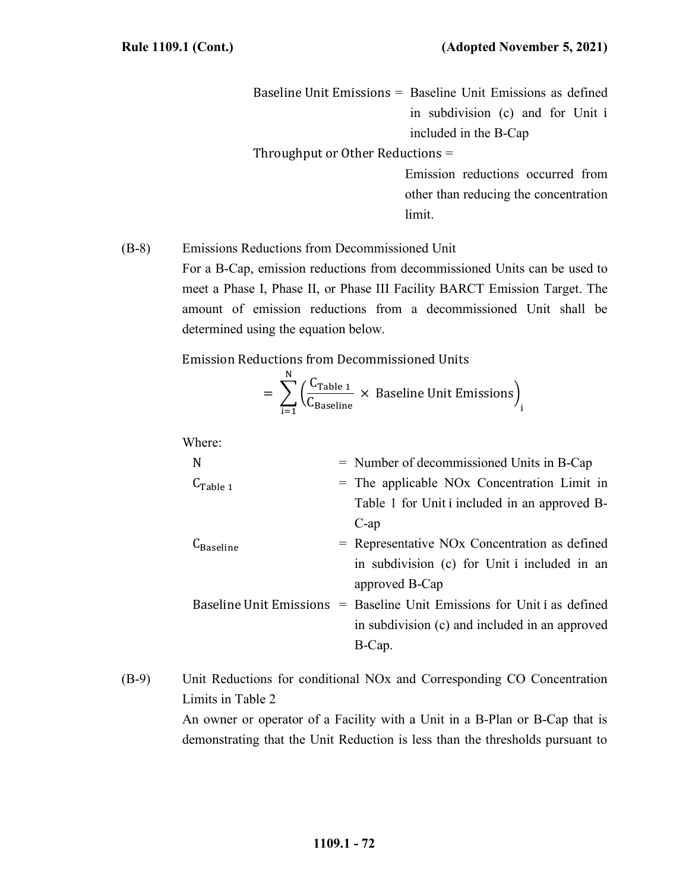Baseline Unit Emissions = Baseline Unit Emissions as defined in subdivision (c) and for Unit i included in the B-Cap

Throughput or Other Reductions = Emission reductions occurred from other than reducing the concentration limit.

(B-8) Emissions Reductions from Decommissioned Unit

For a B-Cap, emission reductions from decommissioned Units can be used to meet a Phase I, Phase II, or Phase III Facility BARCT Emission Target. The amount of emission reductions from a decommissioned Unit shall be determined using the equation below.

$$\text{Emission Reductions from Decommissioned Units} = \sum_{i=1}^{N} \left( \frac{C_{\text{Table 1}}}{C_{\text{Baseline}}} \times \text{Baseline Unit Emissions} \right)_i$$

Where:

| | | |
|---|---|---|
| N | = | Number of decommissioned Units in B-Cap |
| $C_{\text{Table 1}}$ | = | The applicable NOx Concentration Limit in Table 1 for Unit i included in an approved B-C-ap |
| $C_{\text{Baseline}}$ | = | Representative NOx Concentration as defined in subdivision (c) for Unit i included in an approved B-Cap |
| Baseline Unit Emissions | = | Baseline Unit Emissions for Unit i as defined in subdivision (c) and included in an approved B-Cap. |

(B-9) Unit Reductions for conditional NOx and Corresponding CO Concentration Limits in Table 2

An owner or operator of a Facility with a Unit in a B-Plan or B-Cap that is demonstrating that the Unit Reduction is less than the thresholds pursuant to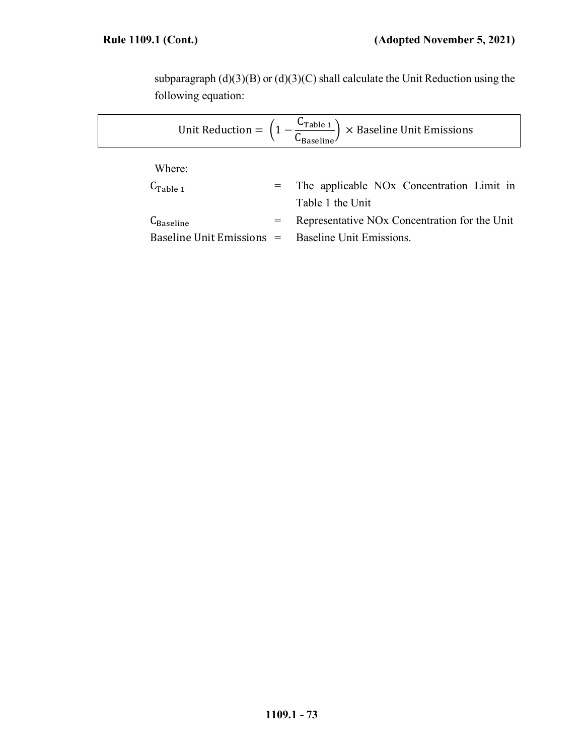subparagraph (d)(3)(B) or (d)(3)(C) shall calculate the Unit Reduction using the following equation:

$$\text{Unit Reduction} = \left(1 - \frac{C_{\text{Table 1}}}{C_{\text{Baseline}}}\right) \times \text{Baseline Unit Emissions}$$

Where:

| | | |
|---|---|---|
| $C_{\text{Table 1}}$ | = | The applicable NOx Concentration Limit in Table 1 the Unit |
| $C_{\text{Baseline}}$ | = | Representative NOx Concentration for the Unit |
| Baseline Unit Emissions | = | Baseline Unit Emissions. |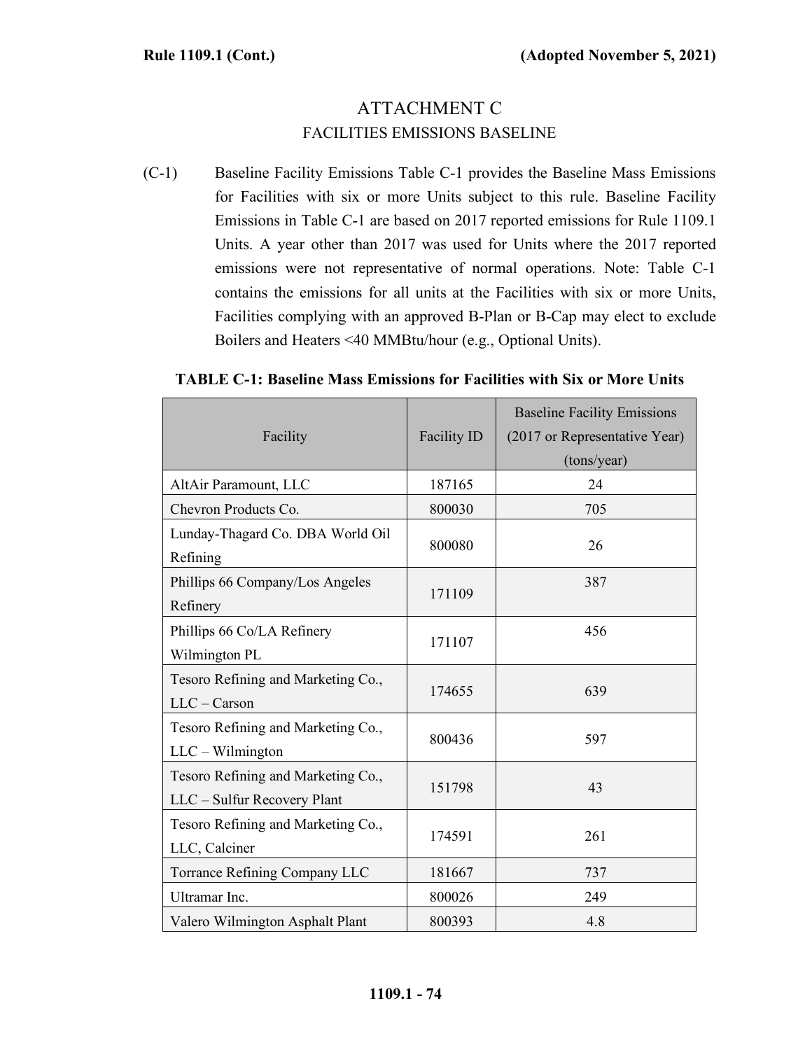# ATTACHMENT C

## FACILITIES EMISSIONS BASELINE

(C-1) Baseline Facility Emissions Table C-1 provides the Baseline Mass Emissions for Facilities with six or more Units subject to this rule. Baseline Facility Emissions in Table C-1 are based on 2017 reported emissions for Rule 1109.1 Units. A year other than 2017 was used for Units where the 2017 reported emissions were not representative of normal operations. Note: Table C-1 contains the emissions for all units at the Facilities with six or more Units, Facilities complying with an approved B-Plan or B-Cap may elect to exclude Boilers and Heaters <40 MMBtu/hour (e.g., Optional Units).

**TABLE C-1: Baseline Mass Emissions for Facilities with Six or More Units**

| Facility | Facility ID | Baseline Facility Emissions (2017 or Representative Year) (tons/year) |
|---|---|---|
| AltAir Paramount, LLC | 187165 | 24 |
| Chevron Products Co. | 800030 | 705 |
| Lunday-Thagard Co. DBA World Oil Refining | 800080 | 26 |
| Phillips 66 Company/Los Angeles Refinery | 171109 | 387 |
| Phillips 66 Co/LA Refinery Wilmington PL | 171107 | 456 |
| Tesoro Refining and Marketing Co., LLC – Carson | 174655 | 639 |
| Tesoro Refining and Marketing Co., LLC – Wilmington | 800436 | 597 |
| Tesoro Refining and Marketing Co., LLC – Sulfur Recovery Plant | 151798 | 43 |
| Tesoro Refining and Marketing Co., LLC, Calciner | 174591 | 261 |
| Torrance Refining Company LLC | 181667 | 737 |
| Ultramar Inc. | 800026 | 249 |
| Valero Wilmington Asphalt Plant | 800393 | 4.8 |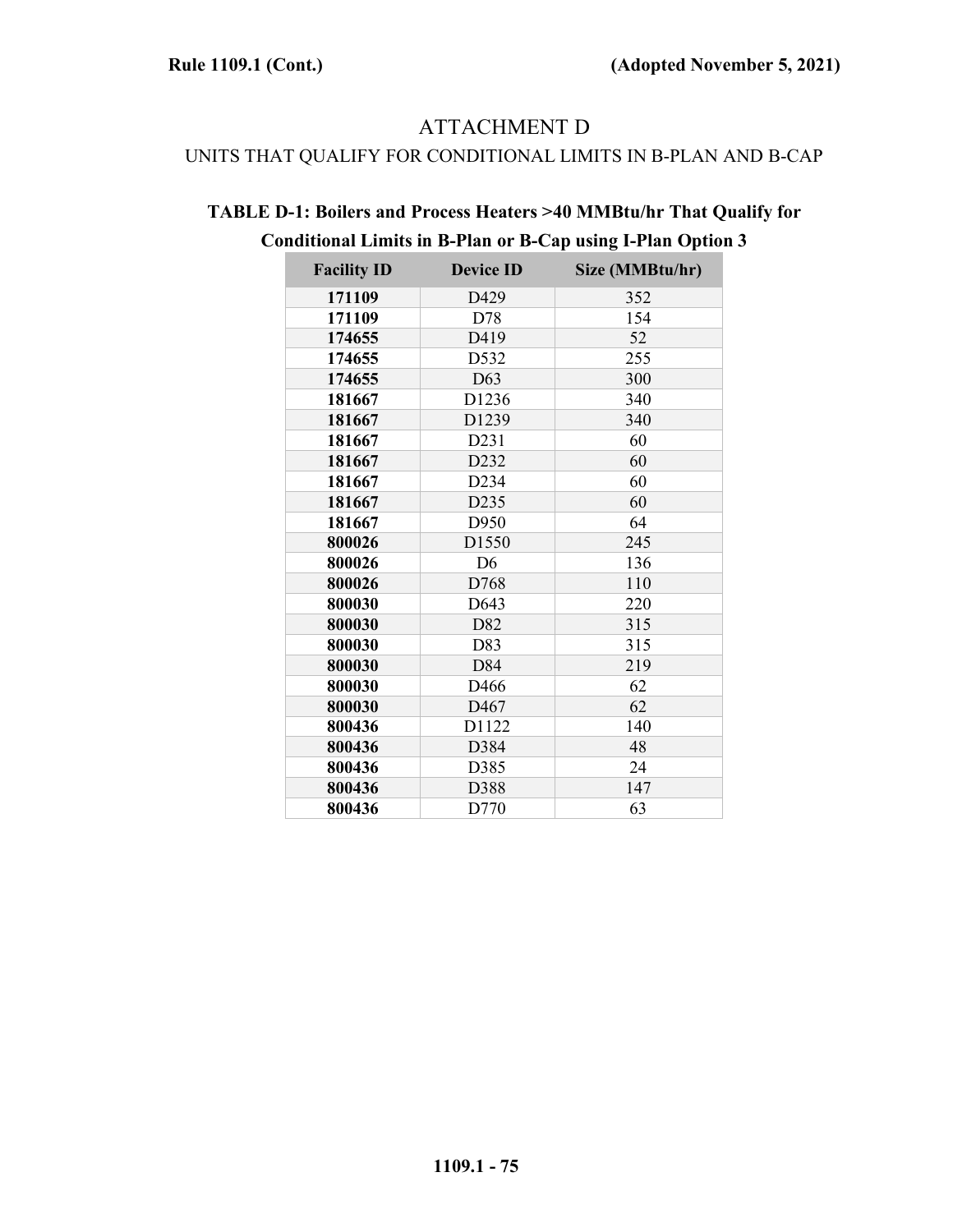# ATTACHMENT D

## UNITS THAT QUALIFY FOR CONDITIONAL LIMITS IN B-PLAN AND B-CAP

### TABLE D-1: Boilers and Process Heaters >40 MMBtu/hr That Qualify for Conditional Limits in B-Plan or B-Cap using I-Plan Option 3

| Facility ID | Device ID | Size (MMBtu/hr) |
|---|---|---|
| **171109** | D429 | 352 |
| **171109** | D78 | 154 |
| **174655** | D419 | 52 |
| **174655** | D532 | 255 |
| **174655** | D63 | 300 |
| **181667** | D1236 | 340 |
| **181667** | D1239 | 340 |
| **181667** | D231 | 60 |
| **181667** | D232 | 60 |
| **181667** | D234 | 60 |
| **181667** | D235 | 60 |
| **181667** | D950 | 64 |
| **800026** | D1550 | 245 |
| **800026** | D6 | 136 |
| **800026** | D768 | 110 |
| **800030** | D643 | 220 |
| **800030** | D82 | 315 |
| **800030** | D83 | 315 |
| **800030** | D84 | 219 |
| **800030** | D466 | 62 |
| **800030** | D467 | 62 |
| **800436** | D1122 | 140 |
| **800436** | D384 | 48 |
| **800436** | D385 | 24 |
| **800436** | D388 | 147 |
| **800436** | D770 | 63 |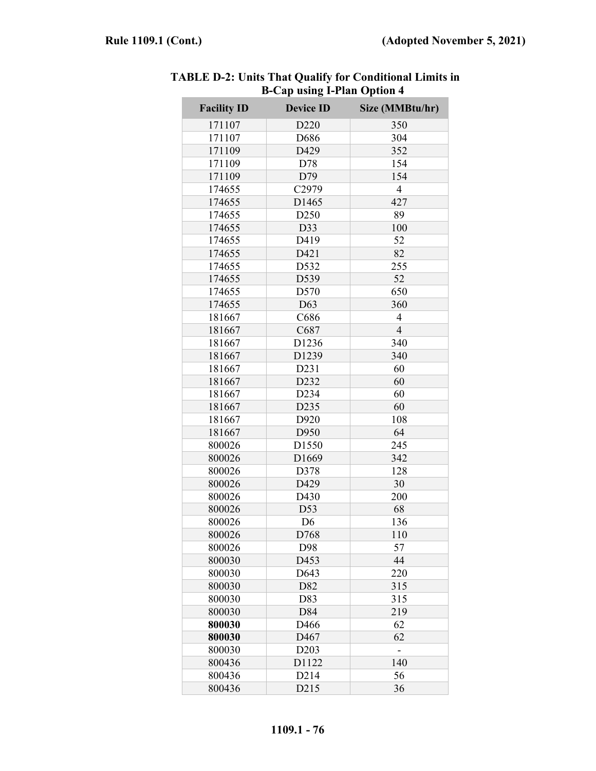**TABLE D-2: Units That Qualify for Conditional Limits in B-Cap using I-Plan Option 4**

| Facility ID | Device ID | Size (MMBtu/hr) |
|---|---|---|
| 171107 | D220 | 350 |
| 171107 | D686 | 304 |
| 171109 | D429 | 352 |
| 171109 | D78 | 154 |
| 171109 | D79 | 154 |
| 174655 | C2979 | 4 |
| 174655 | D1465 | 427 |
| 174655 | D250 | 89 |
| 174655 | D33 | 100 |
| 174655 | D419 | 52 |
| 174655 | D421 | 82 |
| 174655 | D532 | 255 |
| 174655 | D539 | 52 |
| 174655 | D570 | 650 |
| 174655 | D63 | 360 |
| 181667 | C686 | 4 |
| 181667 | C687 | 4 |
| 181667 | D1236 | 340 |
| 181667 | D1239 | 340 |
| 181667 | D231 | 60 |
| 181667 | D232 | 60 |
| 181667 | D234 | 60 |
| 181667 | D235 | 60 |
| 181667 | D920 | 108 |
| 181667 | D950 | 64 |
| 800026 | D1550 | 245 |
| 800026 | D1669 | 342 |
| 800026 | D378 | 128 |
| 800026 | D429 | 30 |
| 800026 | D430 | 200 |
| 800026 | D53 | 68 |
| 800026 | D6 | 136 |
| 800026 | D768 | 110 |
| 800026 | D98 | 57 |
| 800030 | D453 | 44 |
| 800030 | D643 | 220 |
| 800030 | D82 | 315 |
| 800030 | D83 | 315 |
| 800030 | D84 | 219 |
| **800030** | D466 | 62 |
| **800030** | D467 | 62 |
| 800030 | D203 | - |
| 800436 | D1122 | 140 |
| 800436 | D214 | 56 |
| 800436 | D215 | 36 |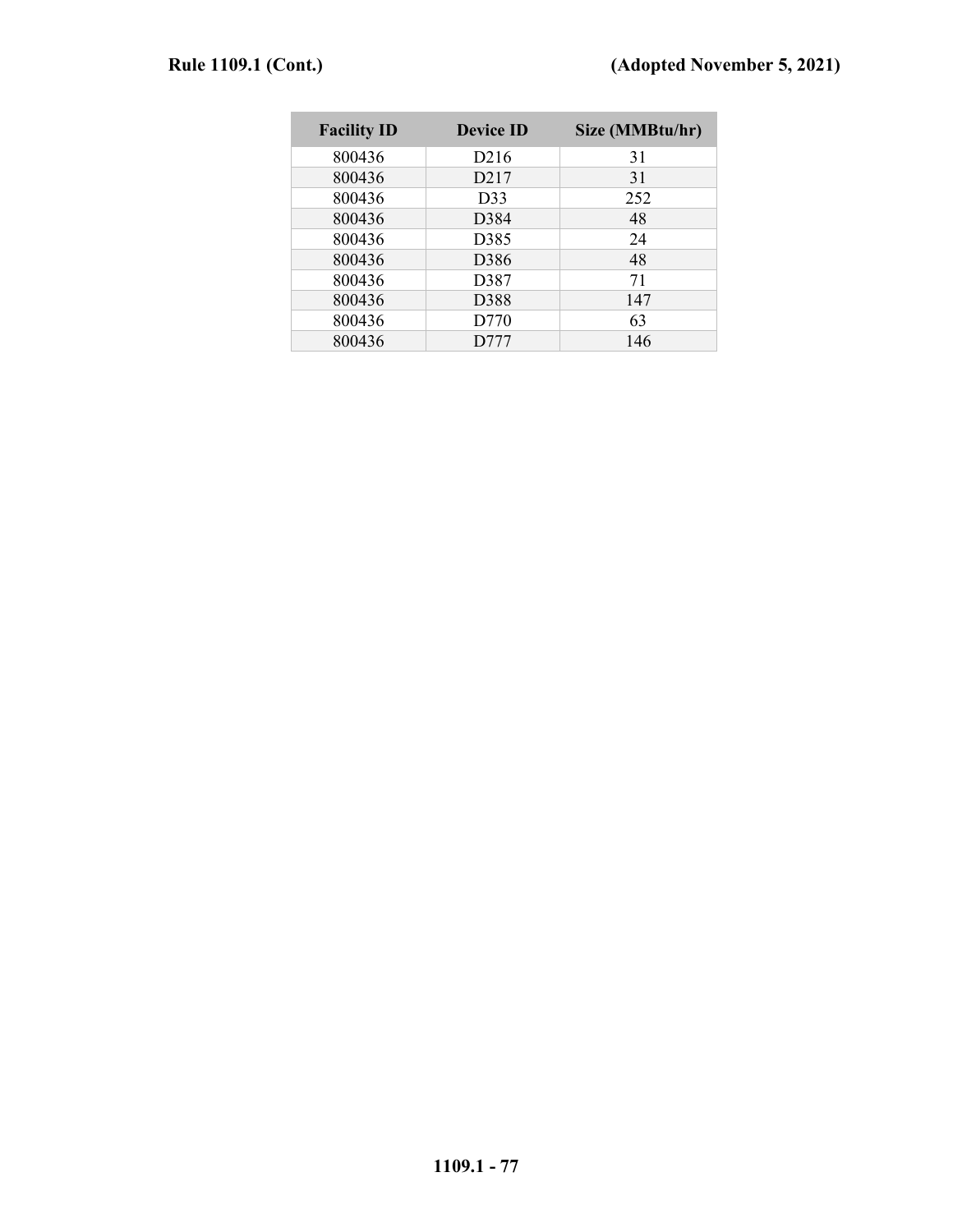| Facility ID | Device ID | Size (MMBtu/hr) |
|---|---|---|
| 800436 | D216 | 31 |
| 800436 | D217 | 31 |
| 800436 | D33 | 252 |
| 800436 | D384 | 48 |
| 800436 | D385 | 24 |
| 800436 | D386 | 48 |
| 800436 | D387 | 71 |
| 800436 | D388 | 147 |
| 800436 | D770 | 63 |
| 800436 | D777 | 146 |